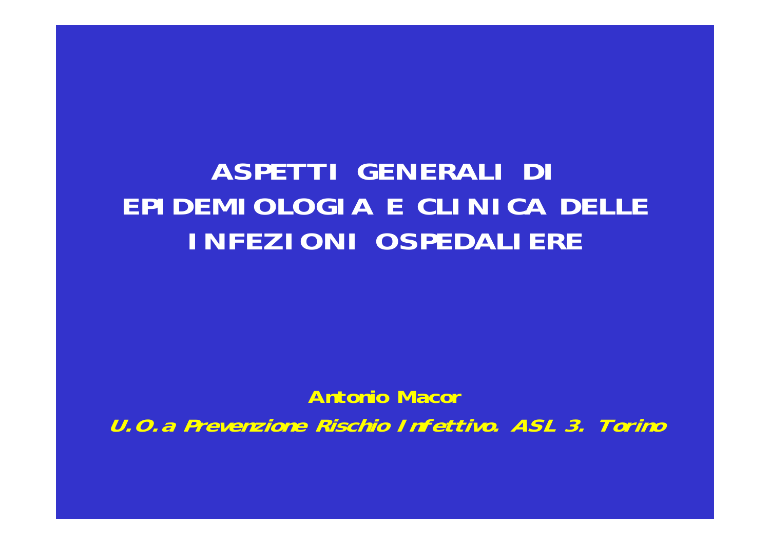# ASPETTI GENERALI DI EPIDEMIOLOGIA E CLINICA DELLE INFEZIONI OSPEDALIERE

**Antonio Macor**

***U.O.a Prevenzione Rischio Infettivo. ASL 3. Torino***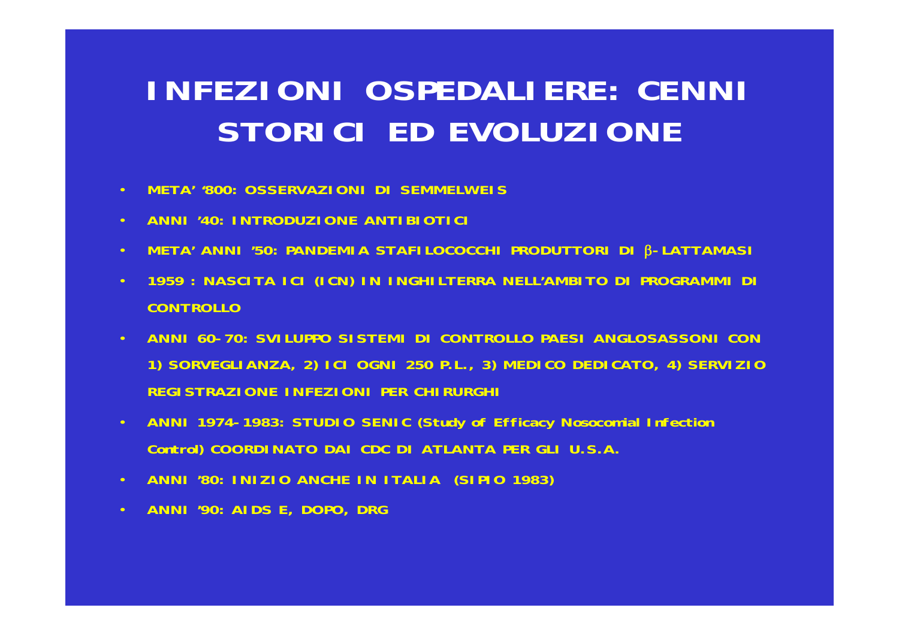# INFEZIONI OSPEDALIERE: CENNI STORICI ED EVOLUZIONE

- META' '800: OSSERVAZIONI DI SEMMELWEIS
- ANNI '40: INTRODUZIONE ANTIBIOTICI
- META' ANNI '50: PANDEMIA STAFILOCOCCHI PRODUTTORI DI β-LATTAMASI
- 1959 : NASCITA ICI (ICN) IN INGHILTERRA NELL'AMBITO DI PROGRAMMI DI CONTROLLO
- ANNI 60-70: SVILUPPO SISTEMI DI CONTROLLO PAESI ANGLOSASSONI CON 1) SORVEGLIANZA, 2) ICI OGNI 250 P.L., 3) MEDICO DEDICATO, 4) SERVIZIO REGISTRAZIONE INFEZIONI PER CHIRURGHI
- ANNI 1974-1983: STUDIO SENIC (Study of Efficacy Nosocomial Infection Control) COORDINATO DAI CDC DI ATLANTA PER GLI U.S.A.
- ANNI '80: INIZIO ANCHE IN ITALIA (SIPIO 1983)
- ANNI '90: AIDS E, DOPO, DRG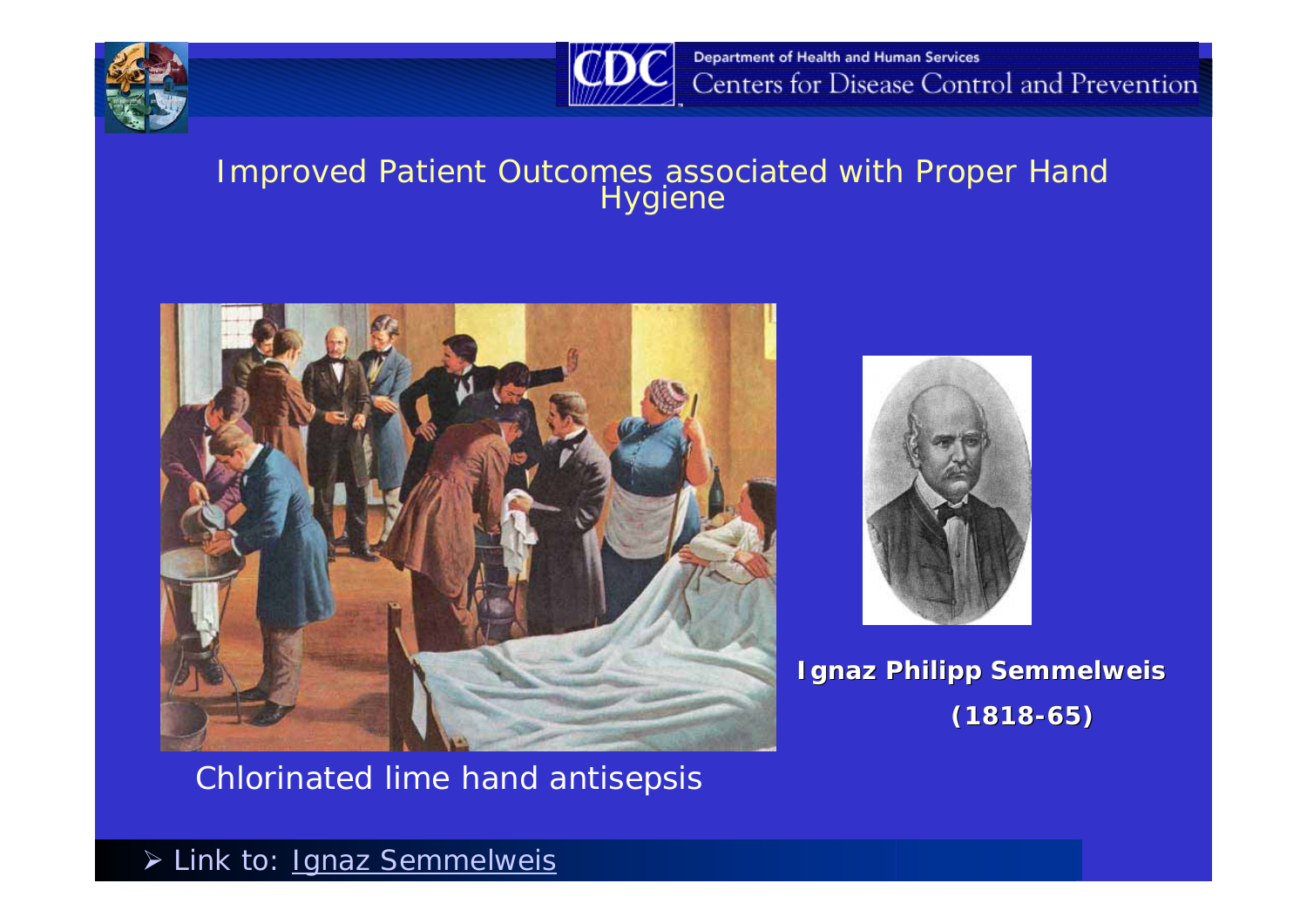# Improved Patient Outcomes associated with Proper Hand Hygiene

Chlorinated lime hand antisepsis

**Ignaz Philipp Semmelweis**

**(1818-65)**

- Link to: Ignaz Semmelweis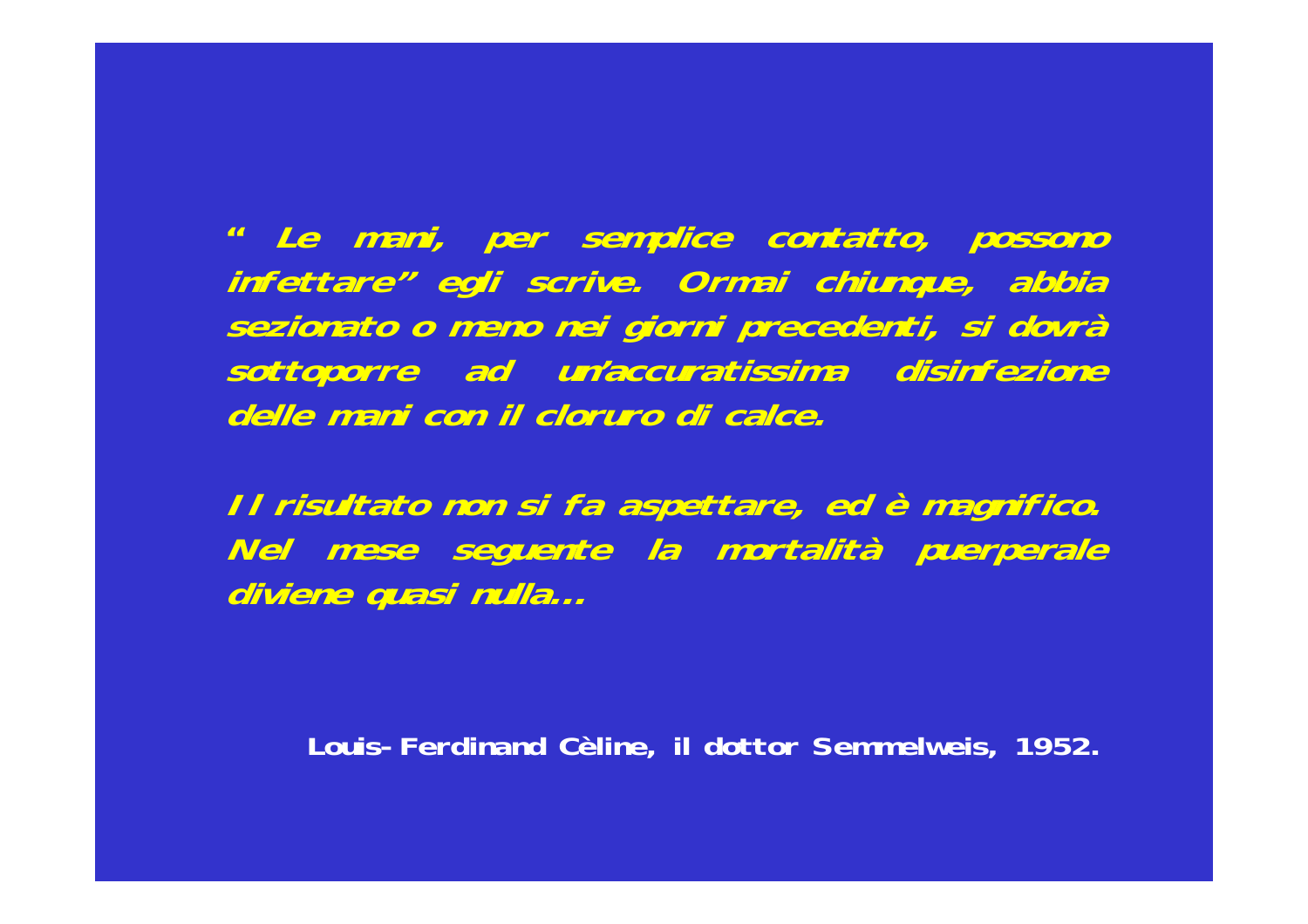*" Le mani, per semplice contatto, possono infettare" egli scrive. Ormai chiunque, abbia sezionato o meno nei giorni precedenti, si dovrà sottoporre ad un'accuratissima disinfezione delle mani con il cloruro di calce.*

*Il risultato non si fa aspettare, ed è magnifico. Nel mese seguente la mortalità puerperale diviene quasi nulla...*

**Louis-Ferdinand Cèline, il dottor Semmelweis, 1952.**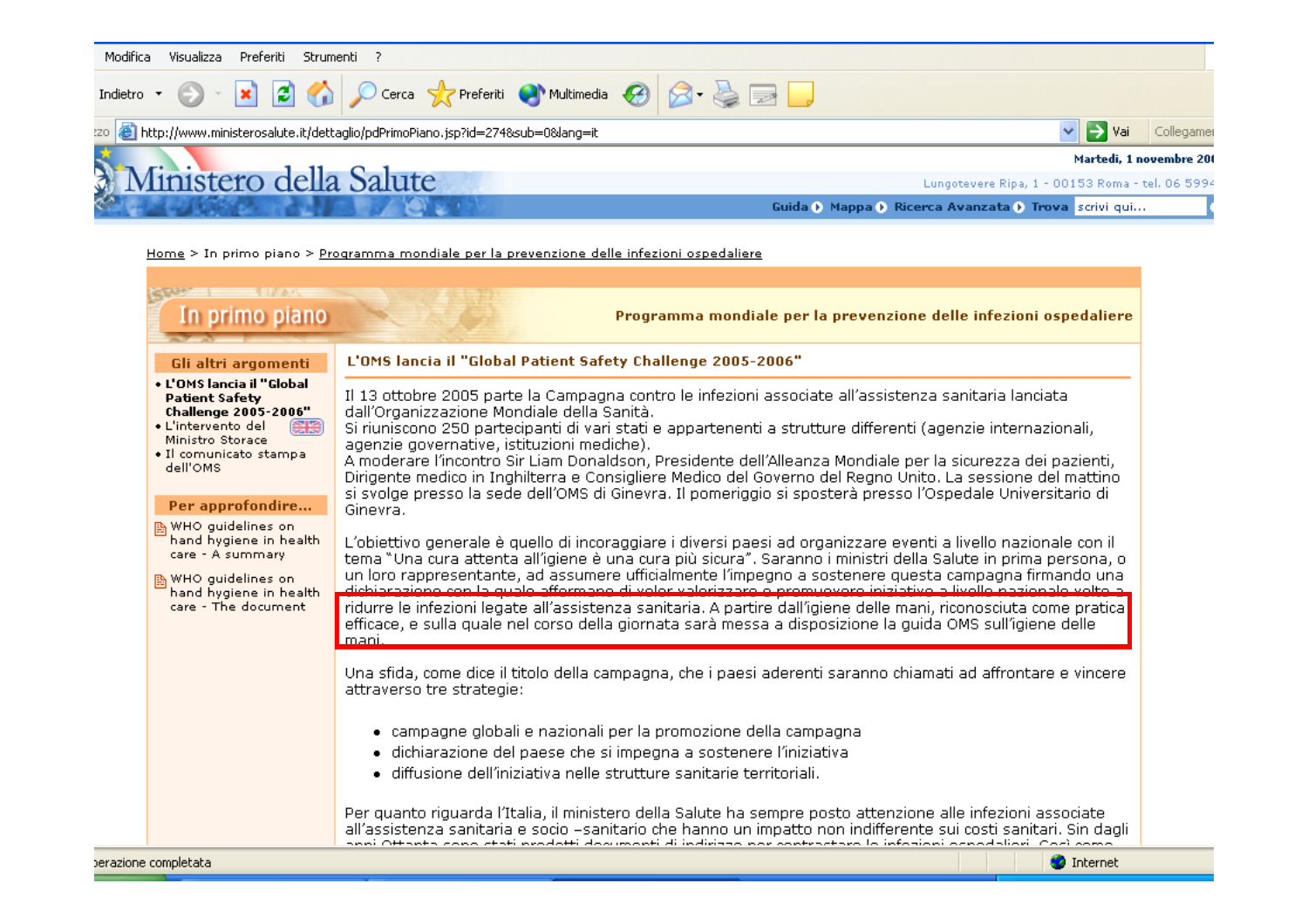Home > In primo piano > Programma mondiale per la prevenzione delle infezioni ospedaliere

## In primo piano

**Programma mondiale per la prevenzione delle infezioni ospedaliere**

**Gli altri argomenti**

- **L'OMS lancia il "Global Patient Safety Challenge 2005-2006"**
- L'intervento del Ministro Storace
- Il comunicato stampa dell'OMS

**Per approfondire...**

- WHO guidelines on hand hygiene in health care - A summary
- WHO guidelines on hand hygiene in health care - The document

### L'OMS lancia il "Global Patient Safety Challenge 2005-2006"

Il 13 ottobre 2005 parte la Campagna contro le infezioni associate all'assistenza sanitaria lanciata dall'Organizzazione Mondiale della Sanità.
Si riuniscono 250 partecipanti di vari stati e appartenenti a strutture differenti (agenzie internazionali, agenzie governative, istituzioni mediche).
A moderare l'incontro Sir Liam Donaldson, Presidente dell'Alleanza Mondiale per la sicurezza dei pazienti, Dirigente medico in Inghilterra e Consigliere Medico del Governo del Regno Unito. La sessione del mattino si svolge presso la sede dell'OMS di Ginevra. Il pomeriggio si sposterà presso l'Ospedale Universitario di Ginevra.

L'obiettivo generale è quello di incoraggiare i diversi paesi ad organizzare eventi a livello nazionale con il tema "Una cura attenta all'igiene è una cura più sicura". Saranno i ministri della Salute in prima persona, o un loro rappresentante, ad assumere ufficialmente l'impegno a sostenere questa campagna firmando una dichiarazione con la quale affermano di voler valorizzare e promuovere iniziative a livello nazionale volte a ridurre le infezioni legate all'assistenza sanitaria. A partire dall'igiene delle mani, riconosciuta come pratica efficace, e sulla quale nel corso della giornata sarà messa a disposizione la guida OMS sull'igiene delle mani.

Una sfida, come dice il titolo della campagna, che i paesi aderenti saranno chiamati ad affrontare e vincere attraverso tre strategie:

- campagne globali e nazionali per la promozione della campagna
- dichiarazione del paese che si impegna a sostenere l'iniziativa
- diffusione dell'iniziativa nelle strutture sanitarie territoriali.

Per quanto riguarda l'Italia, il ministero della Salute ha sempre posto attenzione alle infezioni associate all'assistenza sanitaria e socio –sanitario che hanno un impatto non indifferente sui costi sanitari. Sin dagli anni Ottanta sono stati prodotti documenti di indirizzo per contrastare le infezioni ospedaliere. Così come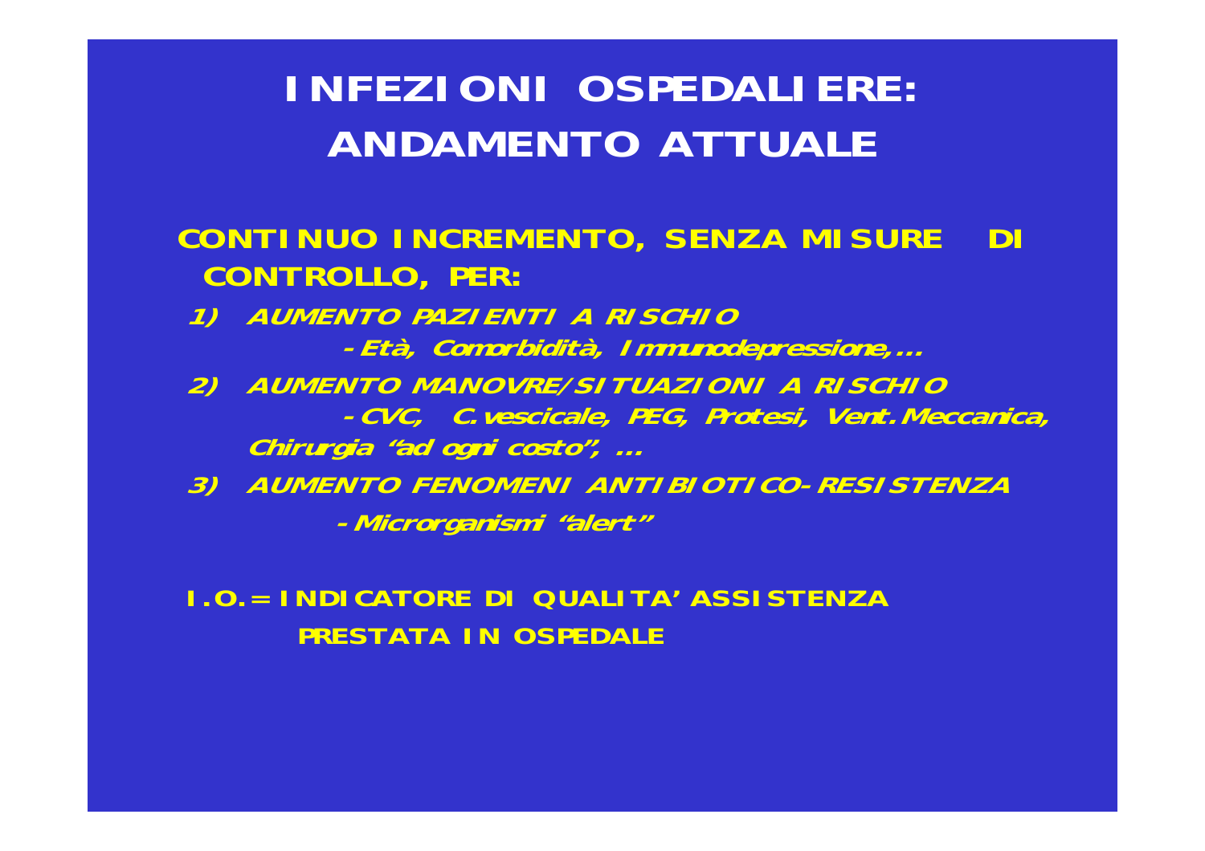# INFEZIONI OSPEDALIERE: ANDAMENTO ATTUALE

**CONTINUO INCREMENTO, SENZA MISURE DI CONTROLLO, PER:**

1) ***AUMENTO PAZIENTI A RISCHIO***
   ***- Età, Comorbidità, Immunodepressione,...***
2) ***AUMENTO MANOVRE/SITUAZIONI A RISCHIO***
   ***- CVC, C.vescicale, PEG, Protesi, Vent.Meccanica, Chirurgia "ad ogni costo", ...***
3) ***AUMENTO FENOMENI ANTIBIOTICO-RESISTENZA***
   ***- Microrganismi "alert"***

**I.O.= INDICATORE DI QUALITA' ASSISTENZA PRESTATA IN OSPEDALE**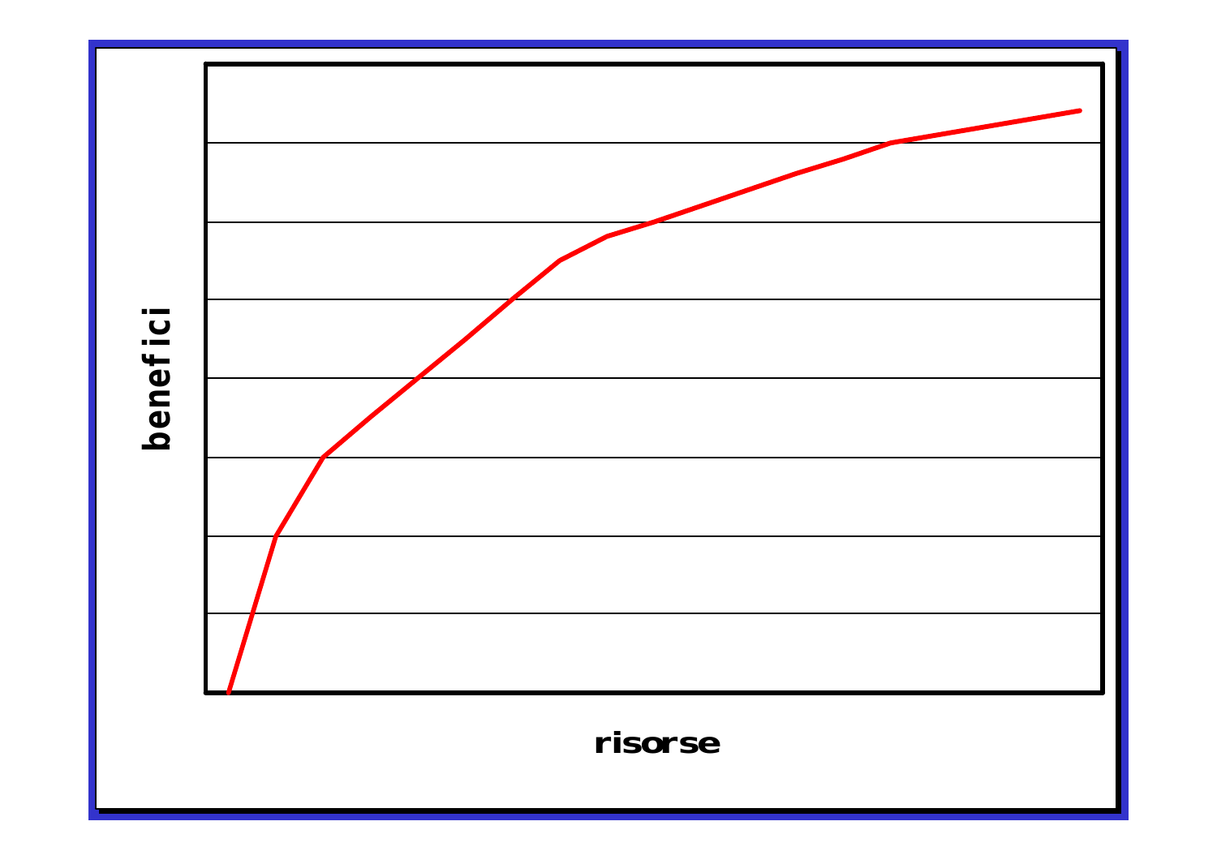benefici

risorse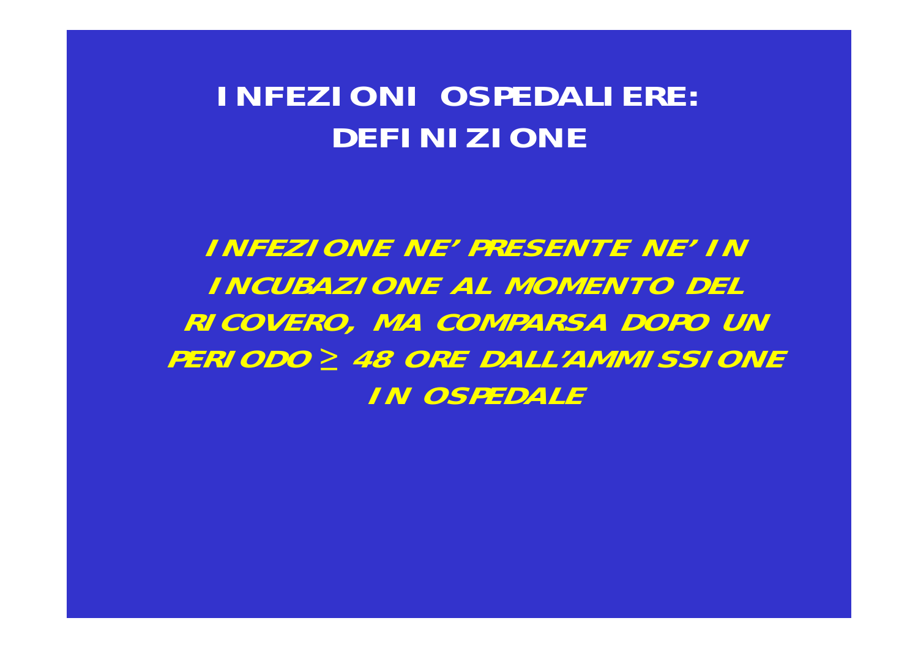# INFEZIONI OSPEDALIERE: DEFINIZIONE

***INFEZIONE NE' PRESENTE NE' IN INCUBAZIONE AL MOMENTO DEL RICOVERO, MA COMPARSA DOPO UN PERIODO ≥ 48 ORE DALL'AMMISSIONE IN OSPEDALE***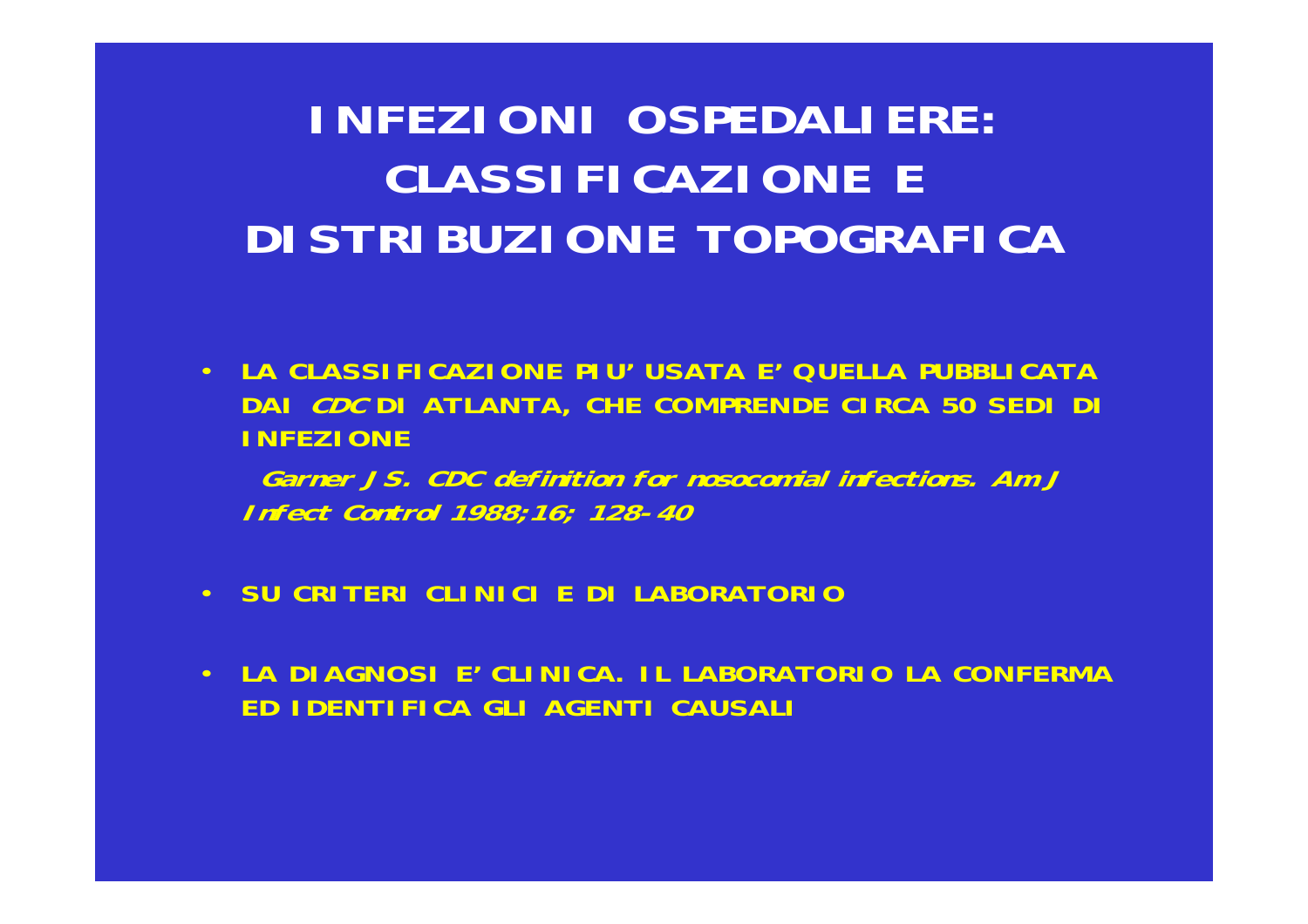# INFEZIONI OSPEDALIERE: CLASSIFICAZIONE E DISTRIBUZIONE TOPOGRAFICA

- **LA CLASSIFICAZIONE PIU' USATA E' QUELLA PUBBLICATA DAI *CDC* DI ATLANTA, CHE COMPRENDE CIRCA 50 SEDI DI INFEZIONE**

  ***Garner JS. CDC definition for nosocomial infections. Am J Infect Control 1988;16; 128-40***

- **SU CRITERI CLINICI E DI LABORATORIO**

- **LA DIAGNOSI E' CLINICA. IL LABORATORIO LA CONFERMA ED IDENTIFICA GLI AGENTI CAUSALI**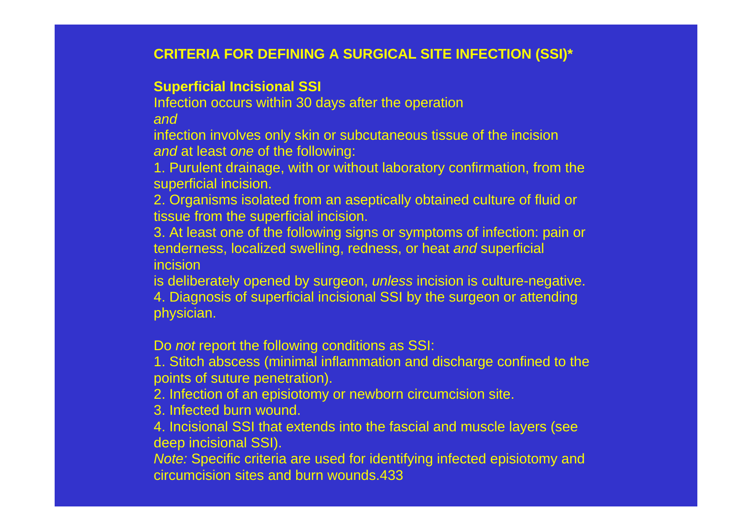## CRITERIA FOR DEFINING A SURGICAL SITE INFECTION (SSI)*

### Superficial Incisional SSI

Infection occurs within 30 days after the operation
*and*
infection involves only skin or subcutaneous tissue of the incision
*and* at least *one* of the following:

1. Purulent drainage, with or without laboratory confirmation, from the superficial incision.
2. Organisms isolated from an aseptically obtained culture of fluid or tissue from the superficial incision.
3. At least one of the following signs or symptoms of infection: pain or tenderness, localized swelling, redness, or heat *and* superficial incision is deliberately opened by surgeon, *unless* incision is culture-negative.
4. Diagnosis of superficial incisional SSI by the surgeon or attending physician.

Do *not* report the following conditions as SSI:

1. Stitch abscess (minimal inflammation and discharge confined to the points of suture penetration).
2. Infection of an episiotomy or newborn circumcision site.
3. Infected burn wound.
4. Incisional SSI that extends into the fascial and muscle layers (see deep incisional SSI).

*Note:* Specific criteria are used for identifying infected episiotomy and circumcision sites and burn wounds.433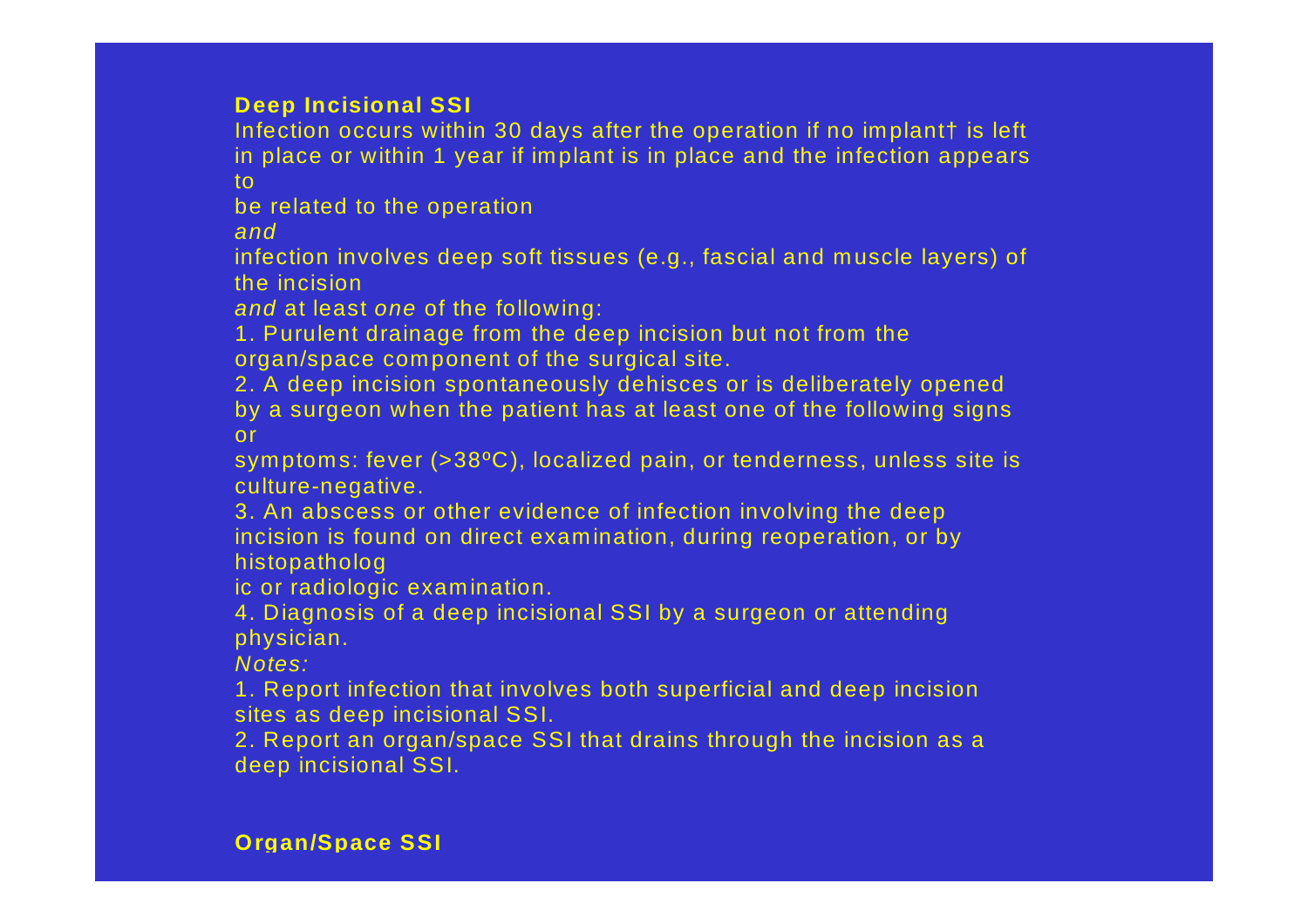**Deep Incisional SSI**

Infection occurs within 30 days after the operation if no implant† is left in place or within 1 year if implant is in place and the infection appears to be related to the operation

*and*

infection involves deep soft tissues (e.g., fascial and muscle layers) of the incision

*and* at least *one* of the following:

1. Purulent drainage from the deep incision but not from the organ/space component of the surgical site.
2. A deep incision spontaneously dehisces or is deliberately opened by a surgeon when the patient has at least one of the following signs or symptoms: fever (>38ºC), localized pain, or tenderness, unless site is culture-negative.
3. An abscess or other evidence of infection involving the deep incision is found on direct examination, during reoperation, or by histopathologic or radiologic examination.
4. Diagnosis of a deep incisional SSI by a surgeon or attending physician.

*Notes:*

1. Report infection that involves both superficial and deep incision sites as deep incisional SSI.
2. Report an organ/space SSI that drains through the incision as a deep incisional SSI.

**Organ/Space SSI**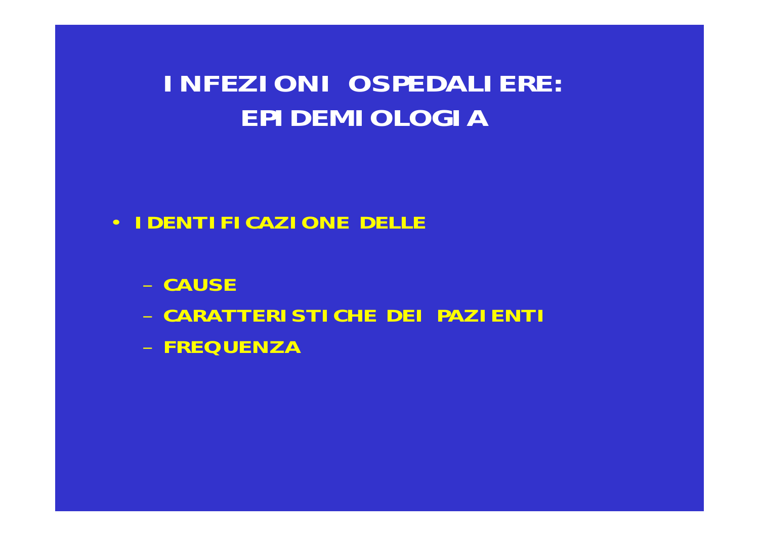# INFEZIONI OSPEDALIERE: EPIDEMIOLOGIA

- IDENTIFICAZIONE DELLE
  - CAUSE
  - CARATTERISTICHE DEI PAZIENTI
  - FREQUENZA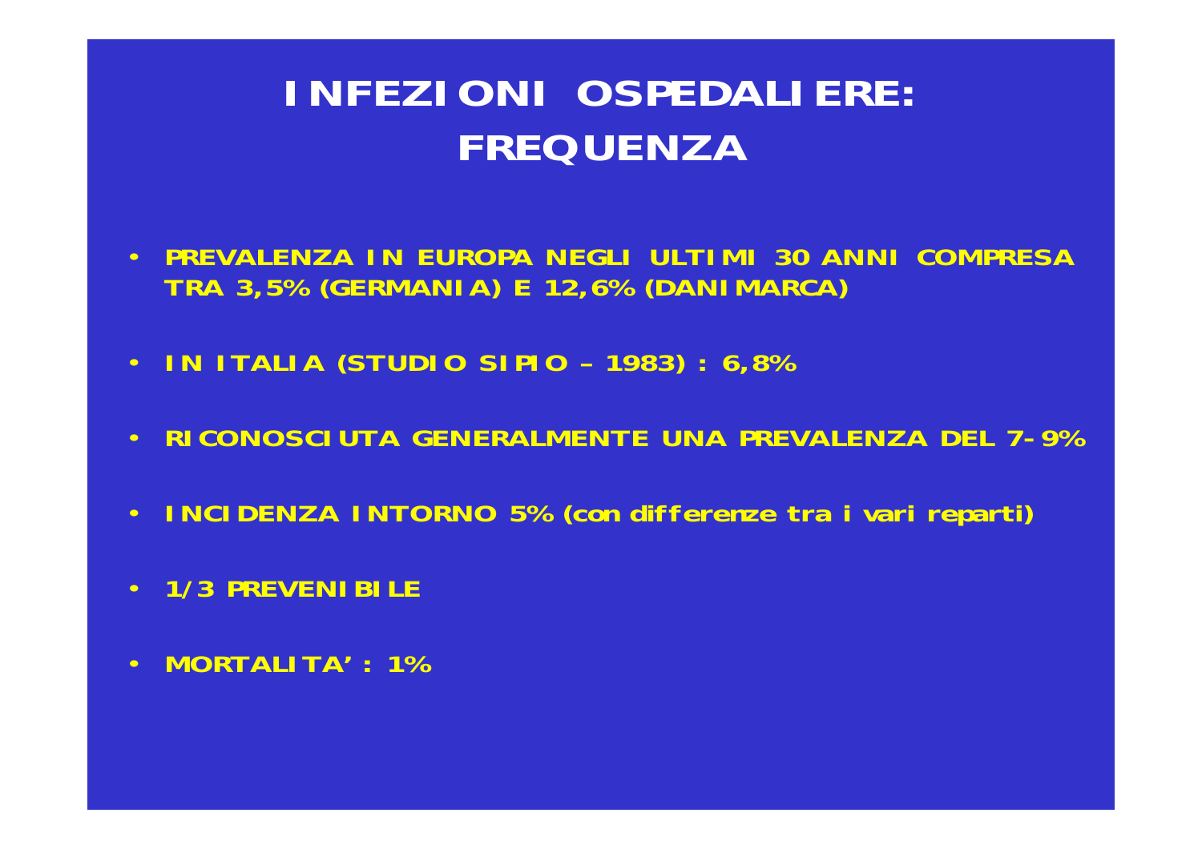# INFEZIONI OSPEDALIERE: FREQUENZA

- **PREVALENZA IN EUROPA NEGLI ULTIMI 30 ANNI COMPRESA TRA 3,5% (GERMANIA) E 12,6% (DANIMARCA)**
- **IN ITALIA (STUDIO SIPIO – 1983) : 6,8%**
- **RICONOSCIUTA GENERALMENTE UNA PREVALENZA DEL 7-9%**
- **INCIDENZA INTORNO 5% (con differenze tra i vari reparti)**
- **1/3 PREVENIBILE**
- **MORTALITA' : 1%**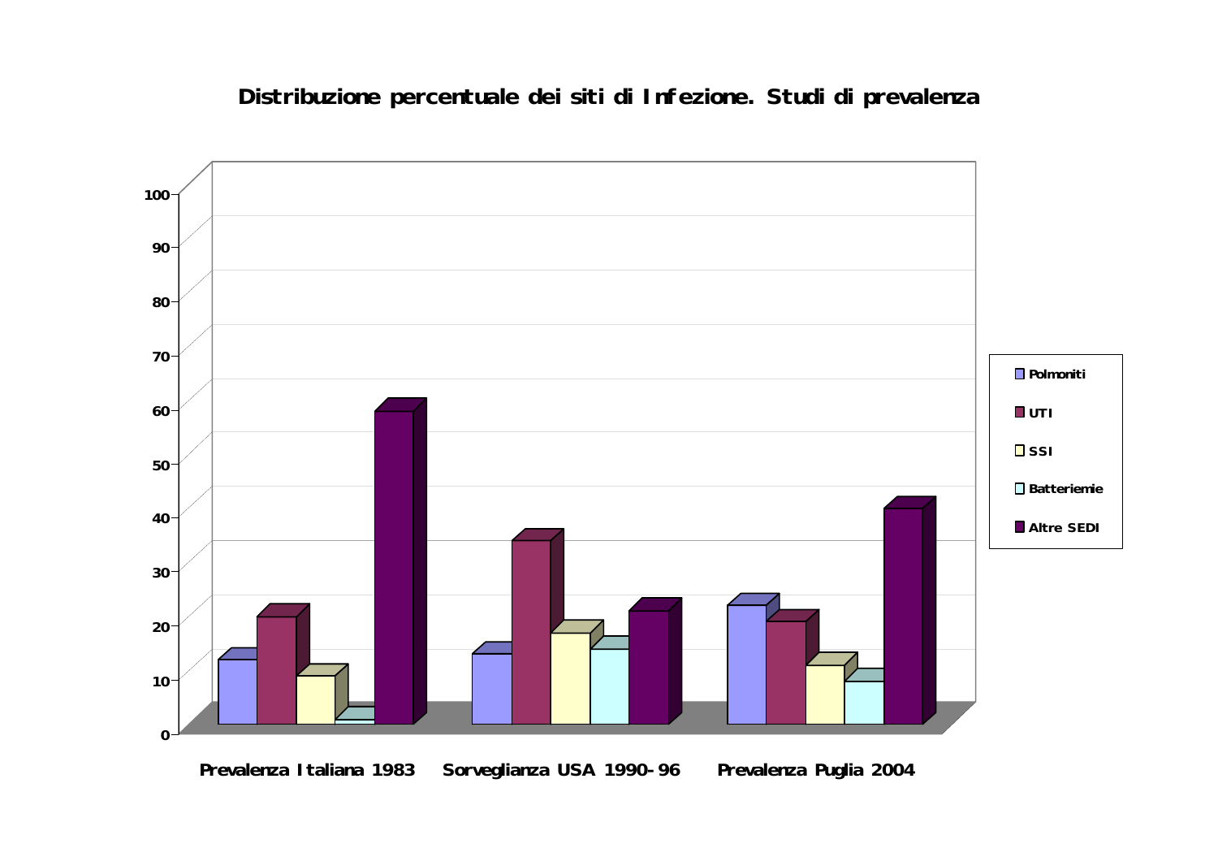# Distribuzione percentuale dei siti di Infezione. Studi di prevalenza

| | Polmoniti | UTI | SSI | Batteriemie | Altre SEDI |
|---|---|---|---|---|---|
| Prevalenza Italiana 1983 | 12 | 20 | 9 | 1 | 58 |
| Sorveglianza USA 1990-96 | 13 | 34 | 17 | 14 | 21 |
| Prevalenza Puglia 2004 | 22 | 19 | 11 | 8 | 40 |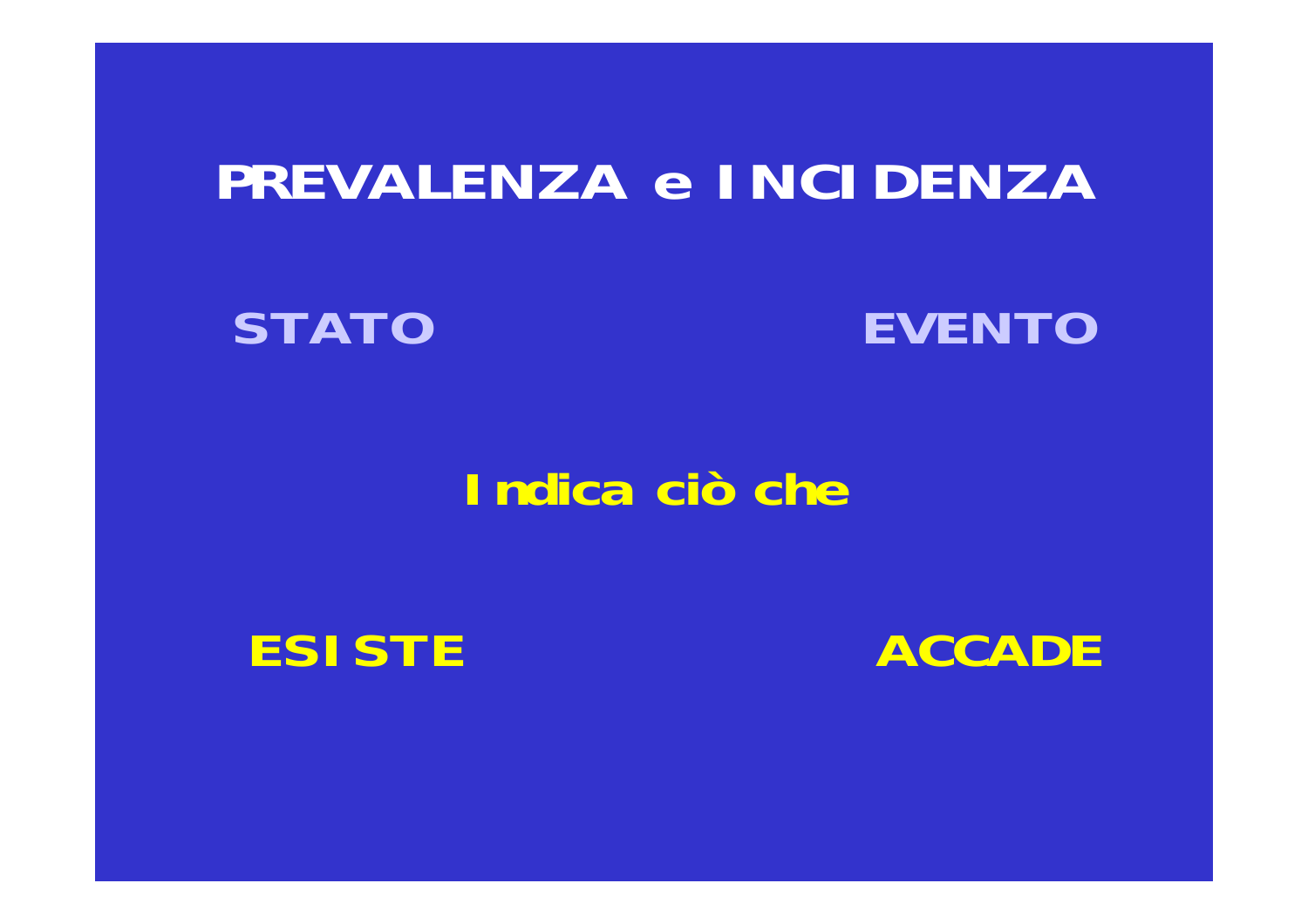# PREVALENZA e INCIDENZA

**STATO** — **EVENTO**

**Indica ciò che**

**ESISTE** — **ACCADE**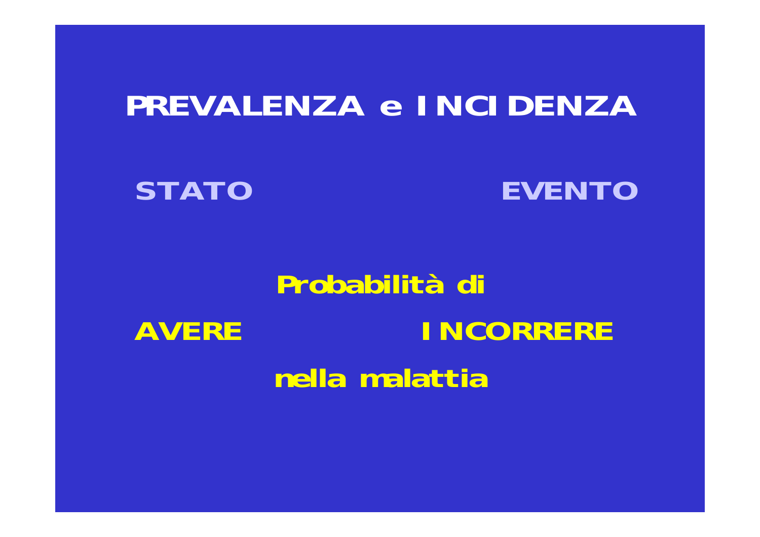# PREVALENZA e INCIDENZA

**STATO** | **EVENTO**

**Probabilità di**

**AVERE** | **INCORRERE**

**nella malattia**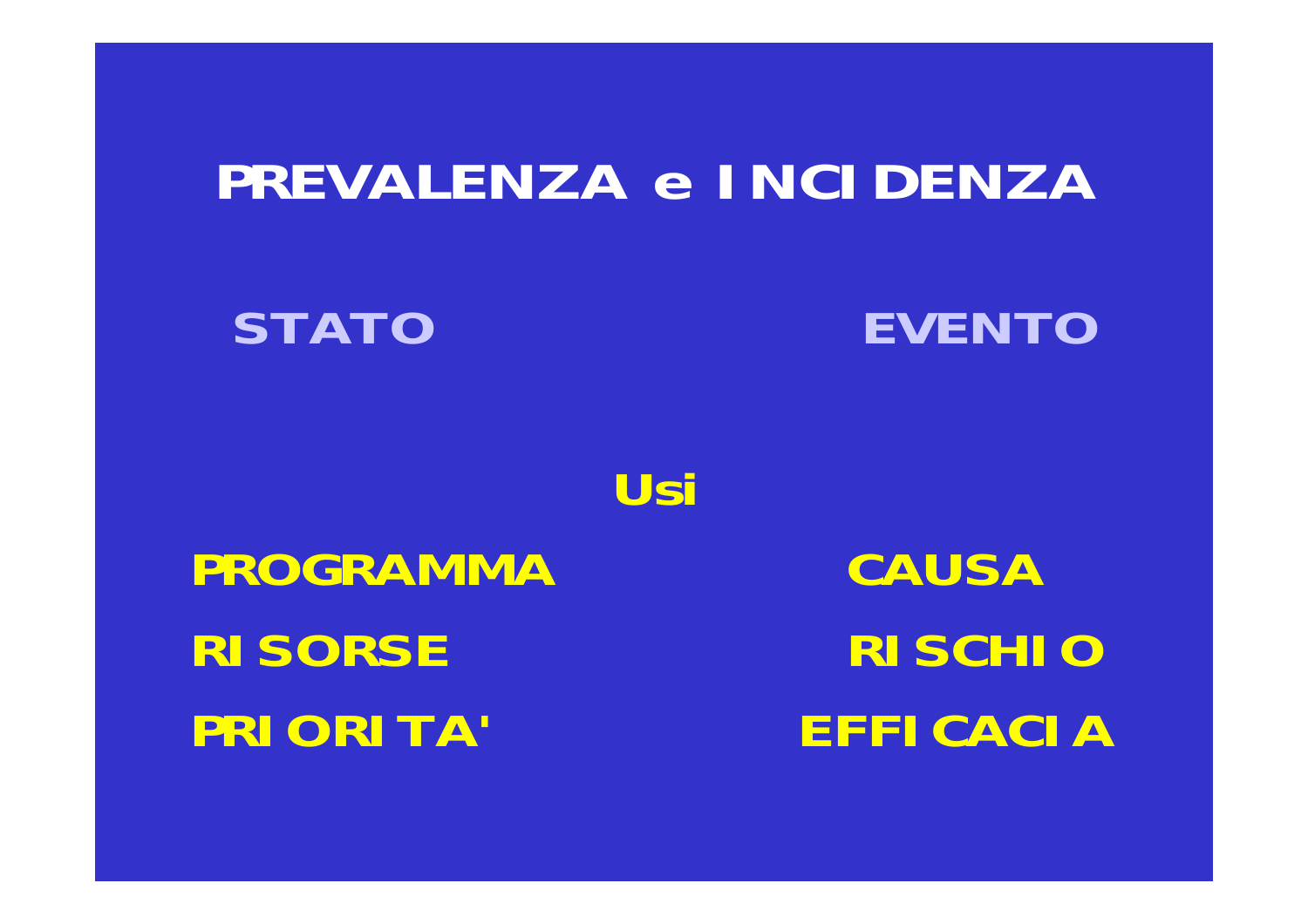# PREVALENZA e INCIDENZA

| STATO | EVENTO |
|---|---|

**Usi**

| | |
|---|---|
| PROGRAMMA | CAUSA |
| RISORSE | RISCHIO |
| PRIORITA' | EFFICACIA |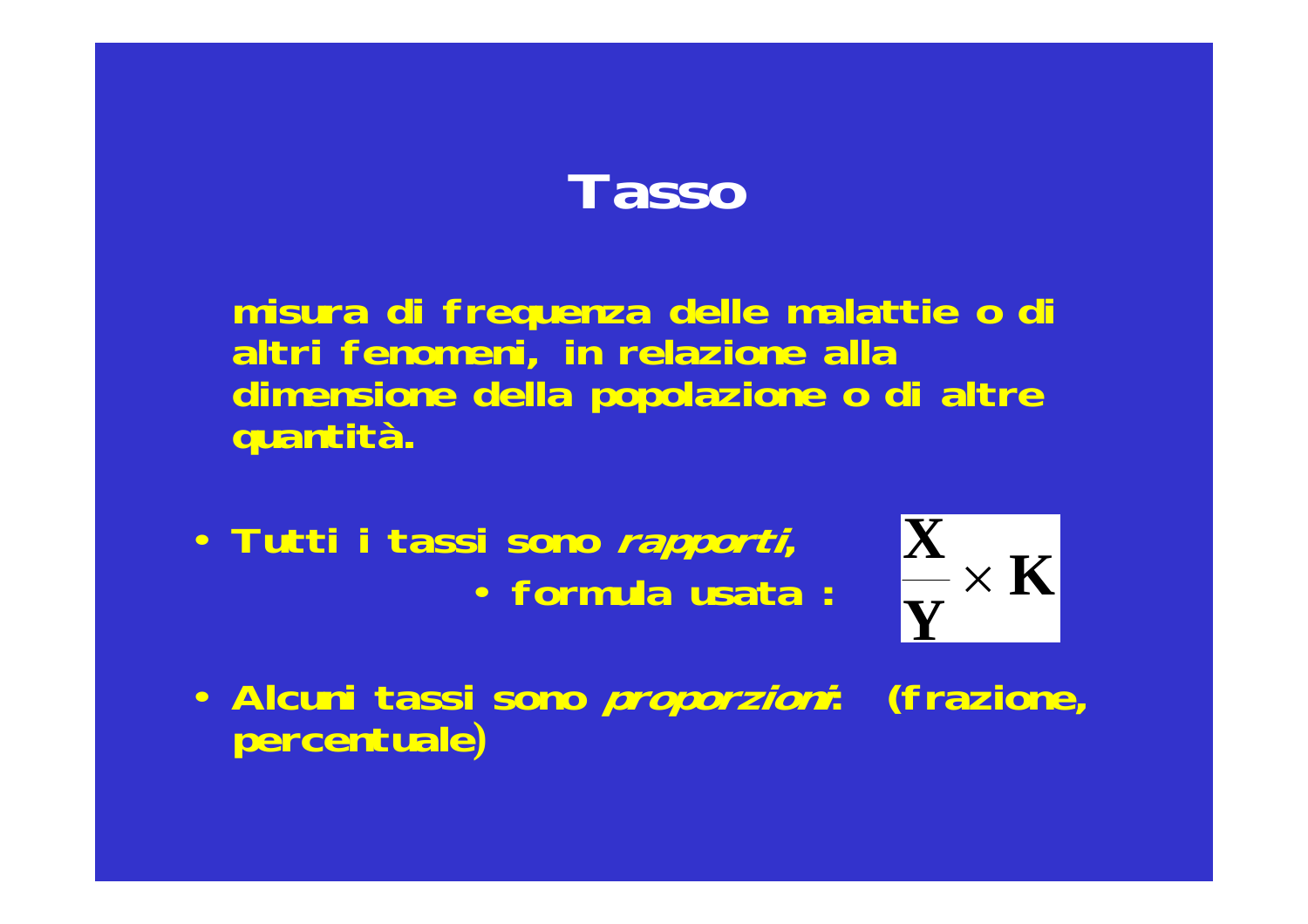# Tasso

**misura di frequenza delle malattie o di altri fenomeni, in relazione alla dimensione della popolazione o di altre quantità.**

- **Tutti i tassi sono *rapporti*,**
  - **formula usata :** $$\frac{X}{Y} \times K$$
- **Alcuni tassi sono *proporzioni*: (frazione, percentuale)**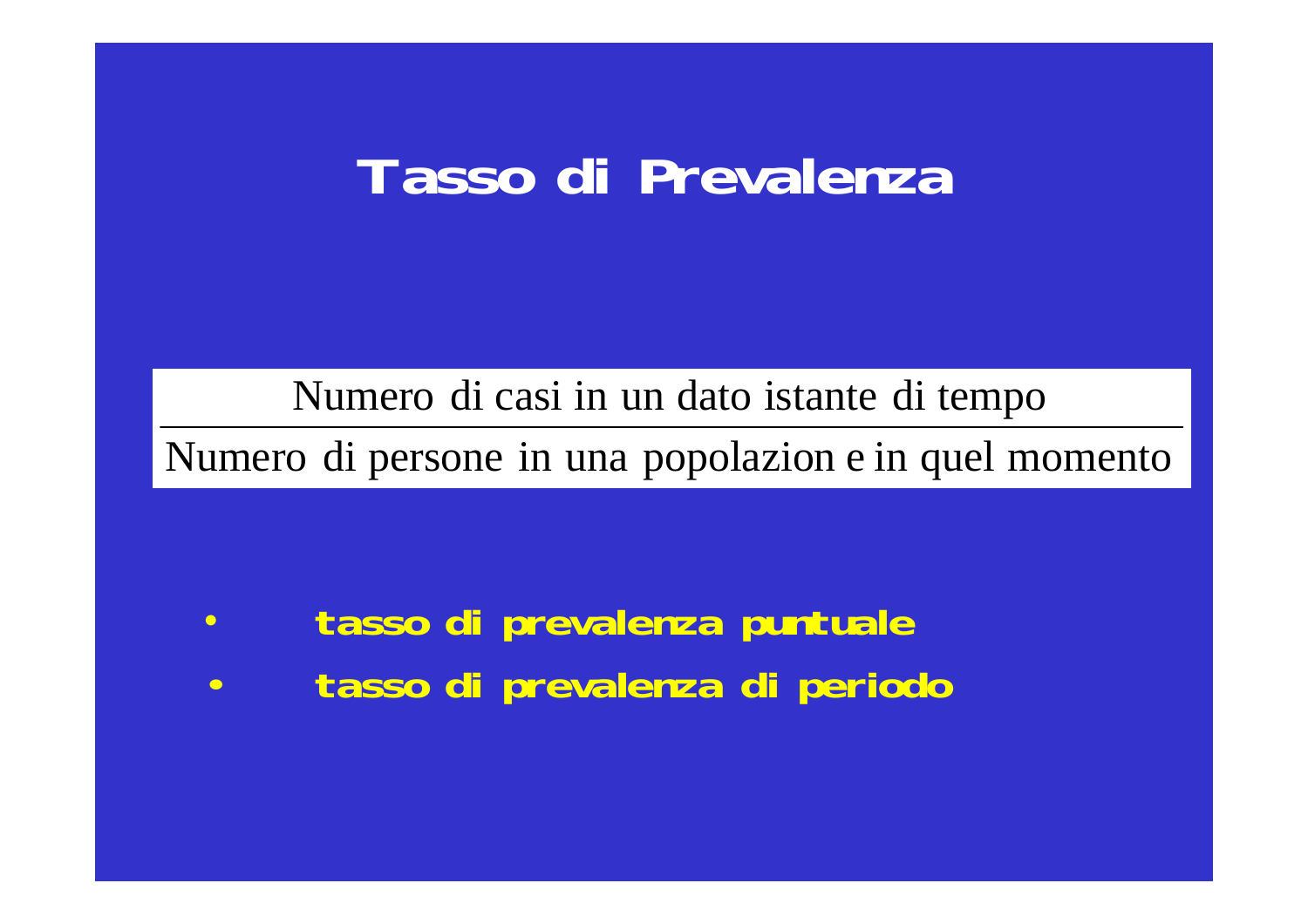# Tasso di Prevalenza

$$\frac{\text{Numero di casi in un dato istante di tempo}}{\text{Numero di persone in una popolazione in quel momento}}$$

- **tasso di prevalenza puntuale**
- **tasso di prevalenza di periodo**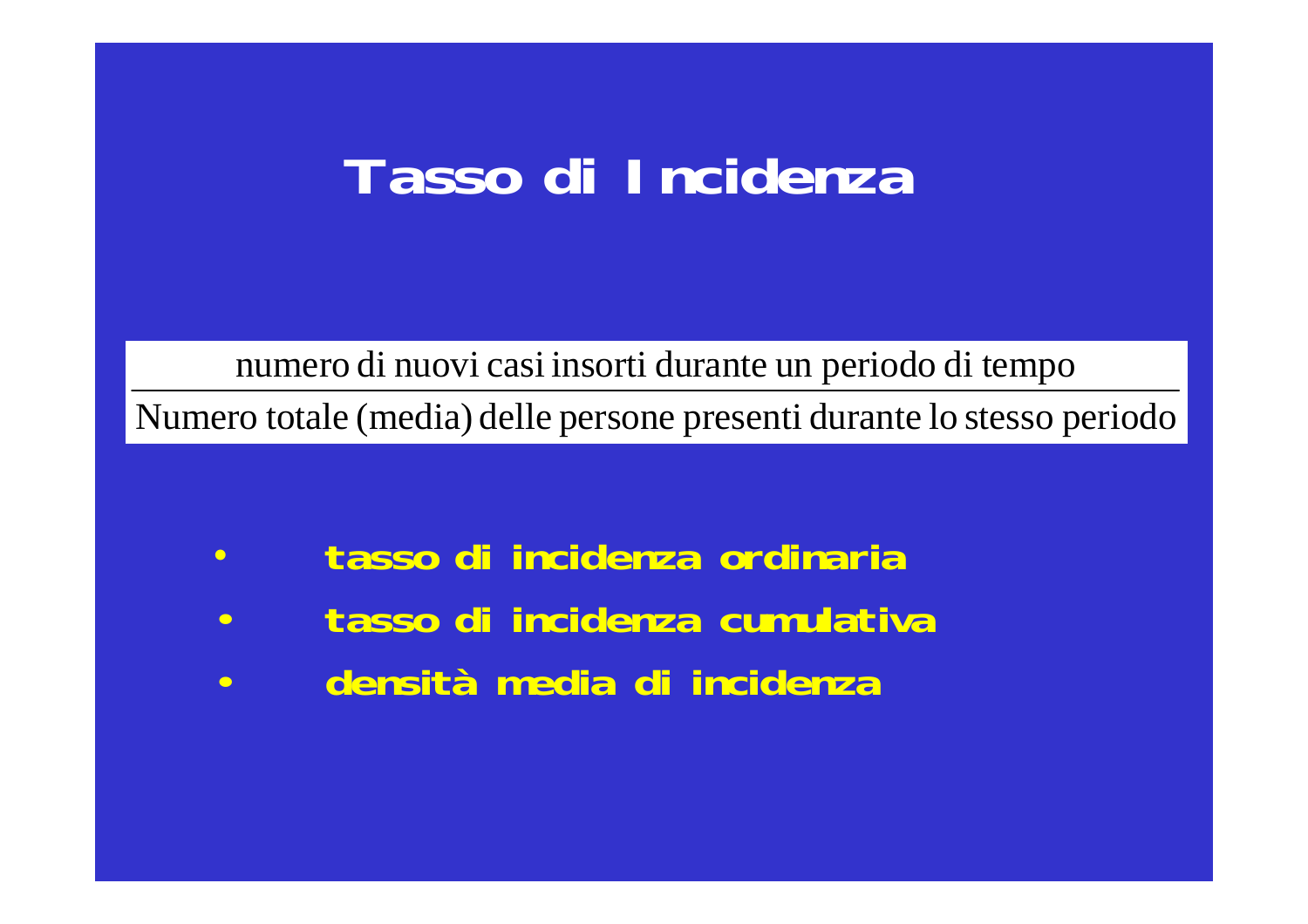# Tasso di Incidenza

$$\frac{\text{numero di nuovi casi insorti durante un periodo di tempo}}{\text{Numero totale (media) delle persone presenti durante lo stesso periodo}}$$

- **tasso di incidenza ordinaria**
- **tasso di incidenza cumulativa**
- **densità media di incidenza**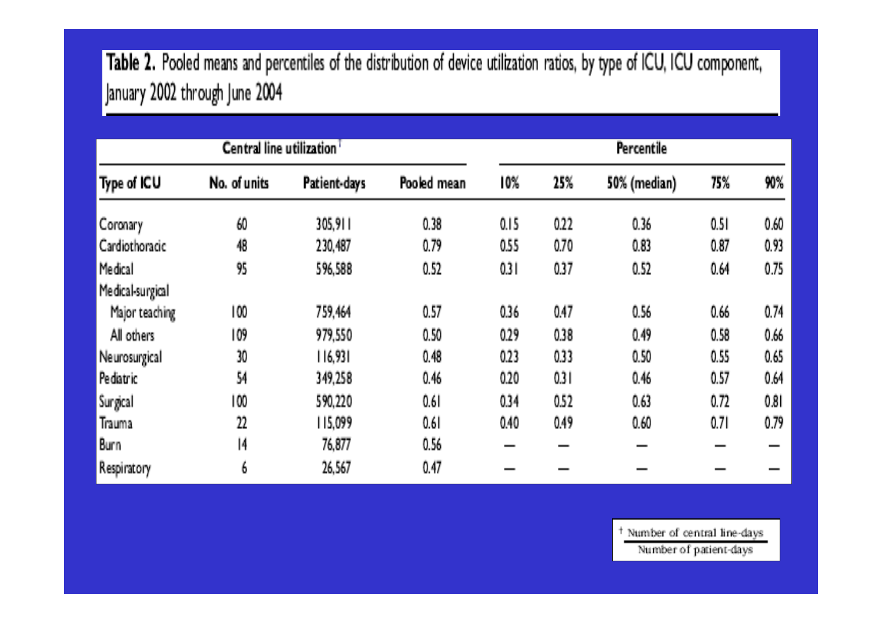**Table 2.** Pooled means and percentiles of the distribution of device utilization ratios, by type of ICU, ICU component, January 2002 through June 2004

| Central line utilization[†] | | | | Percentile | | | | |
|---|---|---|---|---|---|---|---|---|
| Type of ICU | No. of units | Patient-days | Pooled mean | 10% | 25% | 50% (median) | 75% | 90% |
| Coronary | 60 | 305,911 | 0.38 | 0.15 | 0.22 | 0.36 | 0.51 | 0.60 |
| Cardiothoracic | 48 | 230,487 | 0.79 | 0.55 | 0.70 | 0.83 | 0.87 | 0.93 |
| Medical | 95 | 596,588 | 0.52 | 0.31 | 0.37 | 0.52 | 0.64 | 0.75 |
| Medical-surgical | | | | | | | | |
| Major teaching | 100 | 759,464 | 0.57 | 0.36 | 0.47 | 0.56 | 0.66 | 0.74 |
| All others | 109 | 979,550 | 0.50 | 0.29 | 0.38 | 0.49 | 0.58 | 0.66 |
| Neurosurgical | 30 | 116,931 | 0.48 | 0.23 | 0.33 | 0.50 | 0.55 | 0.65 |
| Pediatric | 54 | 349,258 | 0.46 | 0.20 | 0.31 | 0.46 | 0.57 | 0.64 |
| Surgical | 100 | 590,220 | 0.61 | 0.34 | 0.52 | 0.63 | 0.72 | 0.81 |
| Trauma | 22 | 115,099 | 0.61 | 0.40 | 0.49 | 0.60 | 0.71 | 0.79 |
| Burn | 14 | 76,877 | 0.56 | — | — | — | — | — |
| Respiratory | 6 | 26,567 | 0.47 | — | — | — | — | — |

[†] $\frac{\text{Number of central line-days}}{\text{Number of patient-days}}$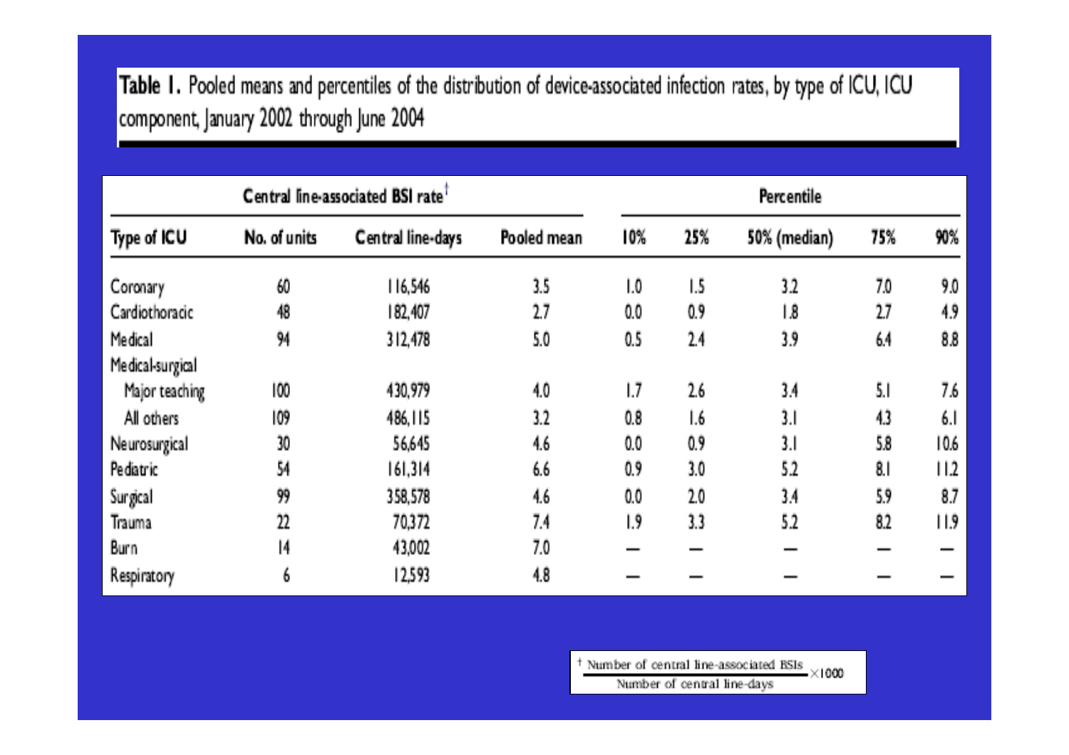**Table 1.** Pooled means and percentiles of the distribution of device-associated infection rates, by type of ICU, ICU component, January 2002 through June 2004

| | Central line-associated BSI rate[†] | | | Percentile | | | | |
|---|---|---|---|---|---|---|---|---|
| Type of ICU | No. of units | Central line-days | Pooled mean | 10% | 25% | 50% (median) | 75% | 90% |
| Coronary | 60 | 116,546 | 3.5 | 1.0 | 1.5 | 3.2 | 7.0 | 9.0 |
| Cardiothoracic | 48 | 182,407 | 2.7 | 0.0 | 0.9 | 1.8 | 2.7 | 4.9 |
| Medical | 94 | 312,478 | 5.0 | 0.5 | 2.4 | 3.9 | 6.4 | 8.8 |
| Medical-surgical | | | | | | | | |
| Major teaching | 100 | 430,979 | 4.0 | 1.7 | 2.6 | 3.4 | 5.1 | 7.6 |
| All others | 109 | 486,115 | 3.2 | 0.8 | 1.6 | 3.1 | 4.3 | 6.1 |
| Neurosurgical | 30 | 56,645 | 4.6 | 0.0 | 0.9 | 3.1 | 5.8 | 10.6 |
| Pediatric | 54 | 161,314 | 6.6 | 0.9 | 3.0 | 5.2 | 8.1 | 11.2 |
| Surgical | 99 | 358,578 | 4.6 | 0.0 | 2.0 | 3.4 | 5.9 | 8.7 |
| Trauma | 22 | 70,372 | 7.4 | 1.9 | 3.3 | 5.2 | 8.2 | 11.9 |
| Burn | 14 | 43,002 | 7.0 | — | — | — | — | — |
| Respiratory | 6 | 12,593 | 4.8 | — | — | — | — | — |

[†] $\frac{\text{Number of central line-associated BSIs}}{\text{Number of central line-days}} \times 1000$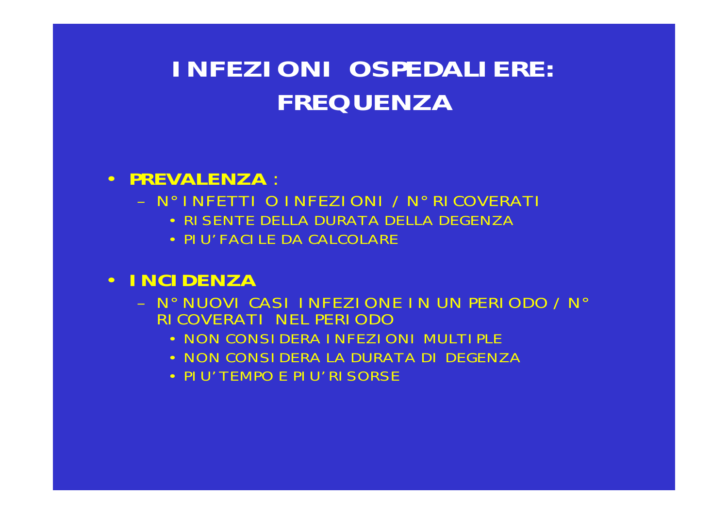# INFEZIONI OSPEDALIERE: FREQUENZA

- **PREVALENZA** :
  - N° INFETTI O INFEZIONI / N° RICOVERATI
    - RISENTE DELLA DURATA DELLA DEGENZA
    - PIU' FACILE DA CALCOLARE

- **INCIDENZA**
  - N° NUOVI CASI INFEZIONE IN UN PERIODO / N° RICOVERATI NEL PERIODO
    - NON CONSIDERA INFEZIONI MULTIPLE
    - NON CONSIDERA LA DURATA DI DEGENZA
    - PIU' TEMPO E PIU' RISORSE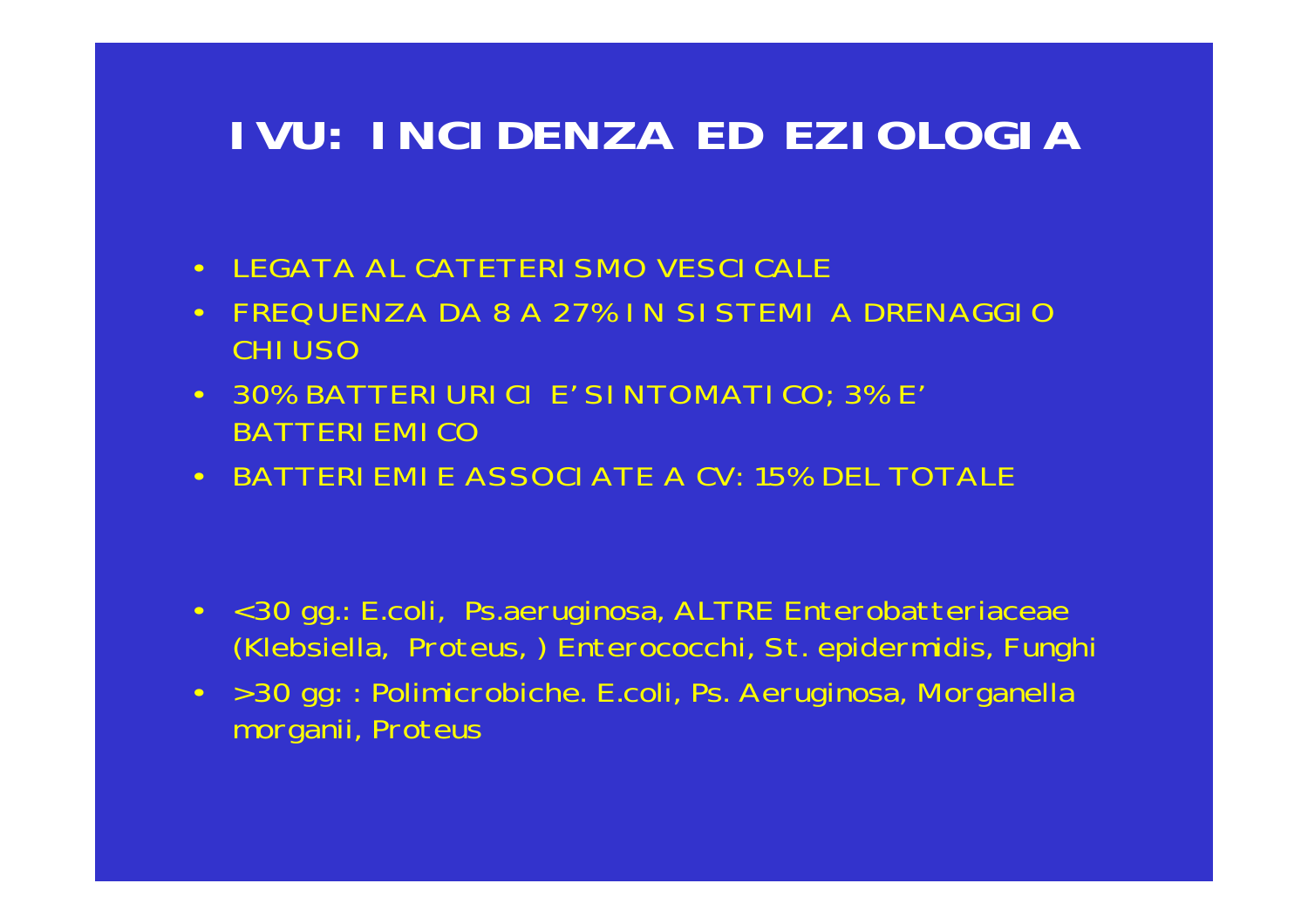# IVU: INCIDENZA ED EZIOLOGIA

- LEGATA AL CATETERISMO VESCICALE
- FREQUENZA DA 8 A 27% IN SISTEMI A DRENAGGIO CHIUSO
- 30% BATTERIURICI E' SINTOMATICO; 3% E' BATTERIEMICO
- BATTERIEMIE ASSOCIATE A CV: 15% DEL TOTALE

- <30 gg.: E.coli, Ps.aeruginosa, ALTRE Enterobatteriaceae (Klebsiella, Proteus, ) Enterococchi, St. epidermidis, Funghi
- >30 gg: : Polimicrobiche. E.coli, Ps. Aeruginosa, Morganella morganii, Proteus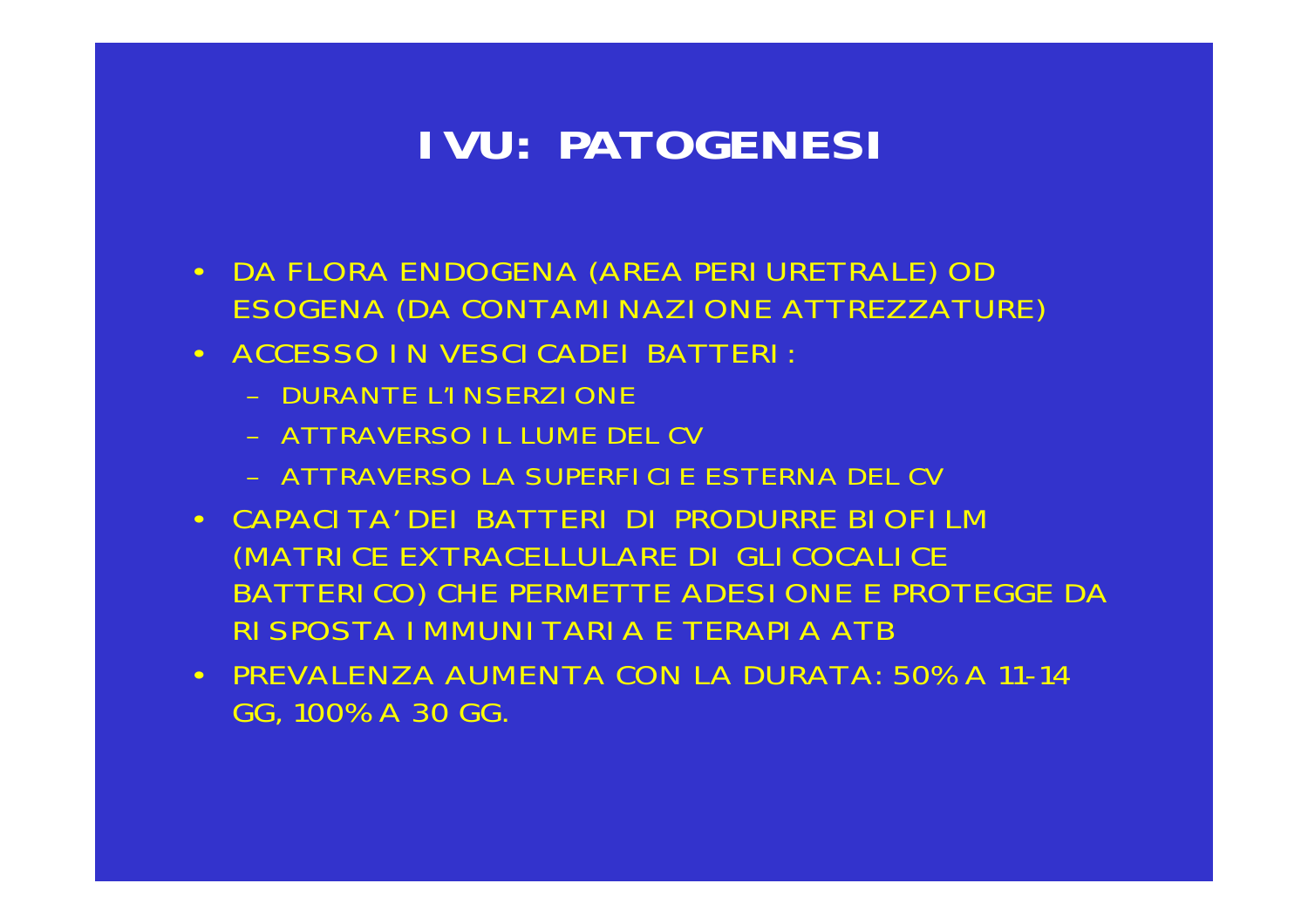# IVU: PATOGENESI

- DA FLORA ENDOGENA (AREA PERIURETRALE) OD ESOGENA (DA CONTAMINAZIONE ATTREZZATURE)
- ACCESSO IN VESCICA DEI BATTERI:
  - DURANTE L'INSERZIONE
  - ATTRAVERSO IL LUME DEL CV
  - ATTRAVERSO LA SUPERFICIE ESTERNA DEL CV
- CAPACITA' DEI BATTERI DI PRODURRE BIOFILM (MATRICE EXTRACELLULARE DI GLICOCALICE BATTERICO) CHE PERMETTE ADESIONE E PROTEGGE DA RISPOSTA IMMUNITARIA E TERAPIA ATB
- PREVALENZA AUMENTA CON LA DURATA: 50% A 11-14 GG, 100% A 30 GG.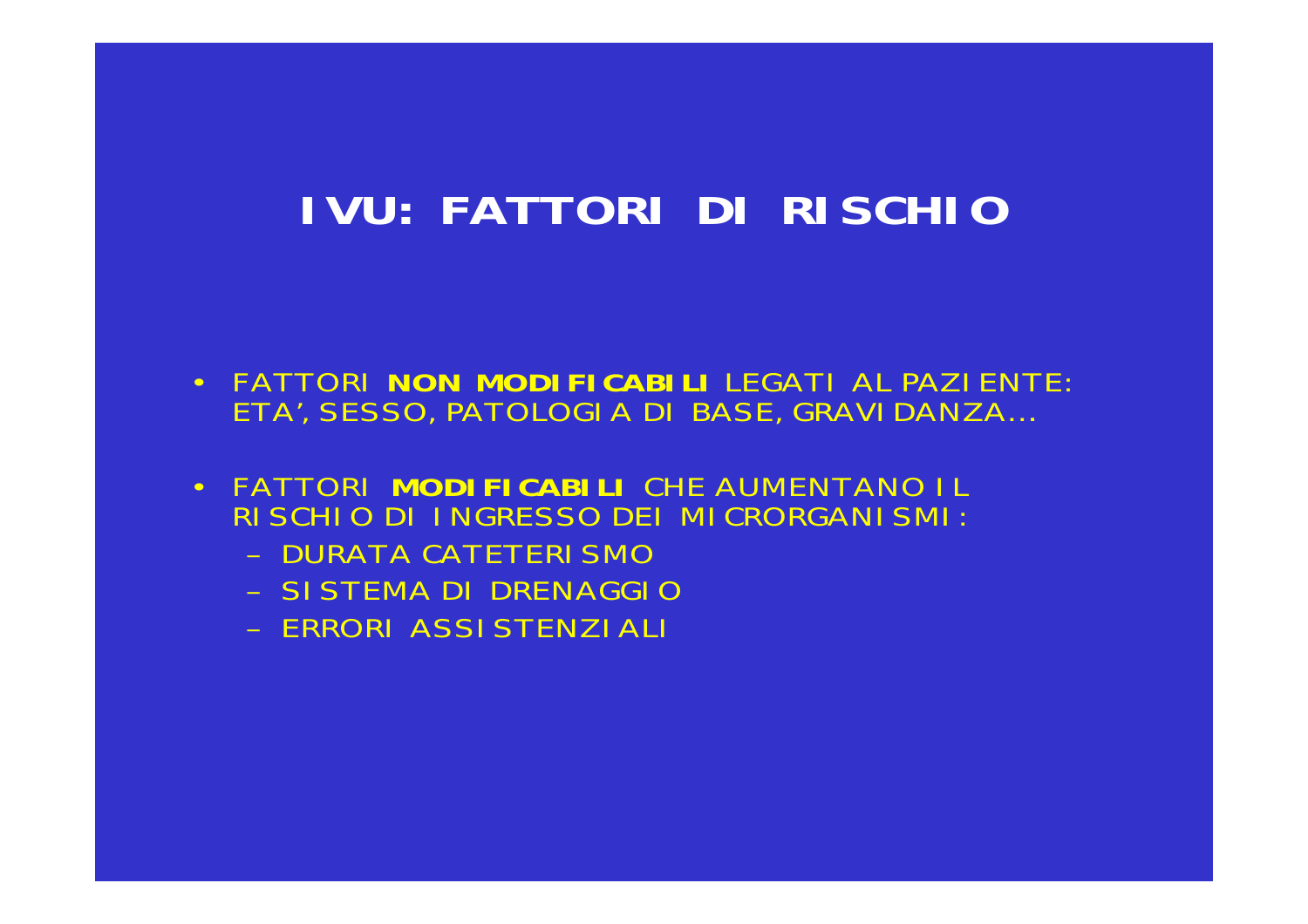# IVU: FATTORI DI RISCHIO

- FATTORI **NON MODIFICABILI** LEGATI AL PAZIENTE: ETA', SESSO, PATOLOGIA DI BASE, GRAVIDANZA…
- FATTORI **MODIFICABILI** CHE AUMENTANO IL RISCHIO DI INGRESSO DEI MICRORGANISMI:
  - DURATA CATETERISMO
  - SISTEMA DI DRENAGGIO
  - ERRORI ASSISTENZIALI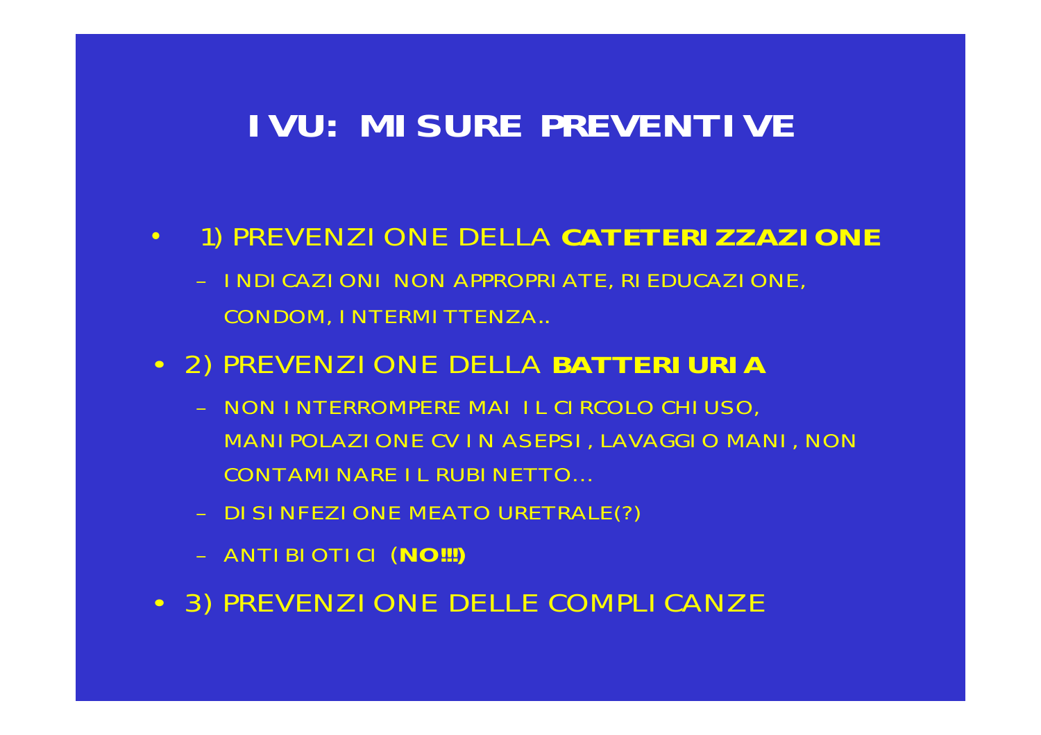# IVU: MISURE PREVENTIVE

- 1) PREVENZIONE DELLA **CATETERIZZAZIONE**
  - INDICAZIONI NON APPROPRIATE, RIEDUCAZIONE, CONDOM, INTERMITTENZA..
- 2) PREVENZIONE DELLA **BATTERIURIA**
  - NON INTERROMPERE MAI IL CIRCOLO CHIUSO, MANIPOLAZIONE CV IN ASEPSI, LAVAGGIO MANI, NON CONTAMINARE IL RUBINETTO…
  - DISINFEZIONE MEATO URETRALE(?)
  - ANTIBIOTICI (**NO!!!**)
- 3) PREVENZIONE DELLE COMPLICANZE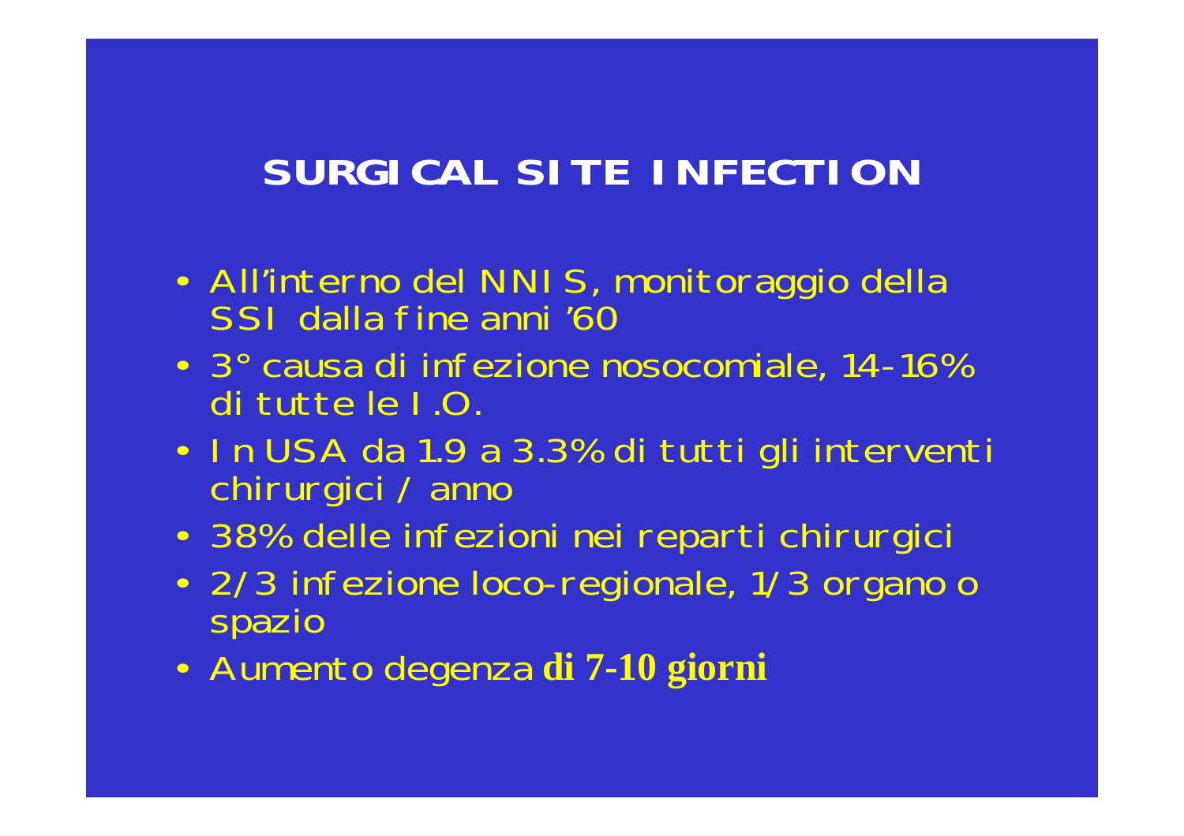# SURGICAL SITE INFECTION

- All'interno del NNIS, monitoraggio della SSI dalla fine anni '60
- 3° causa di infezione nosocomiale, 14-16% di tutte le I.O.
- In USA da 1.9 a 3.3% di tutti gli interventi chirurgici / anno
- 38% delle infezioni nei reparti chirurgici
- 2/3 infezione loco-regionale, 1/3 organo o spazio
- Aumento degenza **di 7-10 giorni**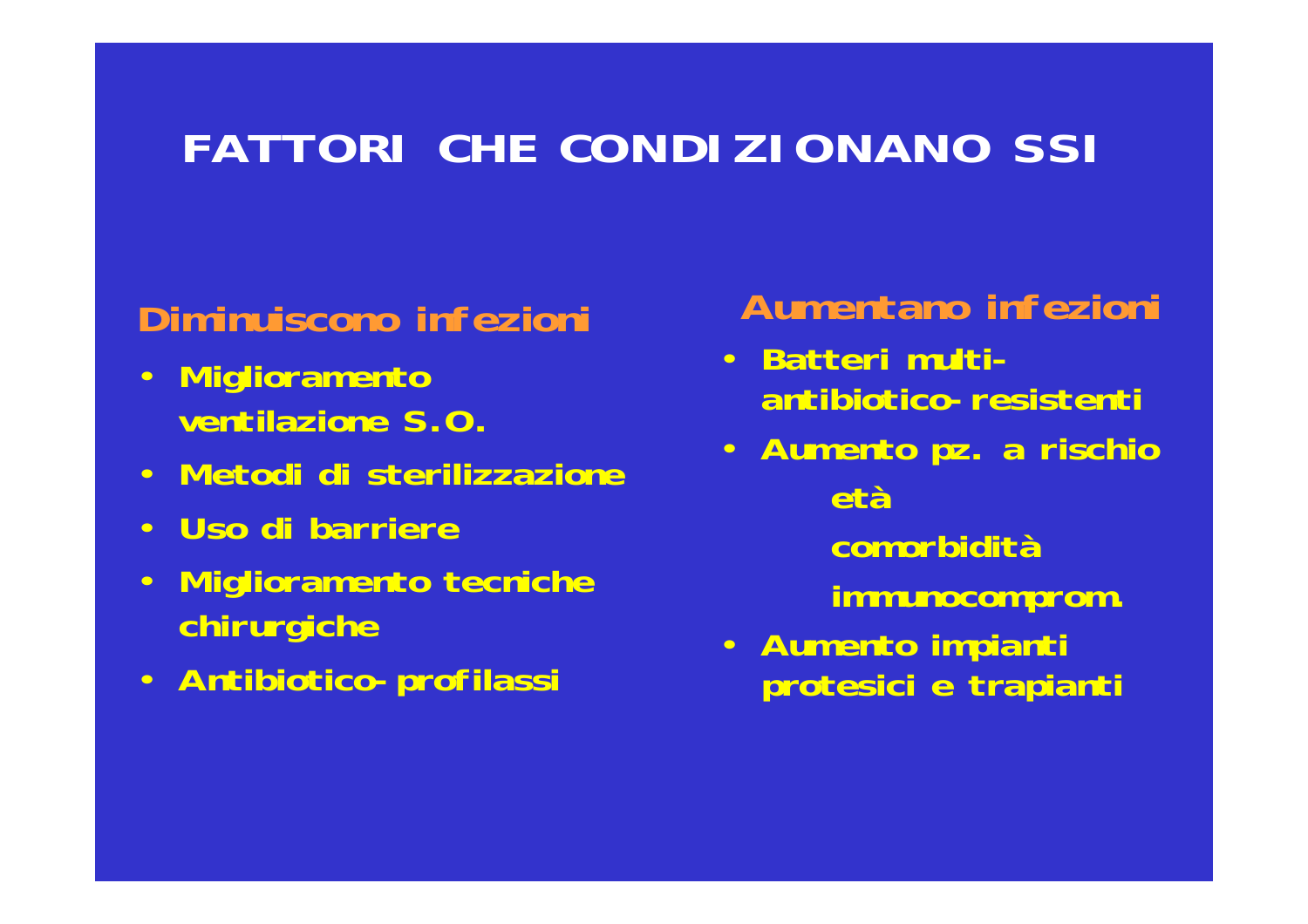# FATTORI CHE CONDIZIONANO SSI

## Diminuiscono infezioni

- Miglioramento ventilazione S.O.
- Metodi di sterilizzazione
- Uso di barriere
- Miglioramento tecniche chirurgiche
- Antibiotico-profilassi

## Aumentano infezioni

- Batteri multi-antibiotico-resistenti
- Aumento pz. a rischio
  - età
  - comorbidità
  - immunocomprom.
- Aumento impianti protesici e trapianti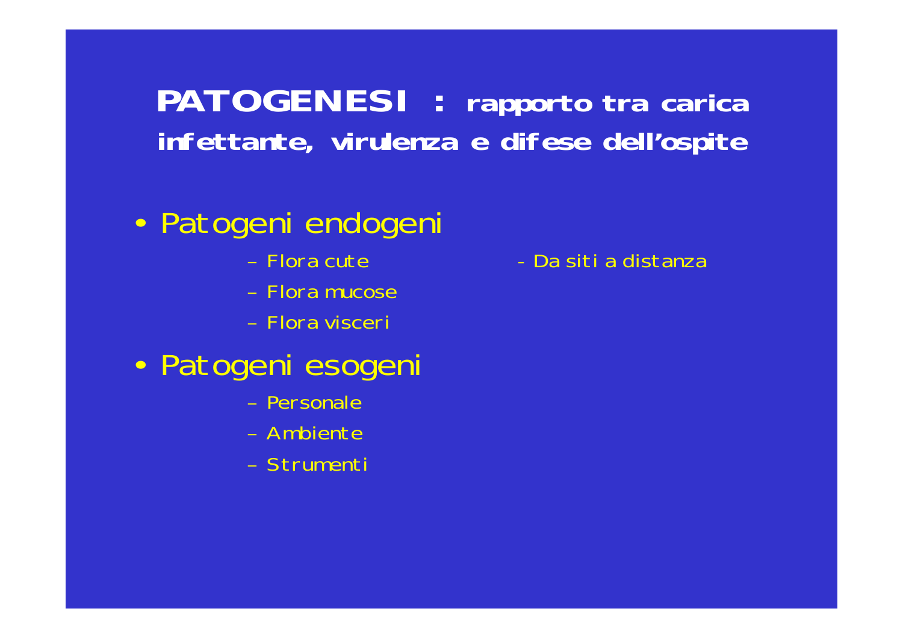# PATOGENESI : rapporto tra carica infettante, virulenza e difese dell'ospite

- Patogeni endogeni
  - Flora cute
  - Flora mucose
  - Flora visceri
  - Da siti a distanza
- Patogeni esogeni
  - Personale
  - Ambiente
  - Strumenti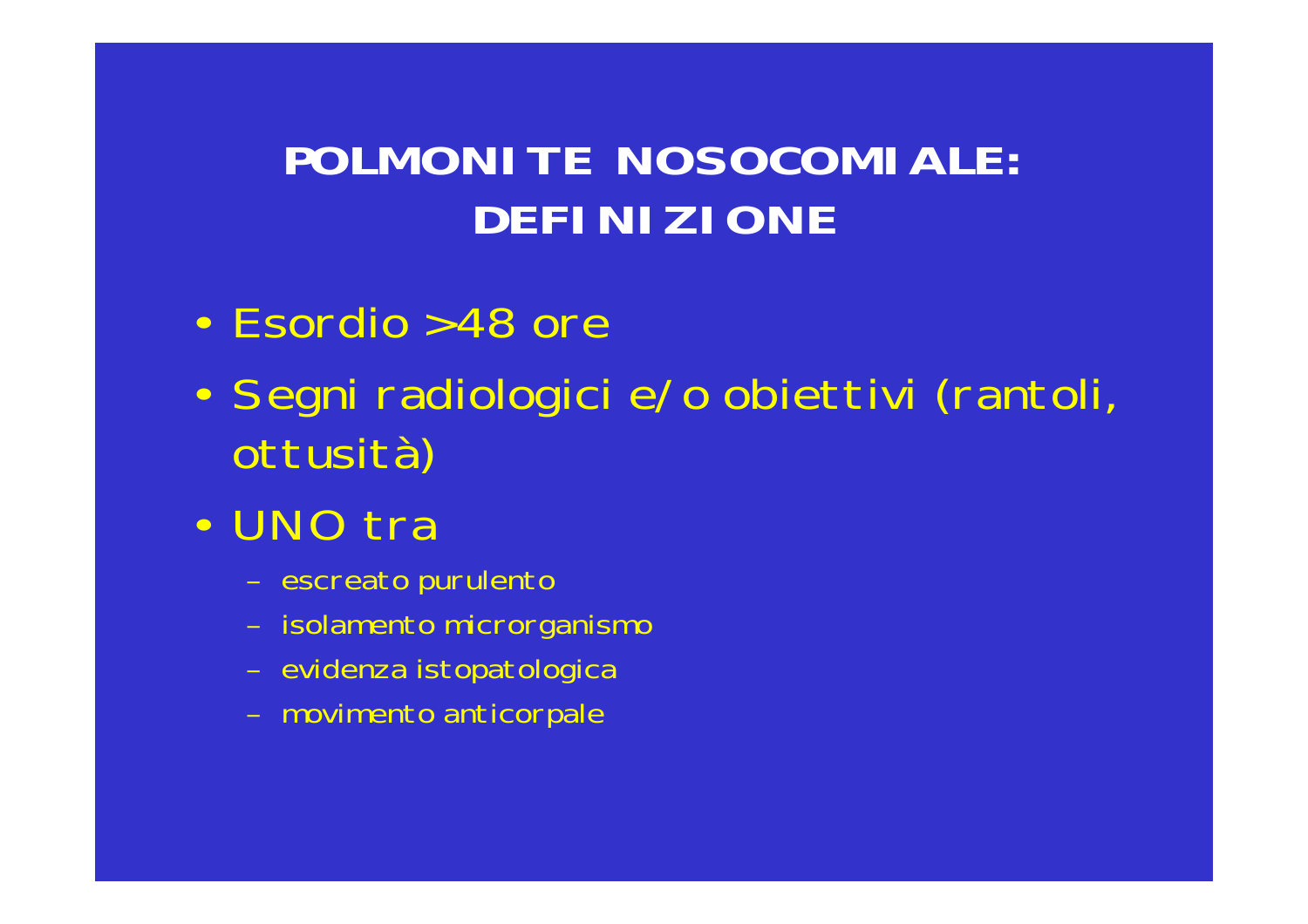# POLMONITE NOSOCOMIALE: DEFINIZIONE

- Esordio >48 ore
- Segni radiologici e/o obiettivi (rantoli, ottusità)
- UNO tra
  - escreato purulento
  - isolamento microrganismo
  - evidenza istopatologica
  - movimento anticorpale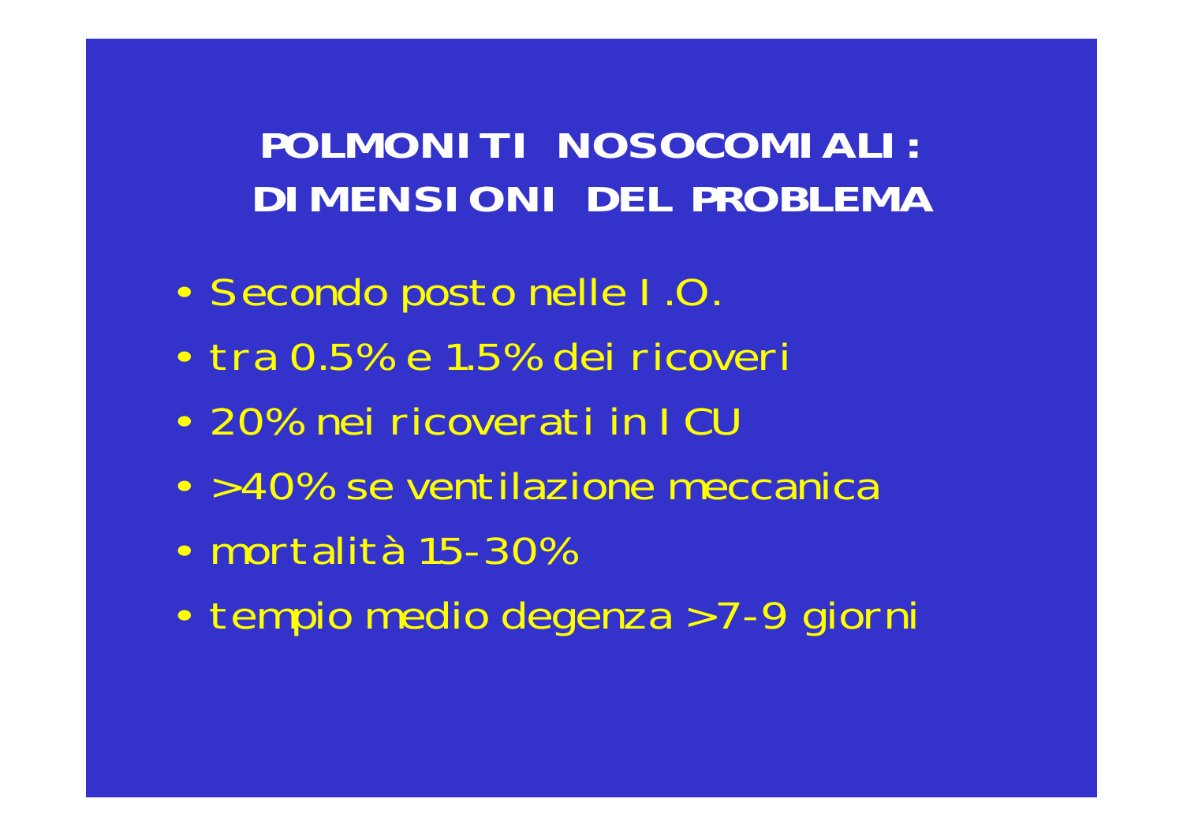## POLMONITI NOSOCOMIALI: DIMENSIONI DEL PROBLEMA

- Secondo posto nelle I.O.
- tra 0.5% e 1.5% dei ricoveri
- 20% nei ricoverati in ICU
- >40% se ventilazione meccanica
- mortalità 15-30%
- tempio medio degenza >7-9 giorni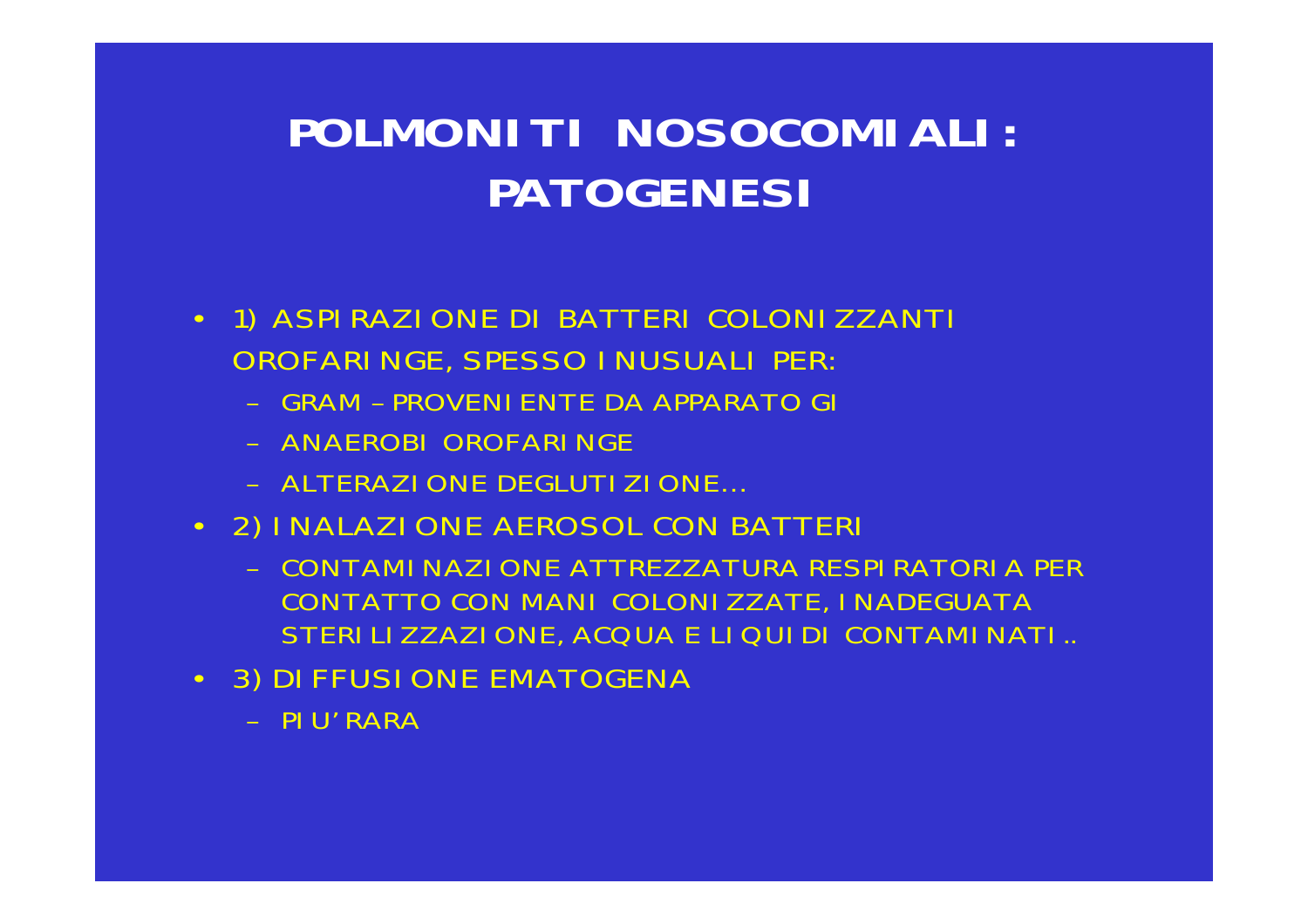# POLMONITI NOSOCOMIALI: PATOGENESI

- 1) ASPIRAZIONE DI BATTERI COLONIZZANTI OROFARINGE, SPESSO INUSUALI PER:
  - GRAM – PROVENIENTE DA APPARATO GI
  - ANAEROBI OROFARINGE
  - ALTERAZIONE DEGLUTIZIONE…
- 2) INALAZIONE AEROSOL CON BATTERI
  - CONTAMINAZIONE ATTREZZATURA RESPIRATORIA PER CONTATTO CON MANI COLONIZZATE, INADEGUATA STERILIZZAZIONE, ACQUA E LIQUIDI CONTAMINATI..
- 3) DIFFUSIONE EMATOGENA
  - PIU' RARA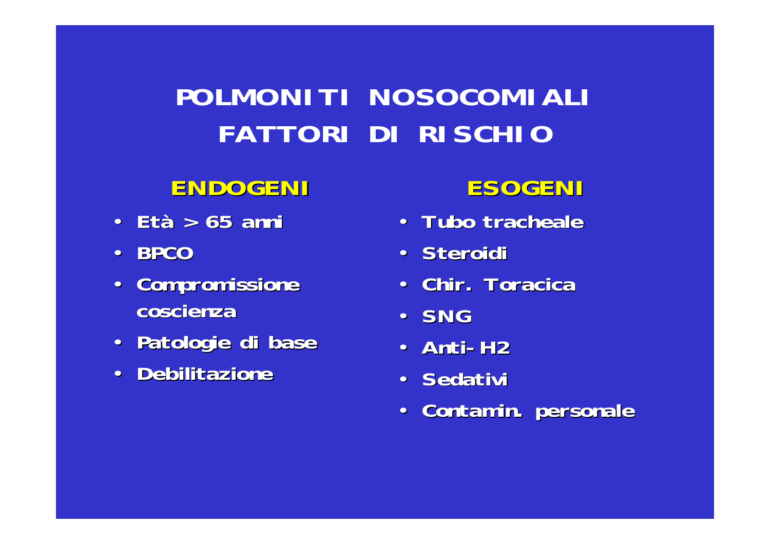# POLMONITI NOSOCOMIALI
# FATTORI DI RISCHIO

## ENDOGENI

- Età > 65 anni
- BPCO
- Compromissione coscienza
- Patologie di base
- Debilitazione

## ESOGENI

- Tubo tracheale
- Steroidi
- Chir. Toracica
- SNG
- Anti-H2
- Sedativi
- Contamin. personale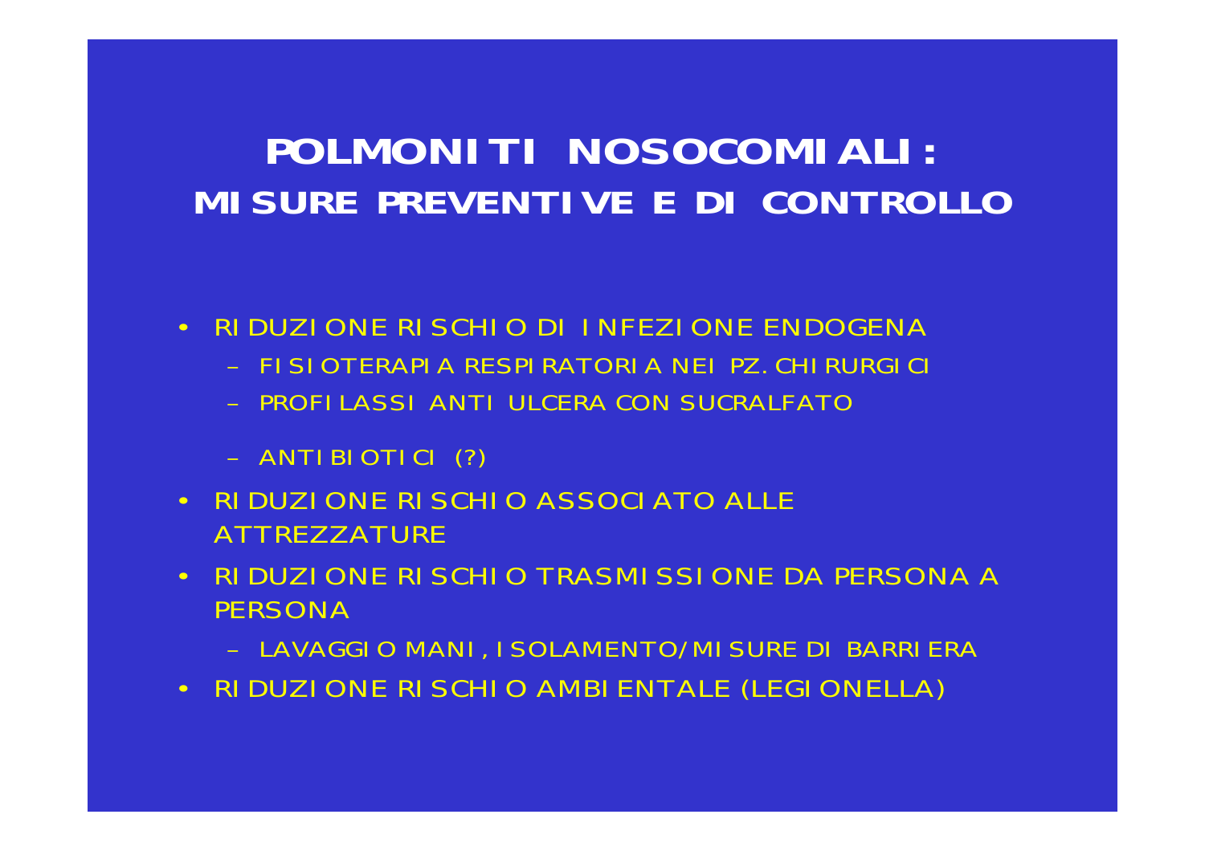# POLMONITI NOSOCOMIALI: MISURE PREVENTIVE E DI CONTROLLO

- RIDUZIONE RISCHIO DI INFEZIONE ENDOGENA
  - FISIOTERAPIA RESPIRATORIA NEI PZ. CHIRURGICI
  - PROFILASSI ANTI ULCERA CON SUCRALFATO
  - ANTIBIOTICI (?)
- RIDUZIONE RISCHIO ASSOCIATO ALLE ATTREZZATURE
- RIDUZIONE RISCHIO TRASMISSIONE DA PERSONA A PERSONA
  - LAVAGGIO MANI, ISOLAMENTO/MISURE DI BARRIERA
- RIDUZIONE RISCHIO AMBIENTALE (LEGIONELLA)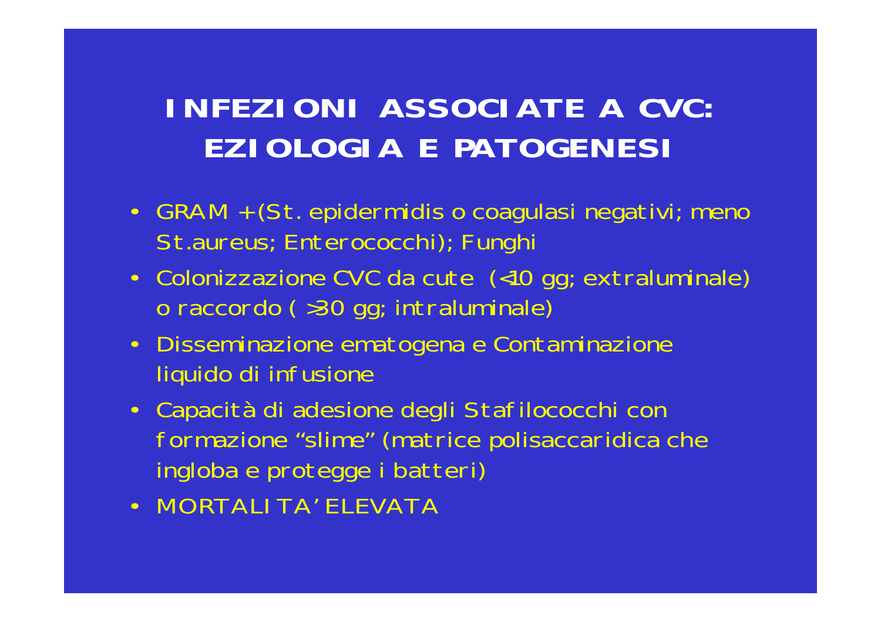# INFEZIONI ASSOCIATE A CVC: EZIOLOGIA E PATOGENESI

- GRAM + (St. epidermidis o coagulasi negativi; meno St.aureus; Enterococchi); Funghi
- Colonizzazione CVC da cute (<10 gg; extraluminale) o raccordo ( >30 gg; intraluminale)
- Disseminazione ematogena e Contaminazione liquido di infusione
- Capacità di adesione degli Stafilococchi con formazione “slime” (matrice polisaccaridica che ingloba e protegge i batteri)
- MORTALITA’ ELEVATA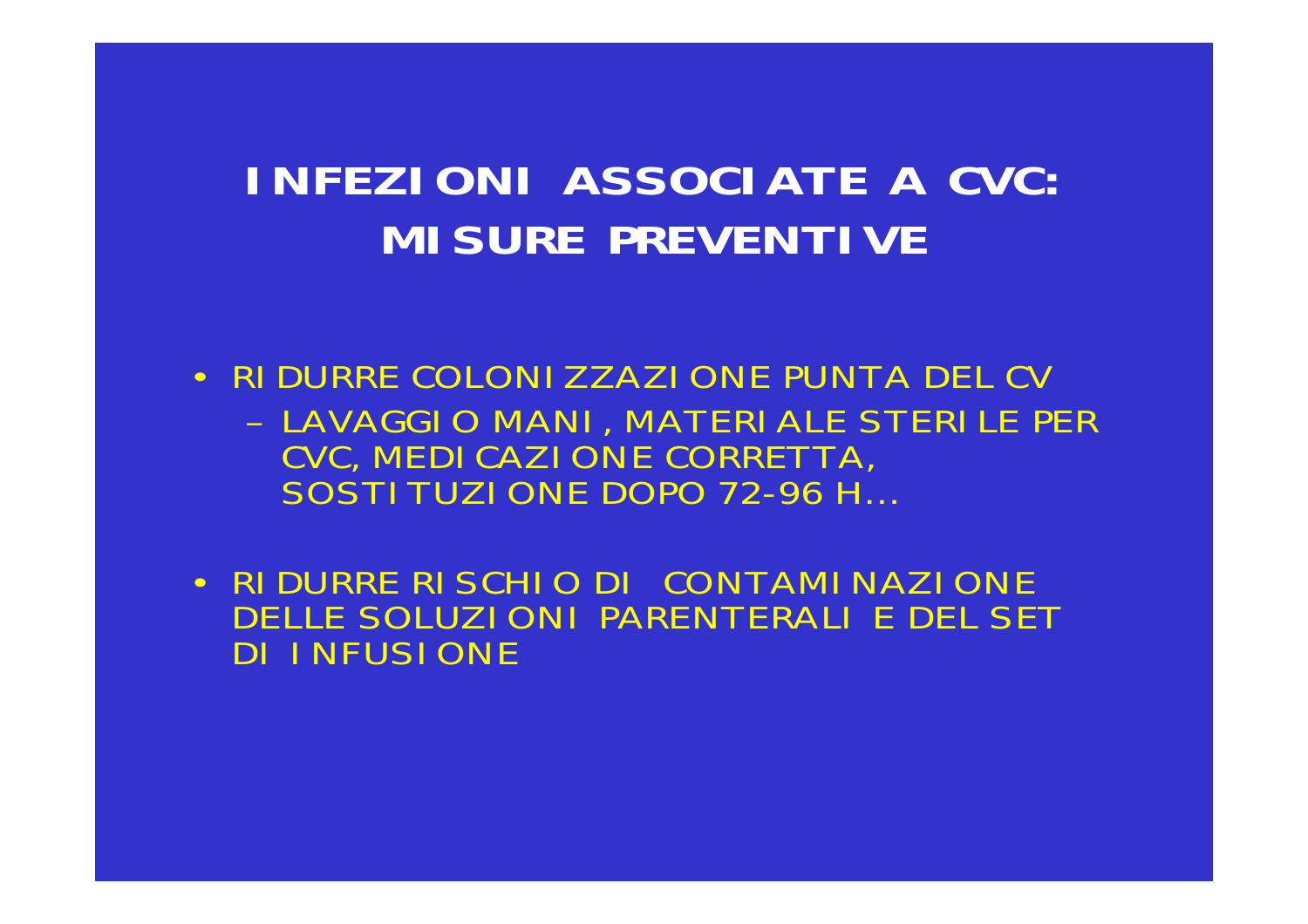# INFEZIONI ASSOCIATE A CVC: MISURE PREVENTIVE

- RIDURRE COLONIZZAZIONE PUNTA DEL CV
  - LAVAGGIO MANI, MATERIALE STERILE PER CVC, MEDICAZIONE CORRETTA, SOSTITUZIONE DOPO 72-96 H…
- RIDURRE RISCHIO DI CONTAMINAZIONE DELLE SOLUZIONI PARENTERALI E DEL SET DI INFUSIONE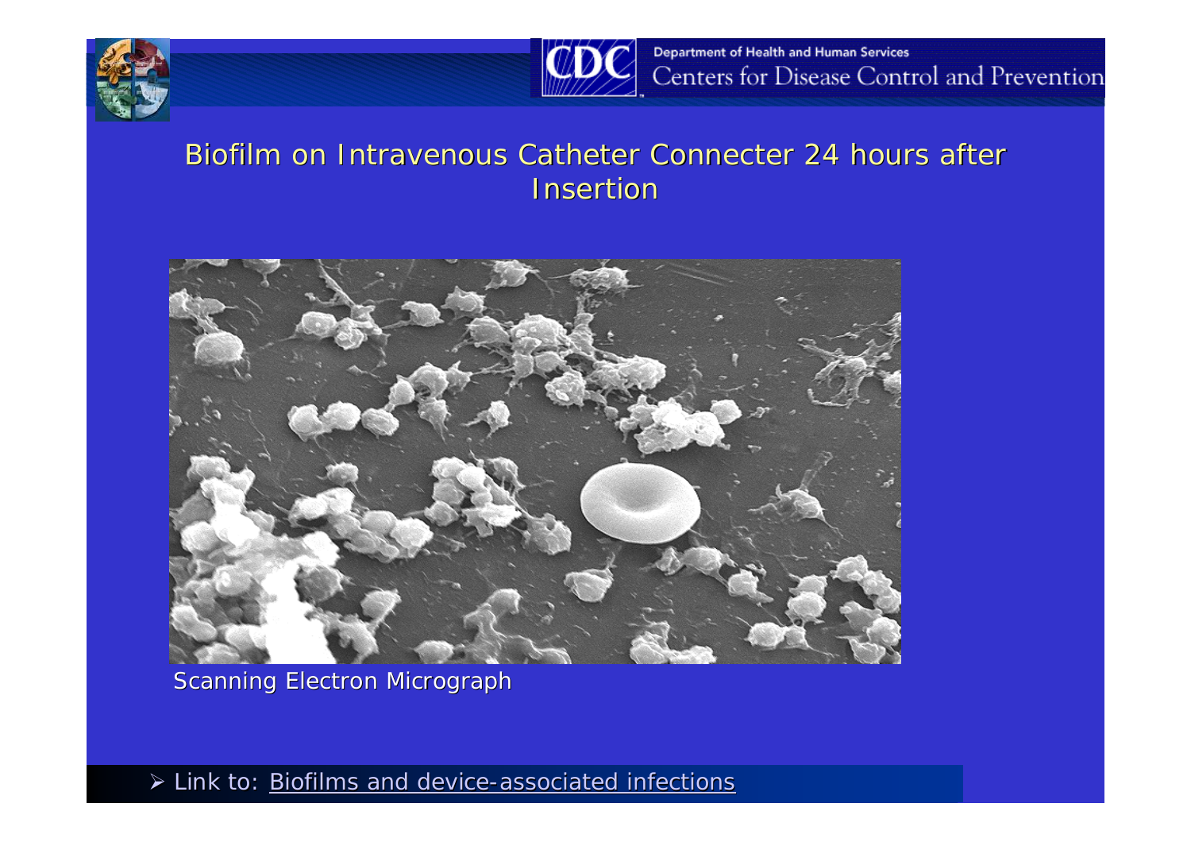# Biofilm on Intravenous Catheter Connecter 24 hours after Insertion

Scanning Electron Micrograph

- Link to: Biofilms and device-associated infections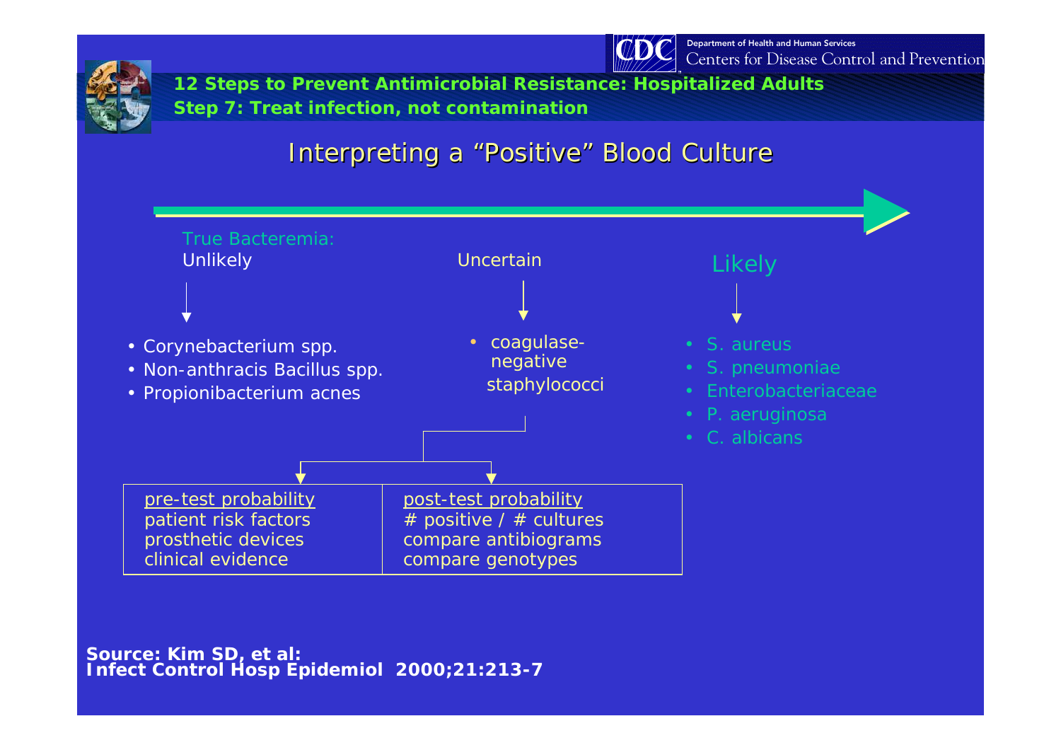**12 Steps to Prevent Antimicrobial Resistance: Hospitalized Adults**
**Step 7: Treat infection, not contamination**

# Interpreting a "Positive" Blood Culture

True Bacteremia:

Unlikely

- Corynebacterium spp.
- Non-anthracis Bacillus spp.
- Propionibacterium acnes

Uncertain

- coagulase-negative staphylococci

Likely

- S. aureus
- S. pneumoniae
- Enterobacteriaceae
- P. aeruginosa
- C. albicans

| pre-test probability | post-test probability |
| --- | --- |
| patient risk factors | # positive / # cultures |
| prosthetic devices | compare antibiograms |
| clinical evidence | compare genotypes |

**Source: Kim SD, et al: Infect Control Hosp Epidemiol 2000;21:213-7**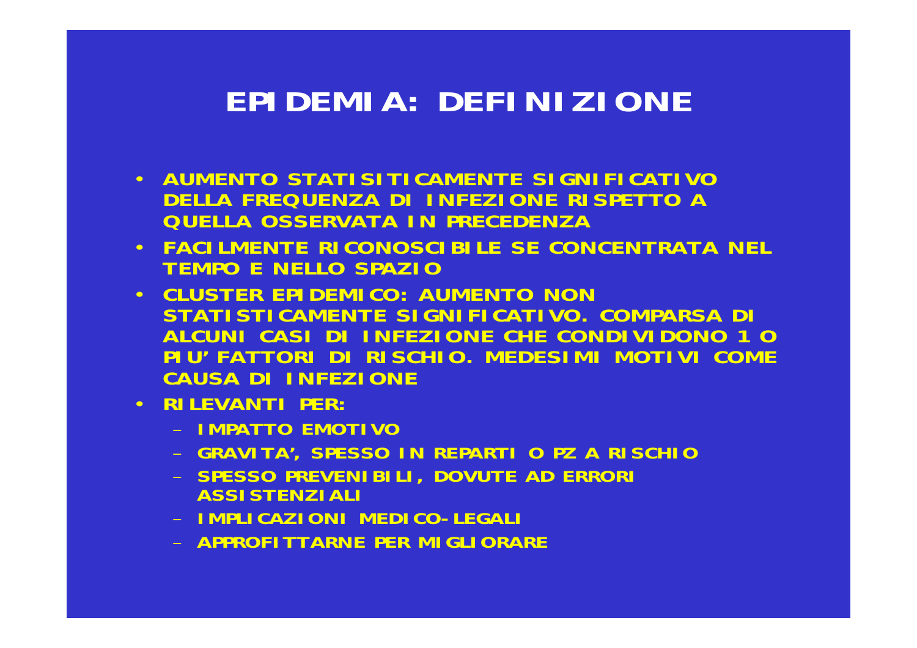# EPIDEMIA: DEFINIZIONE

- AUMENTO STATISITICAMENTE SIGNIFICATIVO DELLA FREQUENZA DI INFEZIONE RISPETTO A QUELLA OSSERVATA IN PRECEDENZA
- FACILMENTE RICONOSCIBILE SE CONCENTRATA NEL TEMPO E NELLO SPAZIO
- CLUSTER EPIDEMICO: AUMENTO NON STATISTICAMENTE SIGNIFICATIVO. COMPARSA DI ALCUNI CASI DI INFEZIONE CHE CONDIVIDONO 1 O PIU' FATTORI DI RISCHIO. MEDESIMI MOTIVI COME CAUSA DI INFEZIONE
- RILEVANTI PER:
  - IMPATTO EMOTIVO
  - GRAVITA', SPESSO IN REPARTI O PZ A RISCHIO
  - SPESSO PREVENIBILI, DOVUTE AD ERRORI ASSISTENZIALI
  - IMPLICAZIONI MEDICO-LEGALI
  - APPROFITTARNE PER MIGLIORARE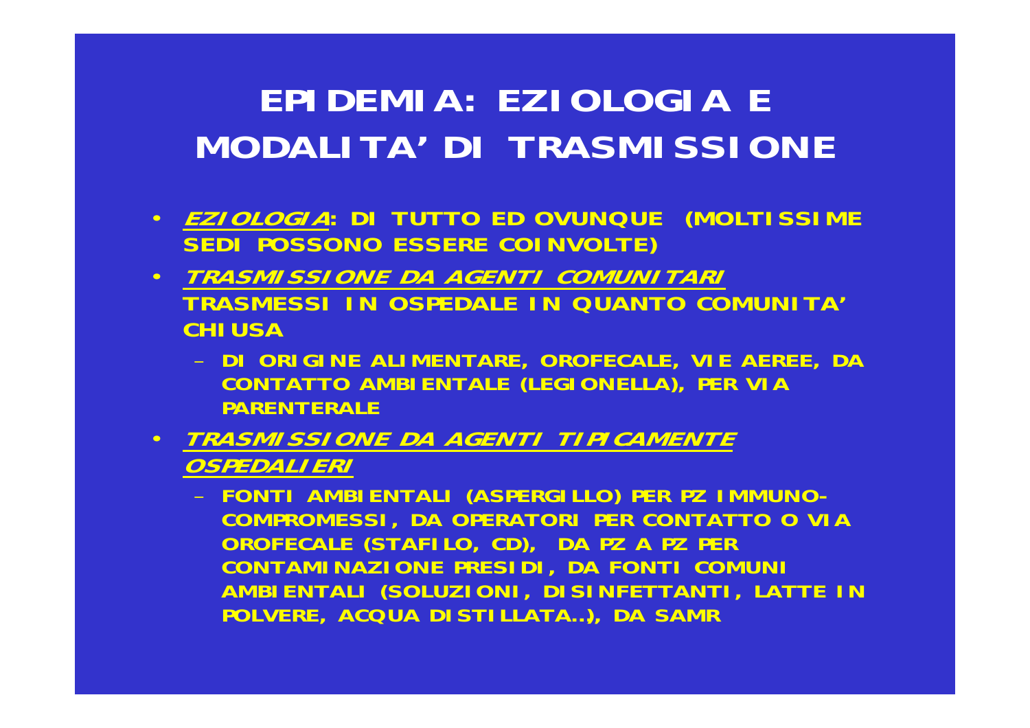# EPIDEMIA: EZIOLOGIA E MODALITA' DI TRASMISSIONE

- ***EZIOLOGIA*: DI TUTTO ED OVUNQUE (MOLTISSIME SEDI POSSONO ESSERE COINVOLTE)**
- ***TRASMISSIONE DA AGENTI COMUNITARI* TRASMESSI IN OSPEDALE IN QUANTO COMUNITA' CHIUSA**
  - **DI ORIGINE ALIMENTARE, OROFECALE, VIE AEREE, DA CONTATTO AMBIENTALE (LEGIONELLA), PER VIA PARENTERALE**
- ***TRASMISSIONE DA AGENTI TIPICAMENTE OSPEDALIERI***
  - **FONTI AMBIENTALI (ASPERGILLO) PER PZ IMMUNO-COMPROMESSI, DA OPERATORI PER CONTATTO O VIA OROFECALE (STAFILO, CD), DA PZ A PZ PER CONTAMINAZIONE PRESIDI, DA FONTI COMUNI AMBIENTALI (SOLUZIONI, DISINFETTANTI, LATTE IN POLVERE, ACQUA DISTILLATA..), DA SAMR**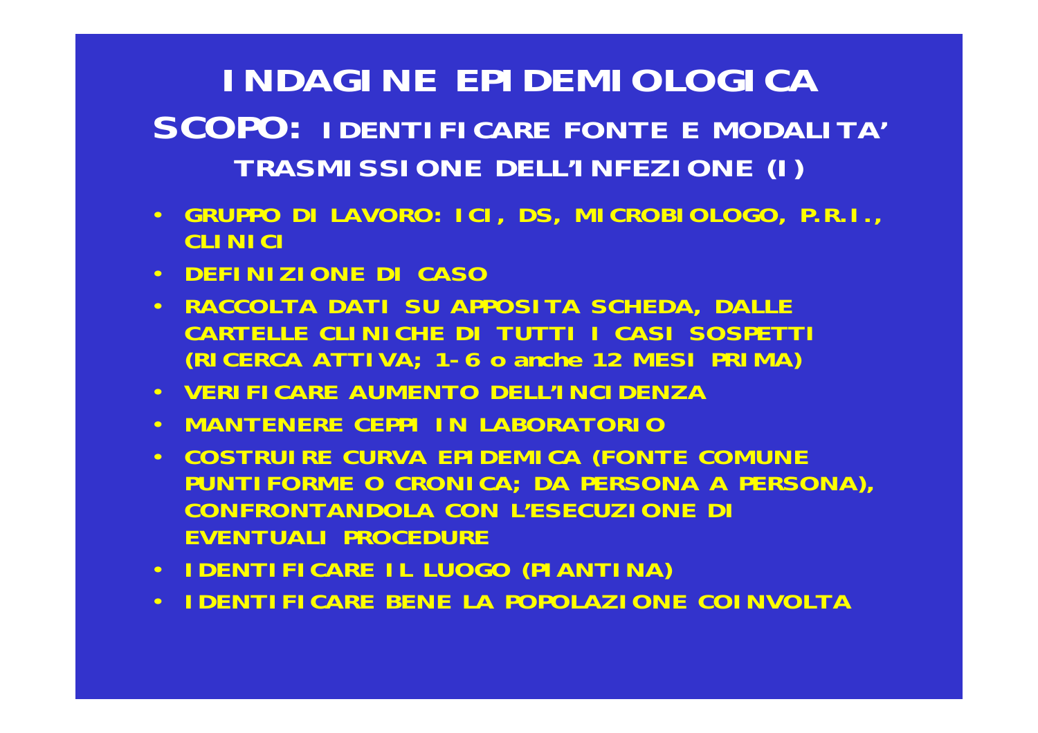# INDAGINE EPIDEMIOLOGICA

## SCOPO: IDENTIFICARE FONTE E MODALITA' TRASMISSIONE DELL'INFEZIONE (I)

- GRUPPO DI LAVORO: ICI, DS, MICROBIOLOGO, P.R.I., CLINICI
- DEFINIZIONE DI CASO
- RACCOLTA DATI SU APPOSITA SCHEDA, DALLE CARTELLE CLINICHE DI TUTTI I CASI SOSPETTI (RICERCA ATTIVA; 1-6 o anche 12 MESI PRIMA)
- VERIFICARE AUMENTO DELL'INCIDENZA
- MANTENERE CEPPI IN LABORATORIO
- COSTRUIRE CURVA EPIDEMICA (FONTE COMUNE PUNTIFORME O CRONICA; DA PERSONA A PERSONA), CONFRONTANDOLA CON L'ESECUZIONE DI EVENTUALI PROCEDURE
- IDENTIFICARE IL LUOGO (PIANTINA)
- IDENTIFICARE BENE LA POPOLAZIONE COINVOLTA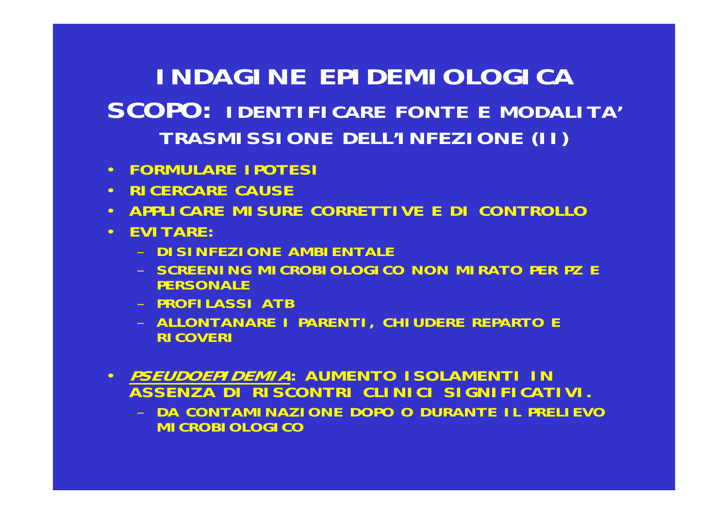# INDAGINE EPIDEMIOLOGICA

## SCOPO: IDENTIFICARE FONTE E MODALITA' TRASMISSIONE DELL'INFEZIONE (II)

- **FORMULARE IPOTESI**
- **RICERCARE CAUSE**
- **APPLICARE MISURE CORRETTIVE E DI CONTROLLO**
- **EVITARE:**
  - **DISINFEZIONE AMBIENTALE**
  - **SCREENING MICROBIOLOGICO NON MIRATO PER PZ E PERSONALE**
  - **PROFILASSI ATB**
  - **ALLONTANARE I PARENTI, CHIUDERE REPARTO E RICOVERI**

- ***PSEUDOEPIDEMIA*: AUMENTO ISOLAMENTI IN ASSENZA DI RISCONTRI CLINICI SIGNIFICATIVI.**
  - **DA CONTAMINAZIONE DOPO O DURANTE IL PRELIEVO MICROBIOLOGICO**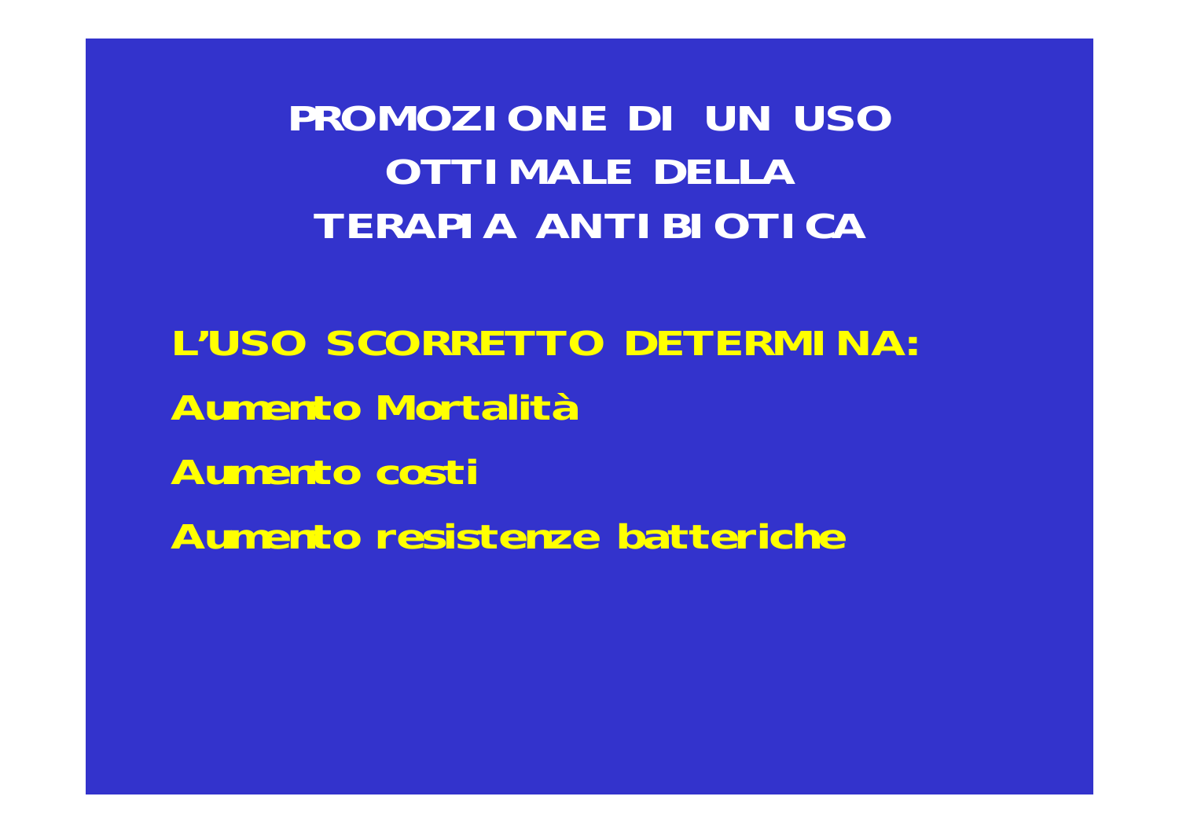# PROMOZIONE DI UN USO OTTIMALE DELLA TERAPIA ANTIBIOTICA

**L'USO SCORRETTO DETERMINA:**

**Aumento Mortalità**

**Aumento costi**

**Aumento resistenze batteriche**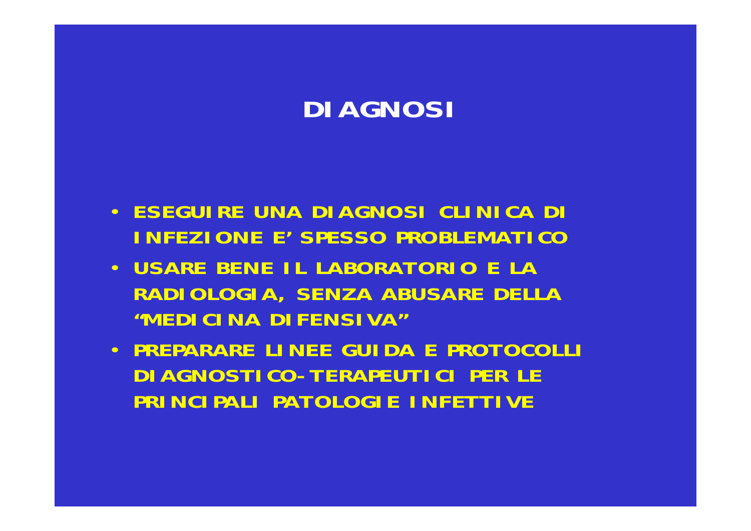# DIAGNOSI

- ESEGUIRE UNA DIAGNOSI CLINICA DI INFEZIONE E' SPESSO PROBLEMATICO
- USARE BENE IL LABORATORIO E LA RADIOLOGIA, SENZA ABUSARE DELLA "MEDICINA DIFENSIVA"
- PREPARARE LINEE GUIDA E PROTOCOLLI DIAGNOSTICO-TERAPEUTICI PER LE PRINCIPALI PATOLOGIE INFETTIVE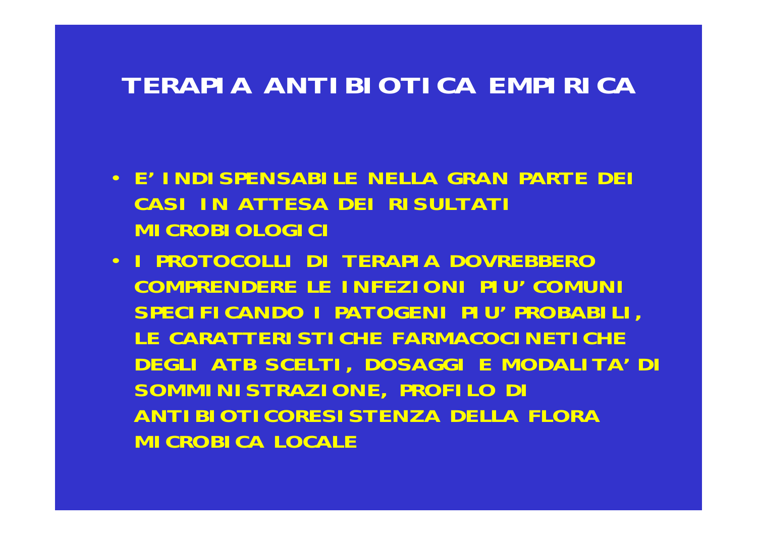# TERAPIA ANTIBIOTICA EMPIRICA

- E' INDISPENSABILE NELLA GRAN PARTE DEI CASI IN ATTESA DEI RISULTATI MICROBIOLOGICI
- I PROTOCOLLI DI TERAPIA DOVREBBERO COMPRENDERE LE INFEZIONI PIU' COMUNI SPECIFICANDO I PATOGENI PIU' PROBABILI, LE CARATTERISTICHE FARMACOCINETICHE DEGLI ATB SCELTI, DOSAGGI E MODALITA' DI SOMMINISTRAZIONE, PROFILO DI ANTIBIOTICORESISTENZA DELLA FLORA MICROBICA LOCALE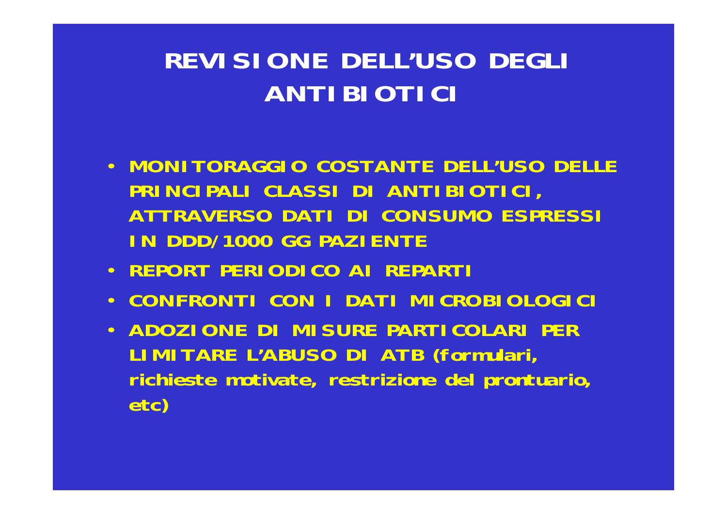# REVISIONE DELL'USO DEGLI ANTIBIOTICI

- **MONITORAGGIO COSTANTE DELL'USO DELLE PRINCIPALI CLASSI DI ANTIBIOTICI, ATTRAVERSO DATI DI CONSUMO ESPRESSI IN DDD/1000 GG PAZIENTE**
- **REPORT PERIODICO AI REPARTI**
- **CONFRONTI CON I DATI MICROBIOLOGICI**
- **ADOZIONE DI MISURE PARTICOLARI PER LIMITARE L'ABUSO DI ATB (formulari, richieste motivate, restrizione del prontuario, etc)**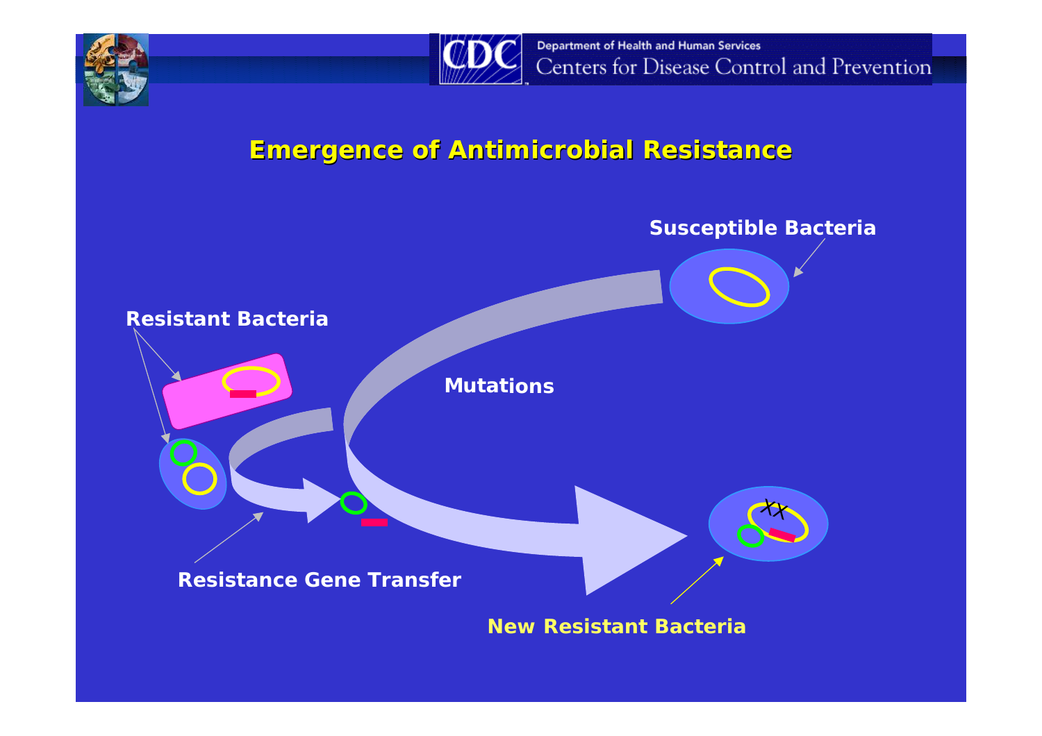# Emergence of Antimicrobial Resistance

Susceptible Bacteria

Resistant Bacteria

Mutations

Resistance Gene Transfer

New Resistant Bacteria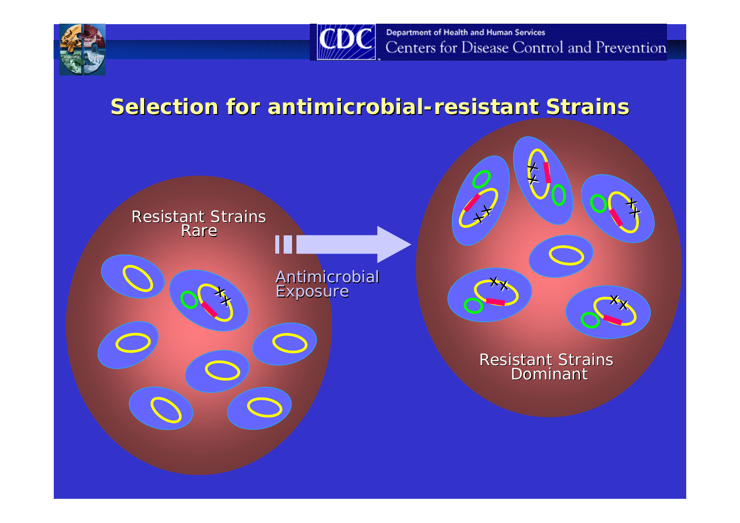# Selection for antimicrobial-resistant Strains

Resistant Strains Rare

Antimicrobial Exposure

Resistant Strains Dominant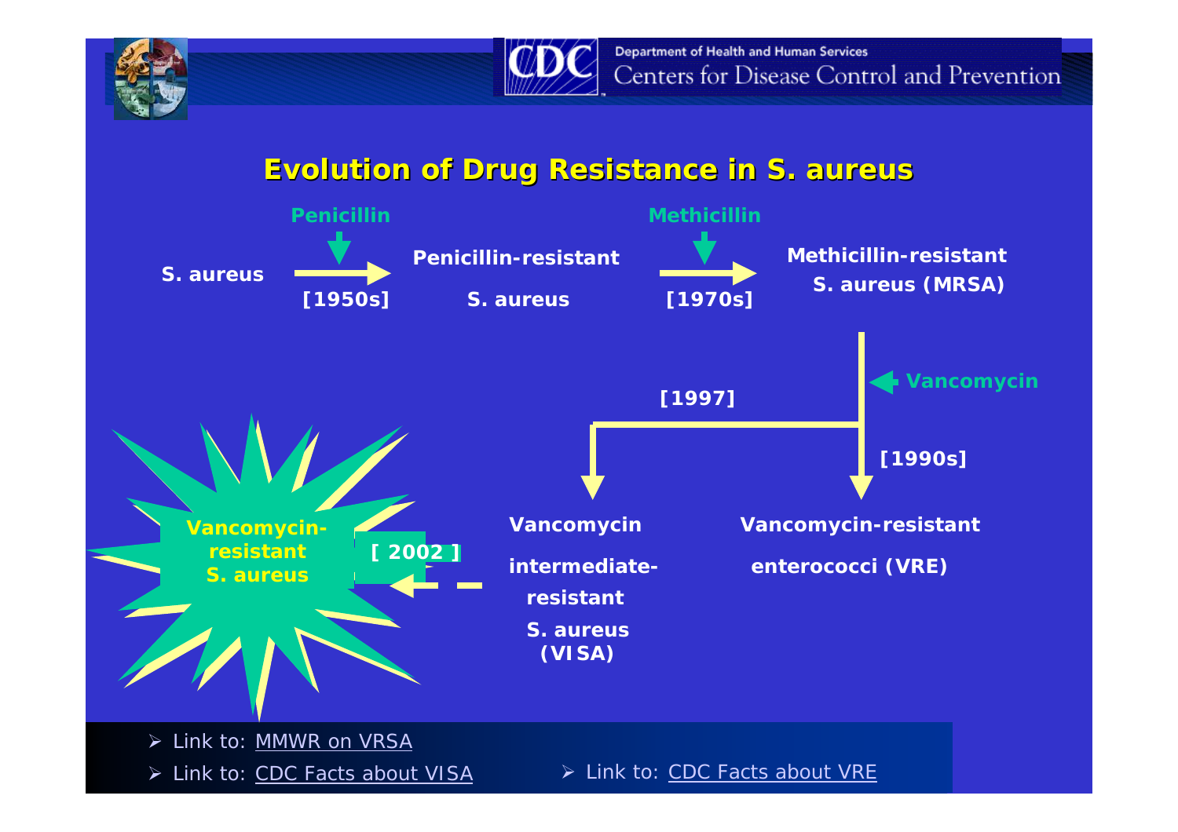## Evolution of Drug Resistance in S. aureus

Penicillin

S. aureus

[1950s]

Penicillin-resistant S. aureus

Methicillin

[1970s]

Methicillin-resistant S. aureus (MRSA)

Vancomycin

[1997]

[1990s]

Vancomycin intermediate-resistant S. aureus (VISA)

Vancomycin-resistant enterococci (VRE)

[ 2002 ]

Vancomycin-resistant S. aureus

- Link to: MMWR on VRSA
- Link to: CDC Facts about VISA
- Link to: CDC Facts about VRE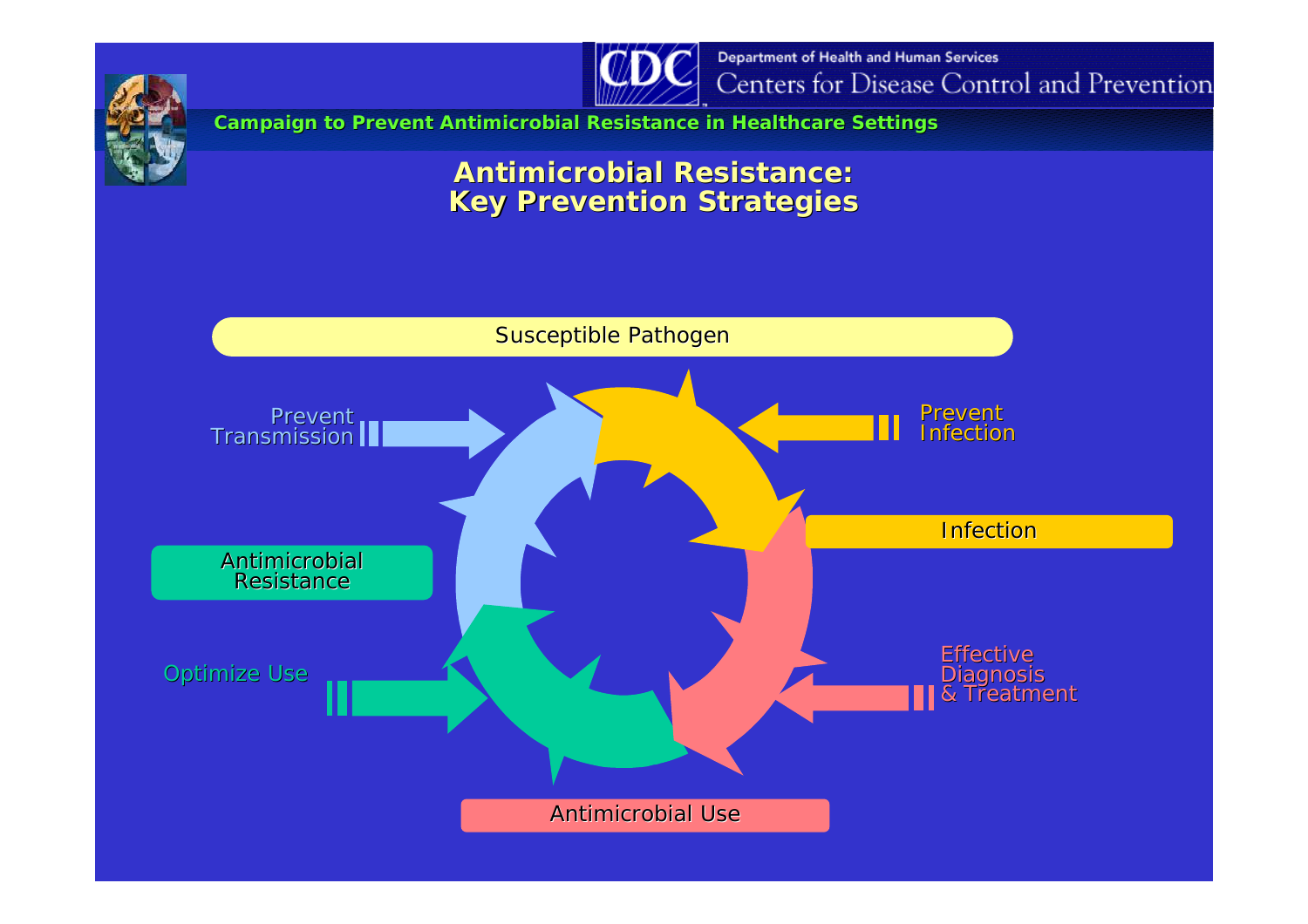Department of Health and Human Services
Centers for Disease Control and Prevention

Campaign to Prevent Antimicrobial Resistance in Healthcare Settings

# Antimicrobial Resistance: Key Prevention Strategies

Susceptible Pathogen

Prevent Transmission

Prevent Infection

Infection

Antimicrobial Resistance

Effective Diagnosis & Treatment

Optimize Use

Antimicrobial Use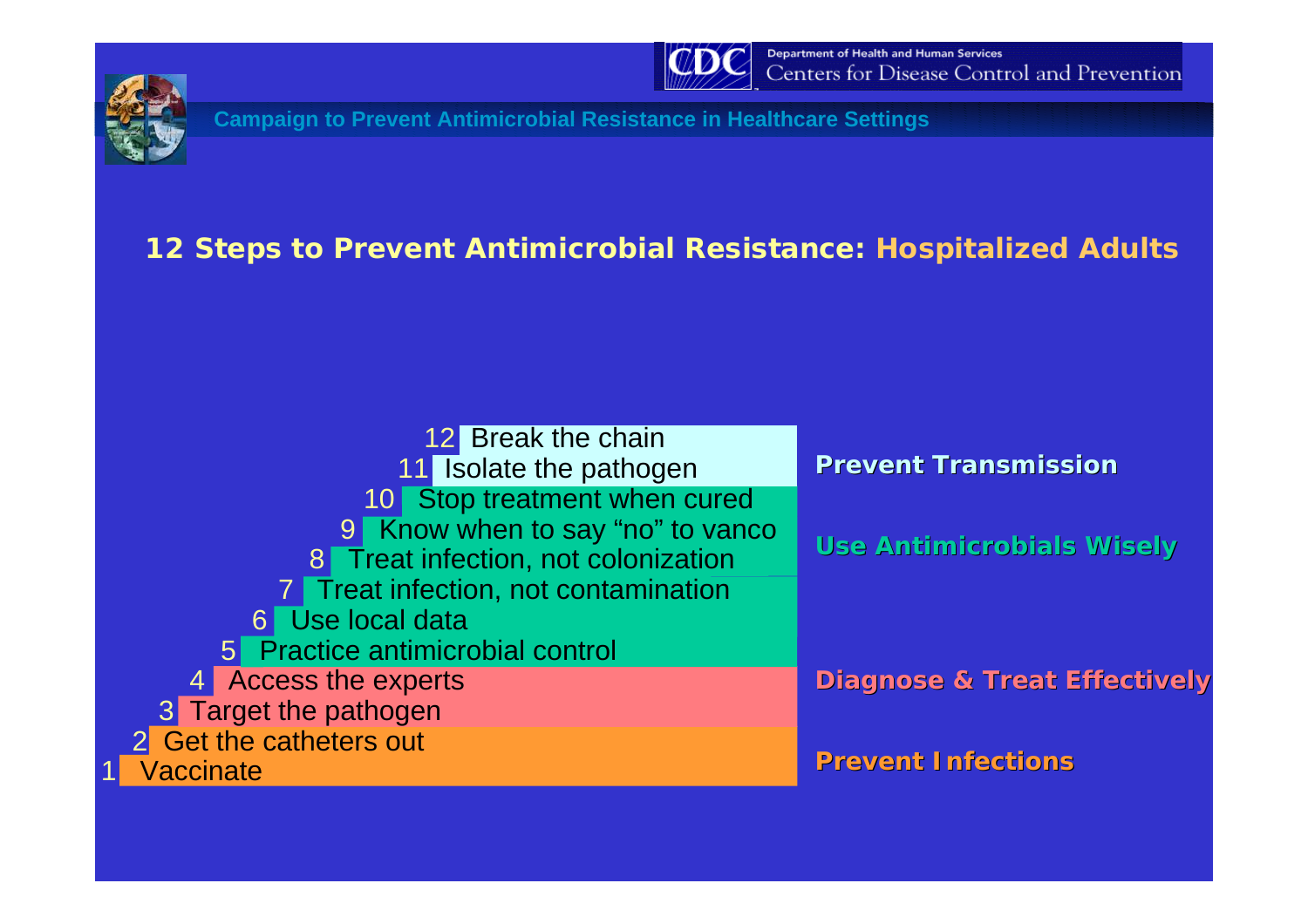Campaign to Prevent Antimicrobial Resistance in Healthcare Settings

## 12 Steps to Prevent Antimicrobial Resistance: Hospitalized Adults

**Prevent Transmission**

12 Break the chain
11 Isolate the pathogen

**Use Antimicrobials Wisely**

10 Stop treatment when cured
9 Know when to say “no” to vanco
8 Treat infection, not colonization
7 Treat infection, not contamination
6 Use local data
5 Practice antimicrobial control

**Diagnose & Treat Effectively**

4 Access the experts
3 Target the pathogen

**Prevent Infections**

2 Get the catheters out
1 Vaccinate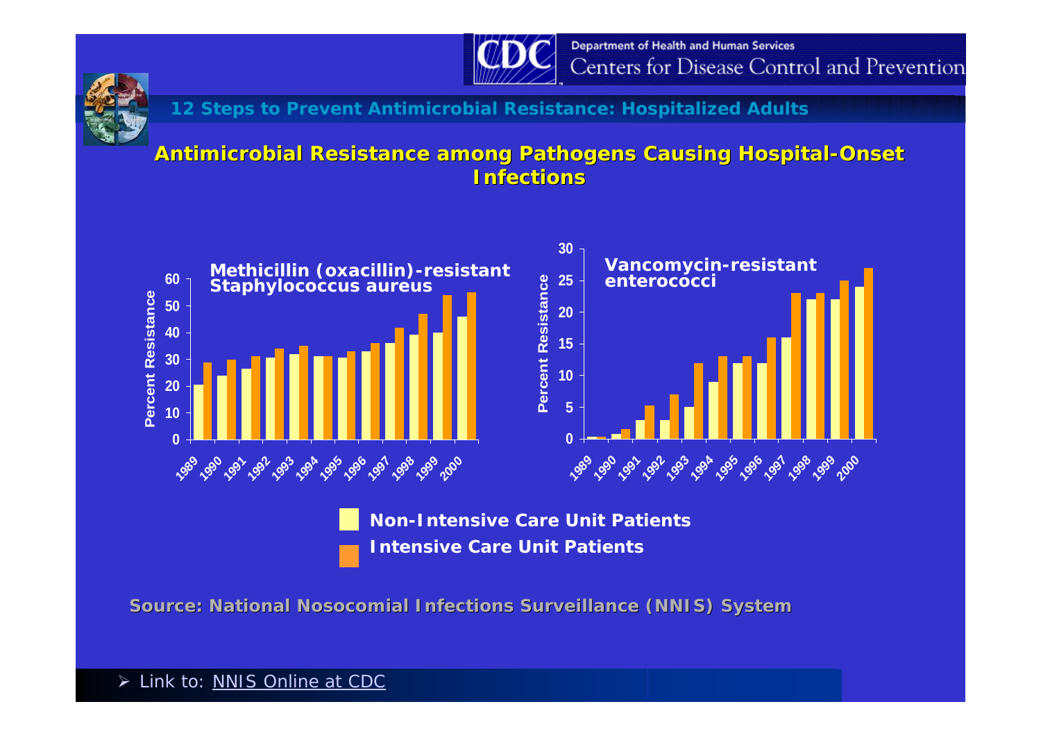## 12 Steps to Prevent Antimicrobial Resistance: Hospitalized Adults

# Antimicrobial Resistance among Pathogens Causing Hospital-Onset Infections

Methicillin (oxacillin)-resistant Staphylococcus aureus

Percent Resistance

0
10
20
30
40
50
60

1989 1990 1991 1992 1993 1994 1995 1996 1997 1998 1999 2000

Vancomycin-resistant enterococci

Percent Resistance

0
5
10
15
20
25
30

1989 1990 1991 1992 1993 1994 1995 1996 1997 1998 1999 2000

Non-Intensive Care Unit Patients

Intensive Care Unit Patients

**Source: National Nosocomial Infections Surveillance (NNIS) System**

- Link to: NNIS Online at CDC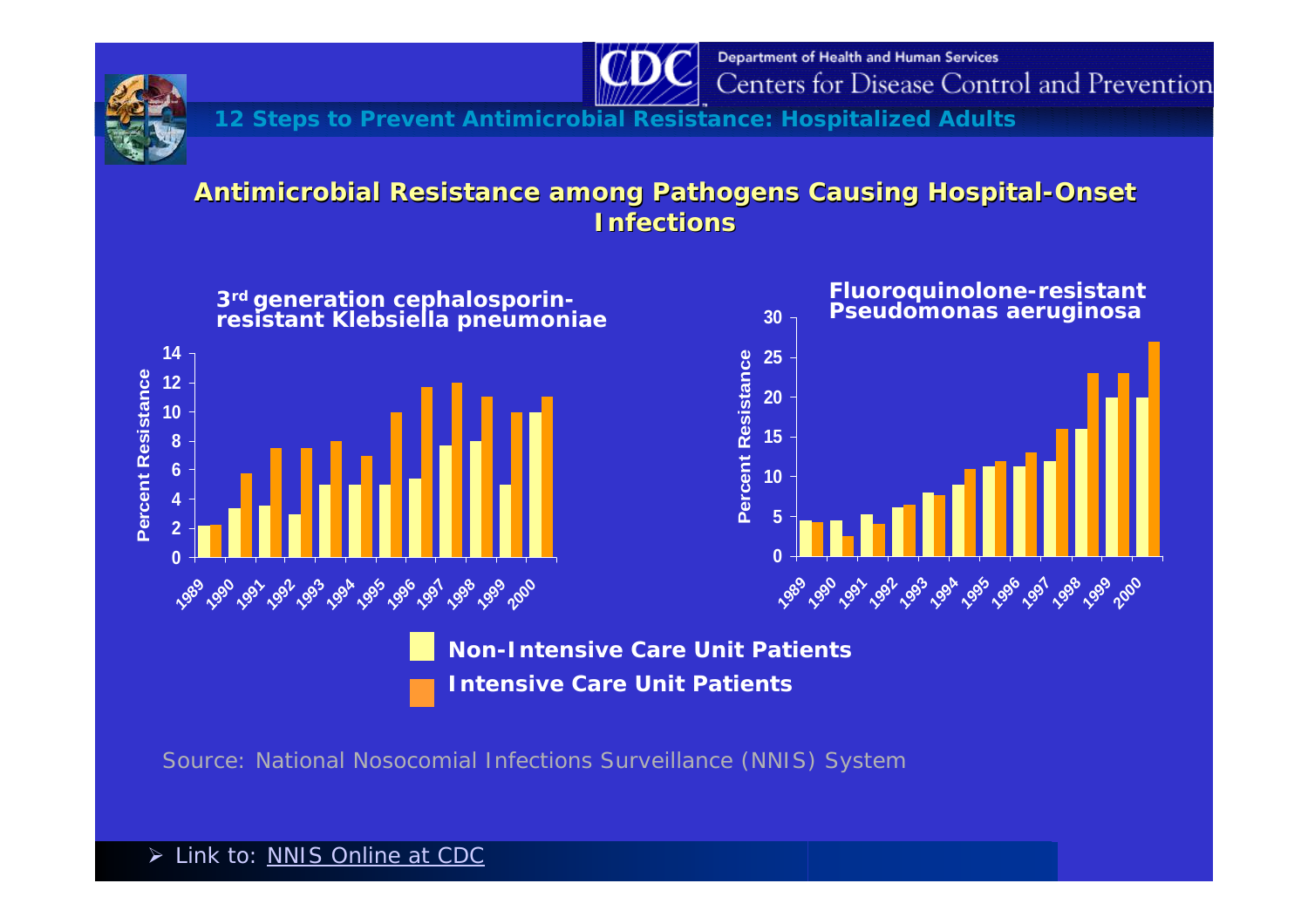12 Steps to Prevent Antimicrobial Resistance: Hospitalized Adults

## Antimicrobial Resistance among Pathogens Causing Hospital-Onset Infections

3rd generation cephalosporin-resistant Klebsiella pneumoniae

Percent Resistance

0
2
4
6
8
10
12
14

1989 1990 1991 1992 1993 1994 1995 1996 1997 1998 1999 2000

Fluoroquinolone-resistant Pseudomonas aeruginosa

Percent Resistance

0
5
10
15
20
25
30

1989 1990 1991 1992 1993 1994 1995 1996 1997 1998 1999 2000

Non-Intensive Care Unit Patients

Intensive Care Unit Patients

Source: National Nosocomial Infections Surveillance (NNIS) System

- Link to: NNIS Online at CDC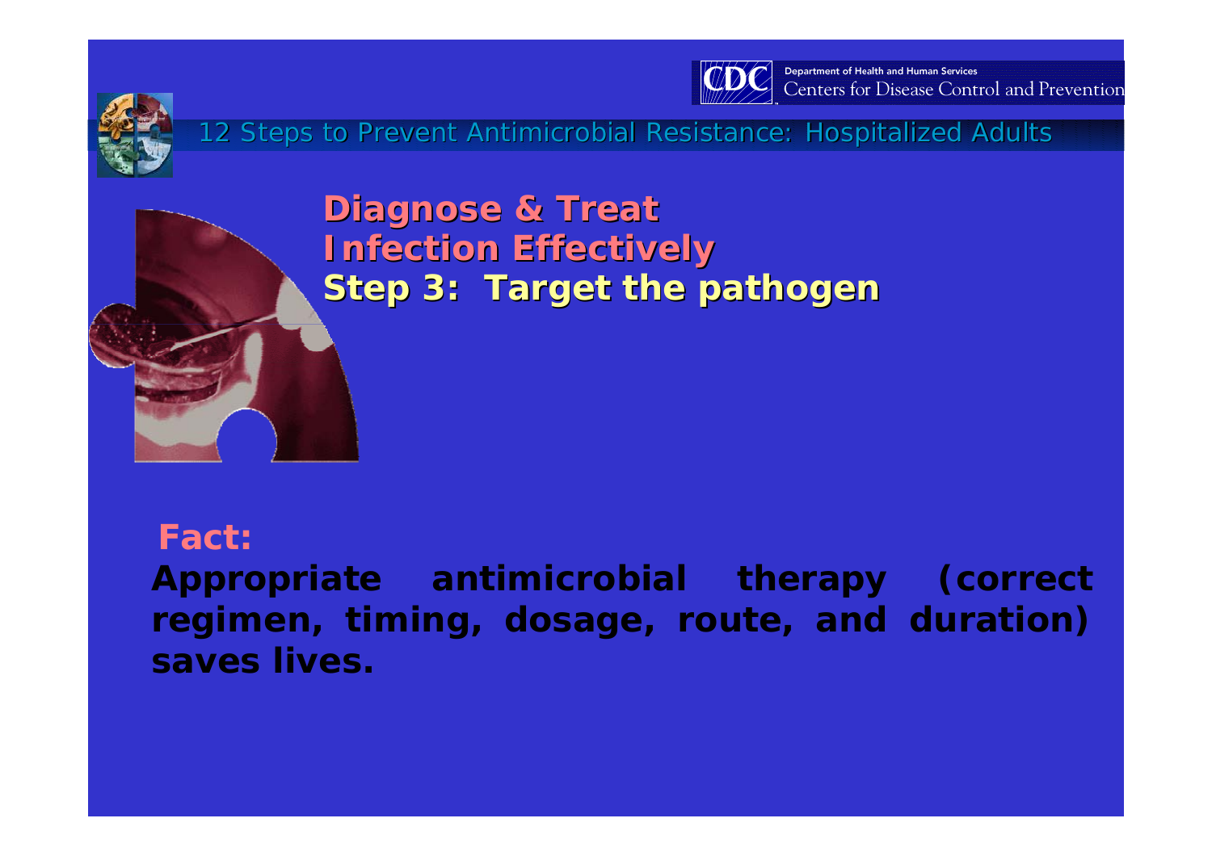## Diagnose & Treat Infection Effectively

### Step 3: Target the pathogen

**Fact:**

**Appropriate antimicrobial therapy (correct regimen, timing, dosage, route, and duration) saves lives.**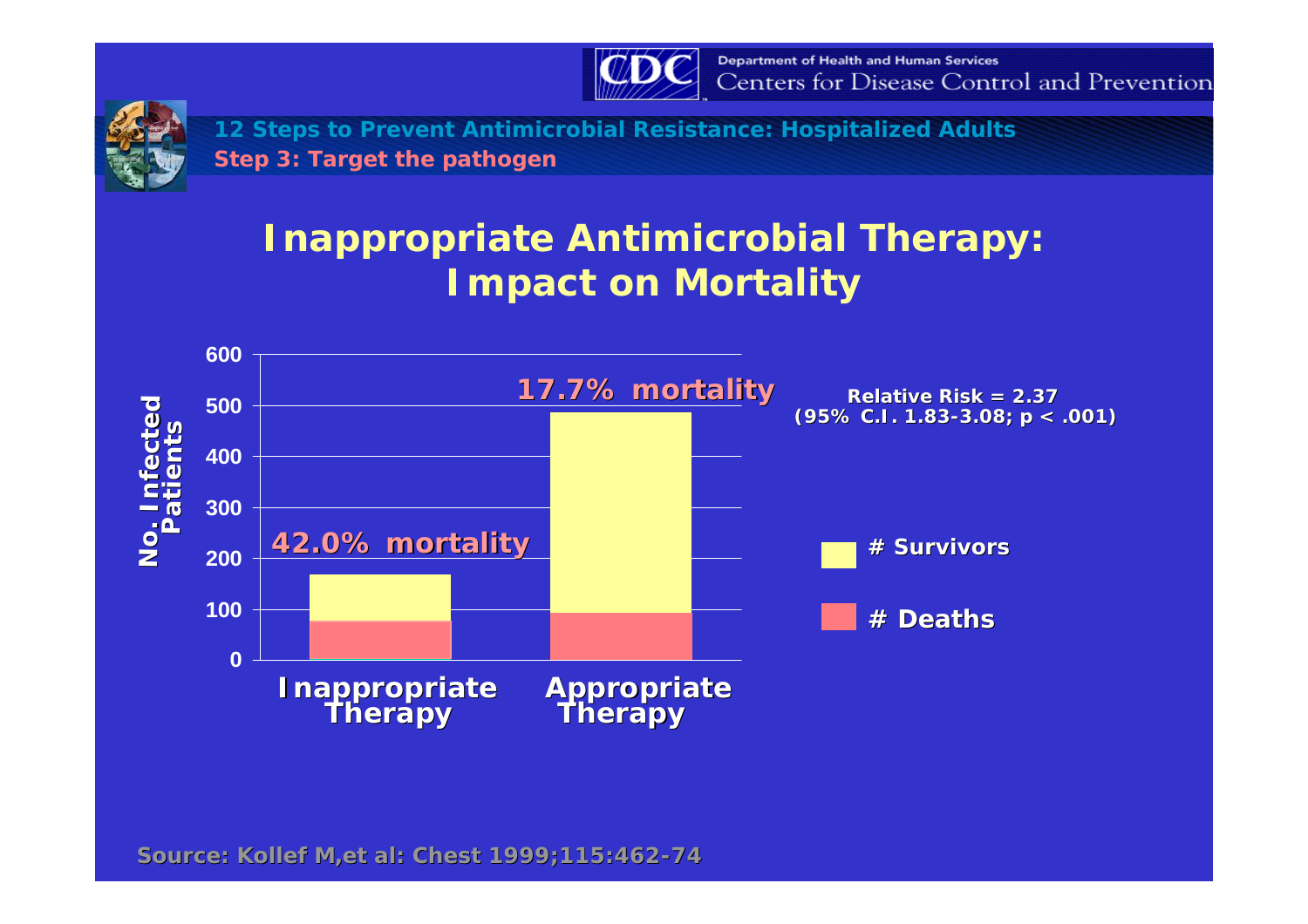**12 Steps to Prevent Antimicrobial Resistance: Hospitalized Adults**

**Step 3: Target the pathogen**

# Inappropriate Antimicrobial Therapy: Impact on Mortality

| | Inappropriate Therapy | Appropriate Therapy |
|---|---|---|
| Mortality | 42.0% mortality | 17.7% mortality |

No. Infected Patients (0–600); # Survivors; # Deaths

**Relative Risk = 2.37**
**(95% C.I. 1.83-3.08; $p < .001$)**

Source: Kollef M,et al: Chest 1999;115:462-74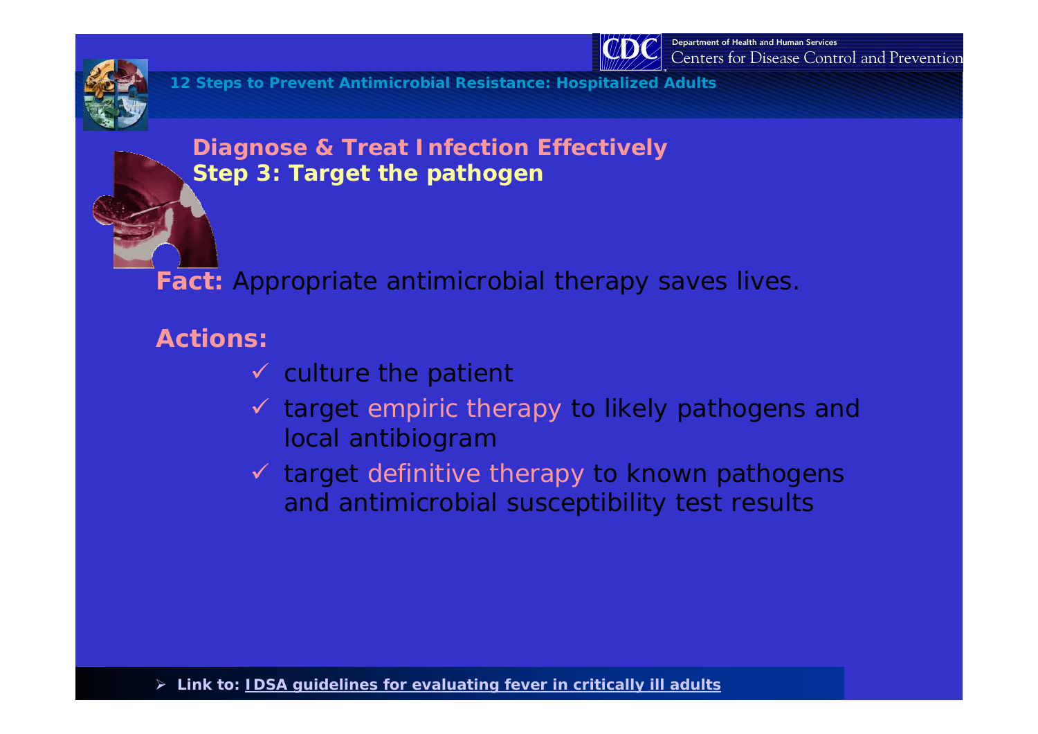12 Steps to Prevent Antimicrobial Resistance: Hospitalized Adults

## Diagnose & Treat Infection Effectively

### Step 3: Target the pathogen

**Fact:** Appropriate antimicrobial therapy saves lives.

**Actions:**

- ✓ culture the patient
- ✓ target empiric therapy to likely pathogens and local antibiogram
- ✓ target definitive therapy to known pathogens and antimicrobial susceptibility test results

➢ **Link to: IDSA guidelines for evaluating fever in critically ill adults**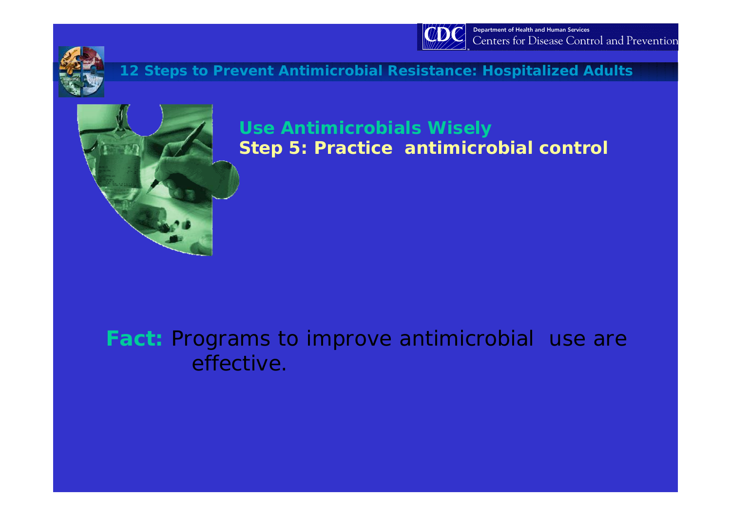## Use Antimicrobials Wisely

### Step 5: Practice antimicrobial control

**Fact:** Programs to improve antimicrobial use are effective.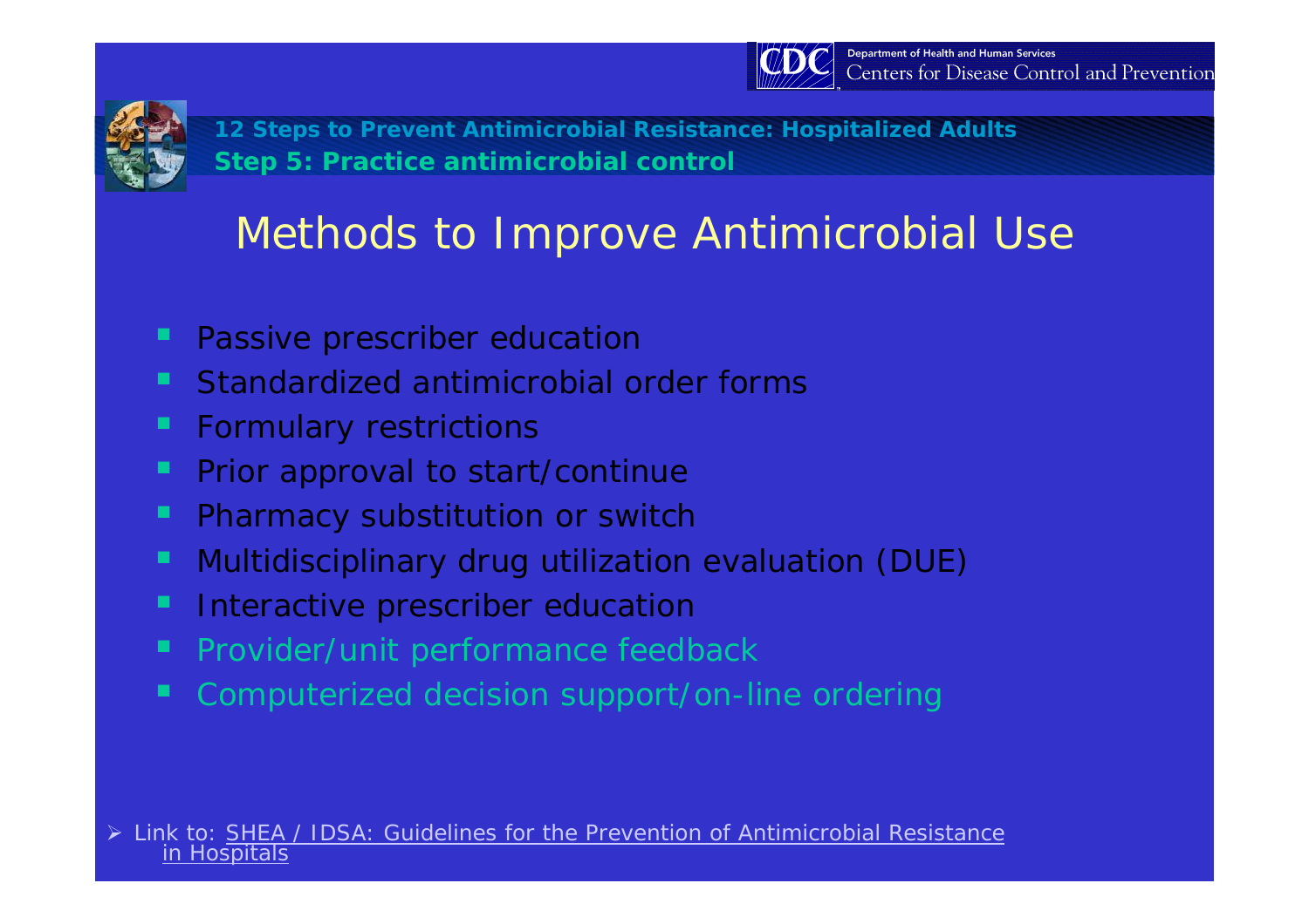Department of Health and Human Services
Centers for Disease Control and Prevention

**12 Steps to Prevent Antimicrobial Resistance: Hospitalized Adults**
**Step 5: Practice antimicrobial control**

# Methods to Improve Antimicrobial Use

- Passive prescriber education
- Standardized antimicrobial order forms
- Formulary restrictions
- Prior approval to start/continue
- Pharmacy substitution or switch
- Multidisciplinary drug utilization evaluation (DUE)
- Interactive prescriber education
- Provider/unit performance feedback
- Computerized decision support/on-line ordering

➢ Link to: SHEA / IDSA: Guidelines for the Prevention of Antimicrobial Resistance in Hospitals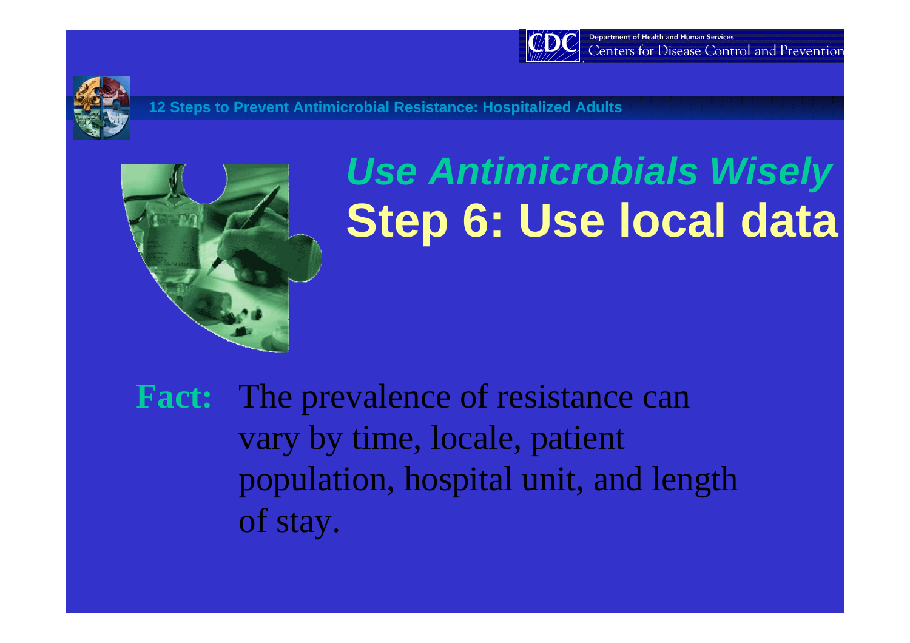# *Use Antimicrobials Wisely*

# Step 6: Use local data

**Fact:** The prevalence of resistance can vary by time, locale, patient population, hospital unit, and length of stay.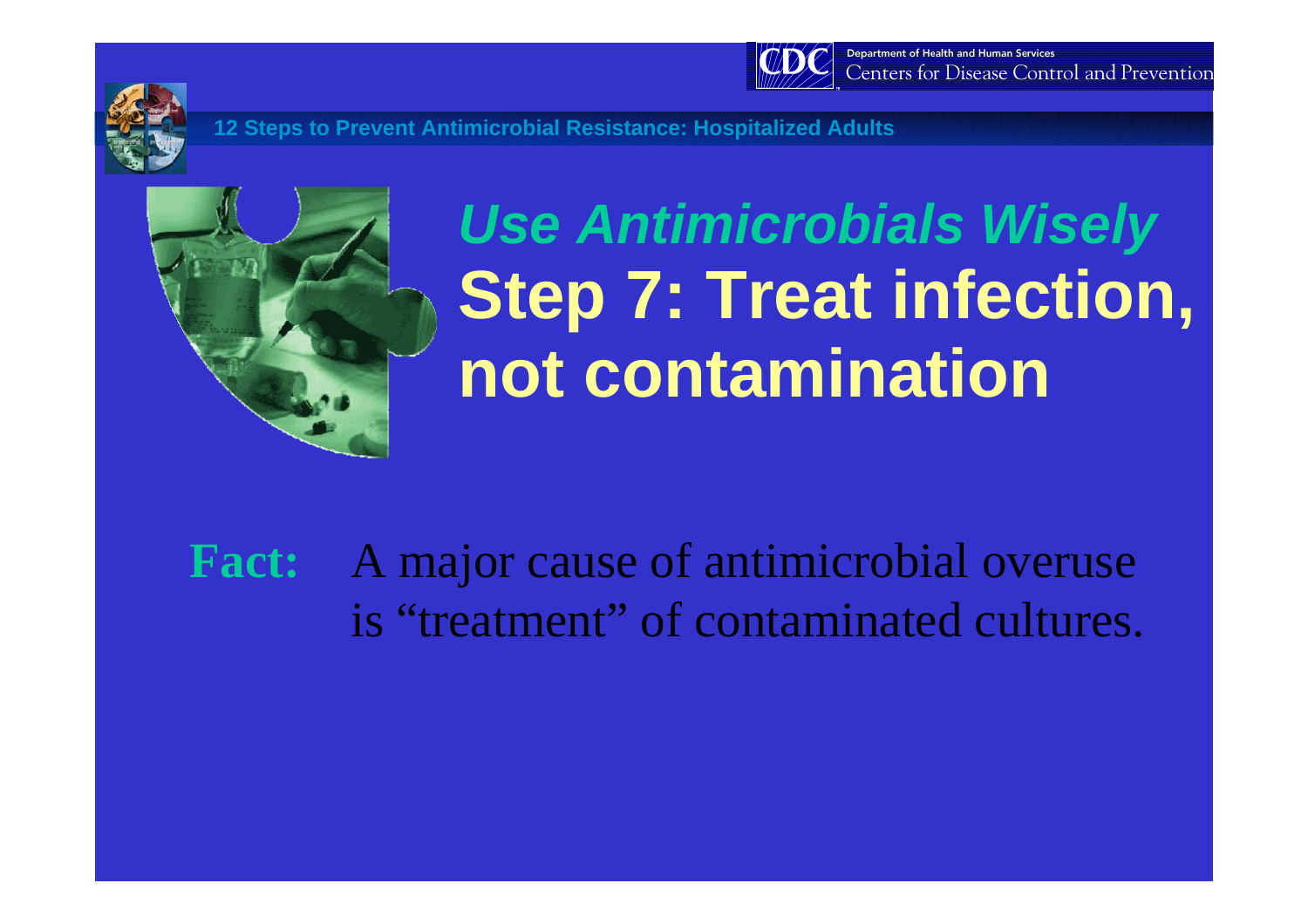## *Use Antimicrobials Wisely*

# Step 7: Treat infection, not contamination

**Fact:** A major cause of antimicrobial overuse is "treatment" of contaminated cultures.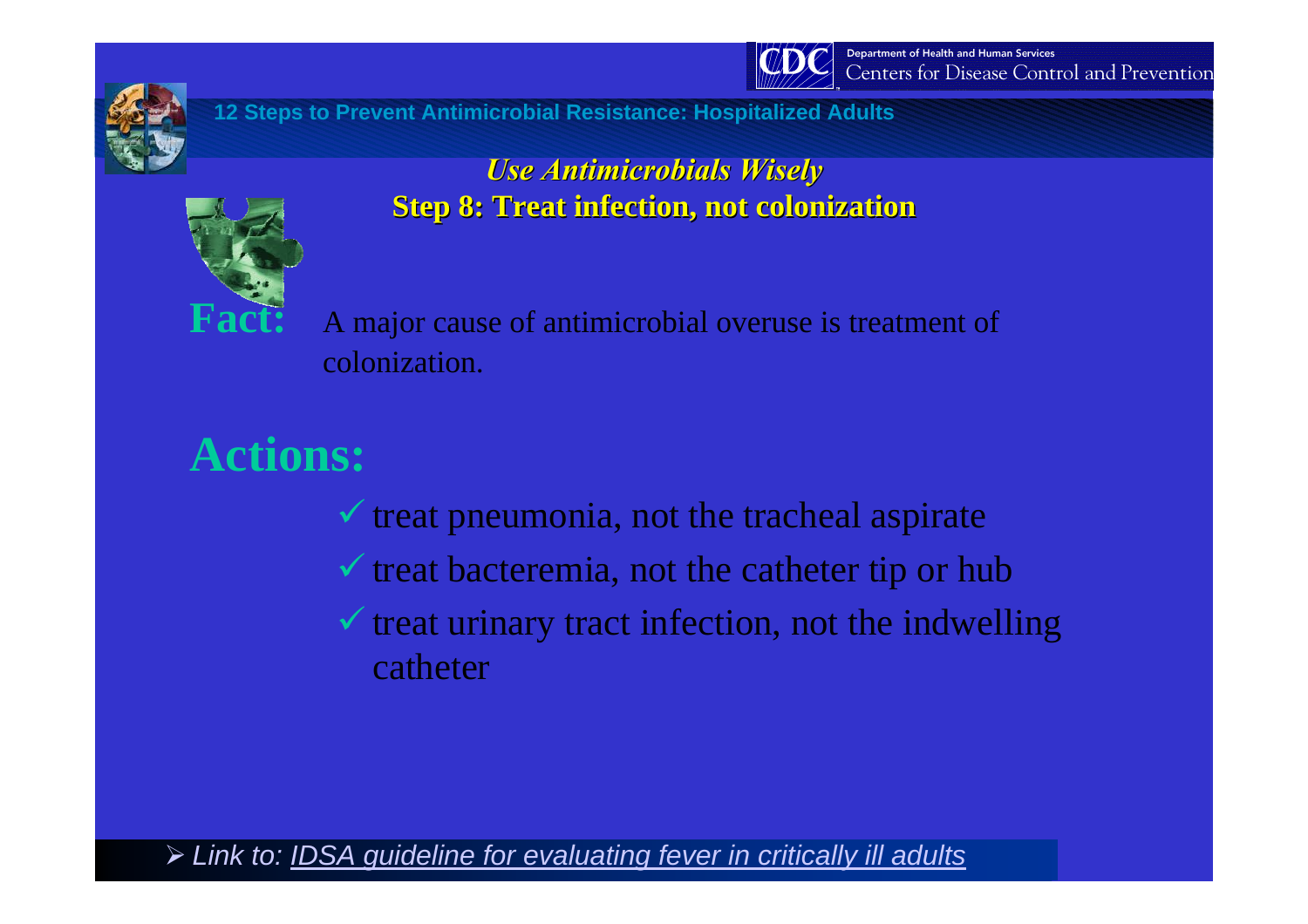## 12 Steps to Prevent Antimicrobial Resistance: Hospitalized Adults

### *Use Antimicrobials Wisely*

### Step 8: Treat infection, not colonization

**Fact:** A major cause of antimicrobial overuse is treatment of colonization.

## Actions:

- ✓ treat pneumonia, not the tracheal aspirate
- ✓ treat bacteremia, not the catheter tip or hub
- ✓ treat urinary tract infection, not the indwelling catheter

➢ *Link to: IDSA guideline for evaluating fever in critically ill adults*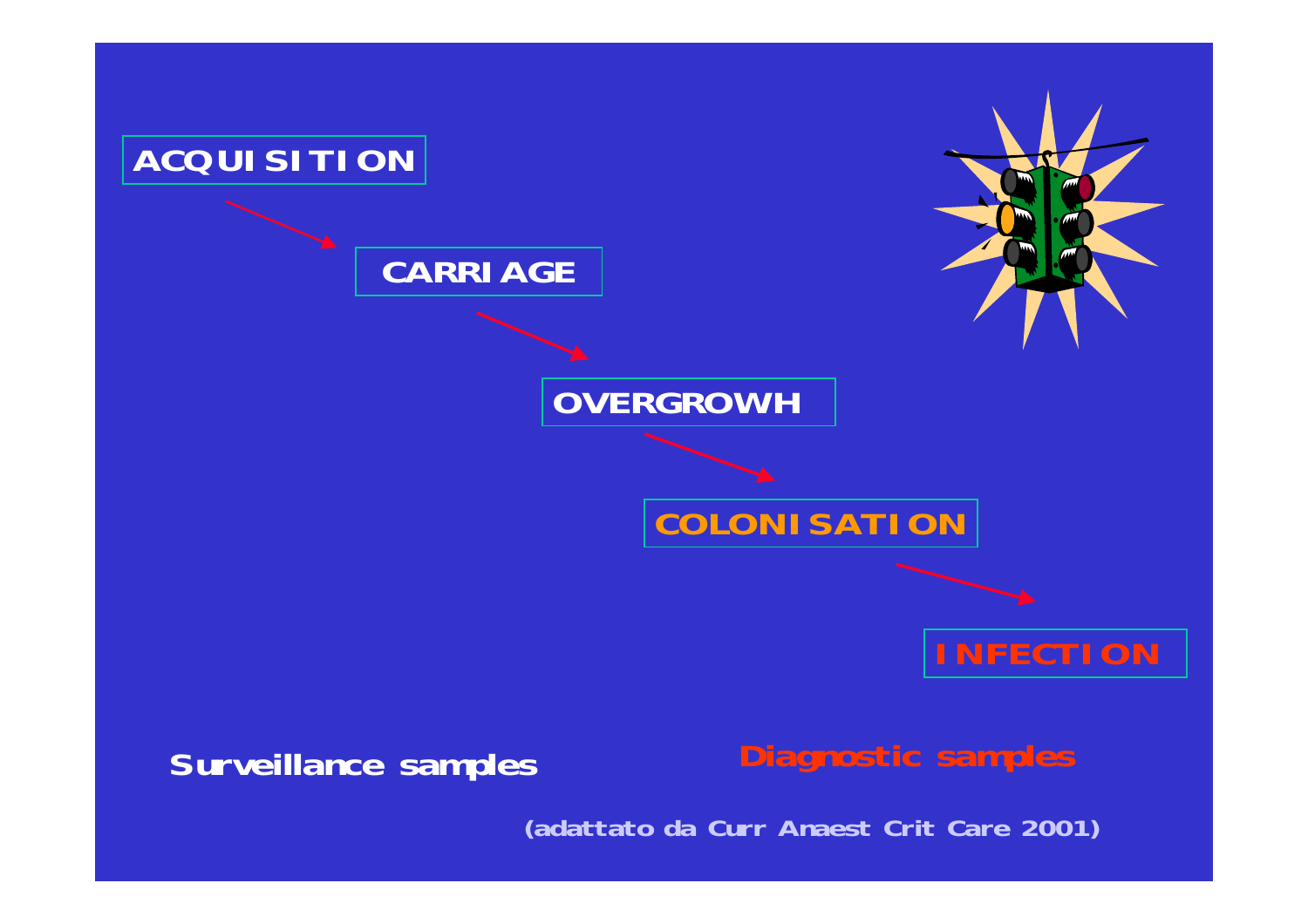ACQUISITION

CARRIAGE

OVERGROWH

COLONISATION

INFECTION

Surveillance samples

Diagnostic samples

(adattato da Curr Anaest Crit Care 2001)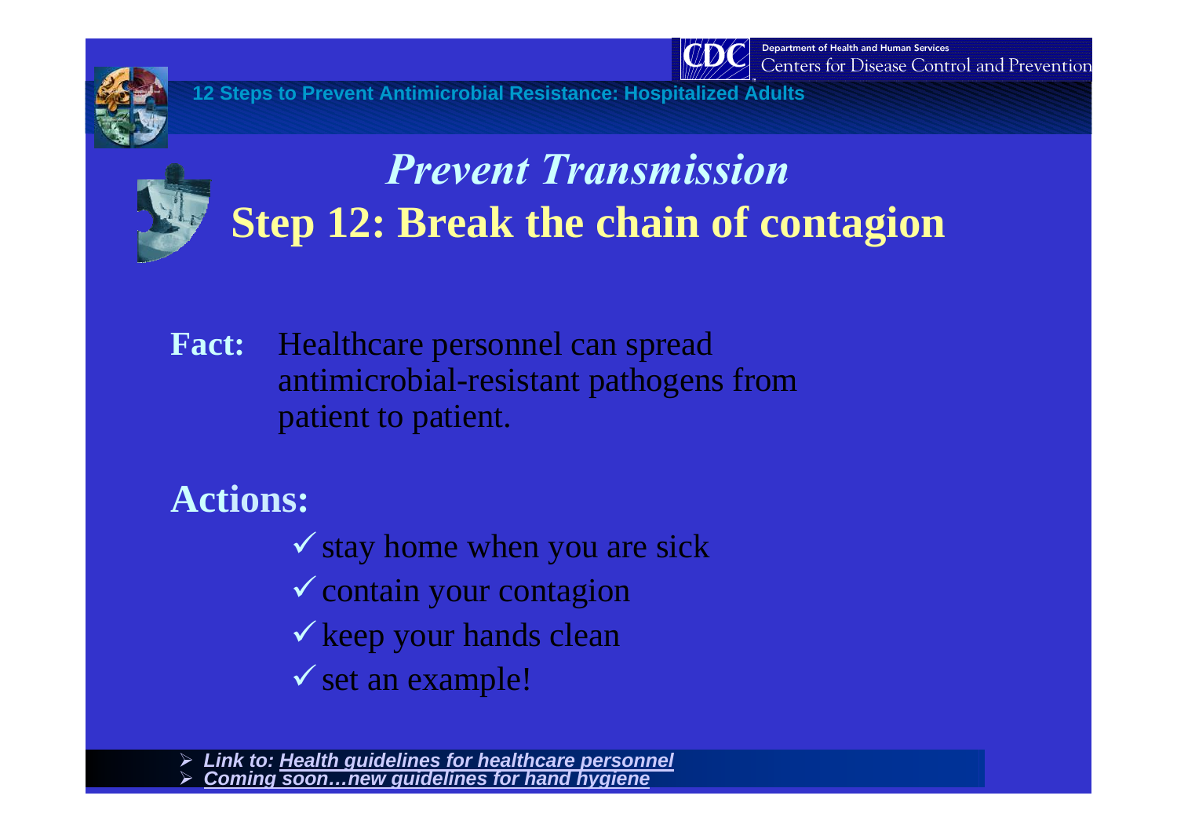12 Steps to Prevent Antimicrobial Resistance: Hospitalized Adults

# *Prevent Transmission*

# Step 12: Break the chain of contagion

**Fact:** Healthcare personnel can spread antimicrobial-resistant pathogens from patient to patient.

**Actions:**

- ✓ stay home when you are sick
- ✓ contain your contagion
- ✓ keep your hands clean
- ✓ set an example!

- ***Link to: Health guidelines for healthcare personnel***
- ***Coming soon…new guidelines for hand hygiene***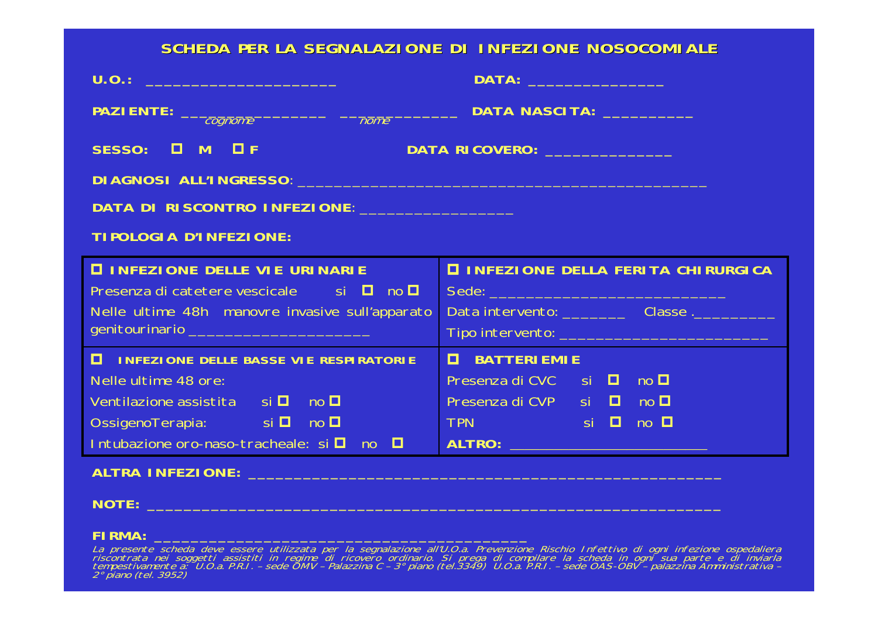# SCHEDA PER LA SEGNALAZIONE DI INFEZIONE NOSOCOMIALE

**U.O.:** ____________________ **DATA:** ______________

**PAZIENTE:** ________________ _____________ **DATA NASCITA:** _________
*cognome* *nome*

**SESSO:** ☐ **M** ☐ **F** **DATA RICOVERO:** ______________

**DIAGNOSI ALL'INGRESSO**: ____________________________________________

**DATA DI RISCONTRO INFEZIONE**: ________________

**TIPOLOGIA D'INFEZIONE:**

| | |
|---|---|
| ☐ **INFEZIONE DELLE VIE URINARIE**<br>Presenza di catetere vescicale si ☐ no ☐<br>Nelle ultime 48h manovre invasive sull'apparato genitourinario ____________________ | ☐ **INFEZIONE DELLA FERITA CHIRURGICA**<br>Sede: ___________________________<br>Data intervento: _______ Classe ._________<br>Tipo intervento: ________________________ |
| ☐ **INFEZIONE DELLE BASSE VIE RESPIRATORIE**<br>Nelle ultime 48 ore:<br>Ventilazione assistita si ☐ no ☐<br>OssigenoTerapia: si ☐ no ☐<br>Intubazione oro-naso-tracheale: si ☐ no ☐ | ☐ **BATTERIEMIE**<br>Presenza di CVC si ☐ no ☐<br>Presenza di CVP si ☐ no ☐<br>TPN si ☐ no ☐<br>**ALTRO:** ________________________ |

**ALTRA INFEZIONE:** ________________________________________________

**NOTE:** ________________________________________________________

**FIRMA:** ________________________________________

*La presente scheda deve essere utilizzata per la segnalazione all'U.O.a. Prevenzione Rischio Infettivo di ogni infezione ospedaliera riscontrata nei soggetti assistiti in regime di ricovero ordinario. Si prega di compilare la scheda in ogni sua parte e di inviarla tempestivamente a: U.O.a. P.R.I. – sede OMV – Palazzina C – 3° piano (tel.3349) U.O.a. P.R.I. – sede OAS-OBV – palazzina Amministrativa – 2° piano (tel. 3952)*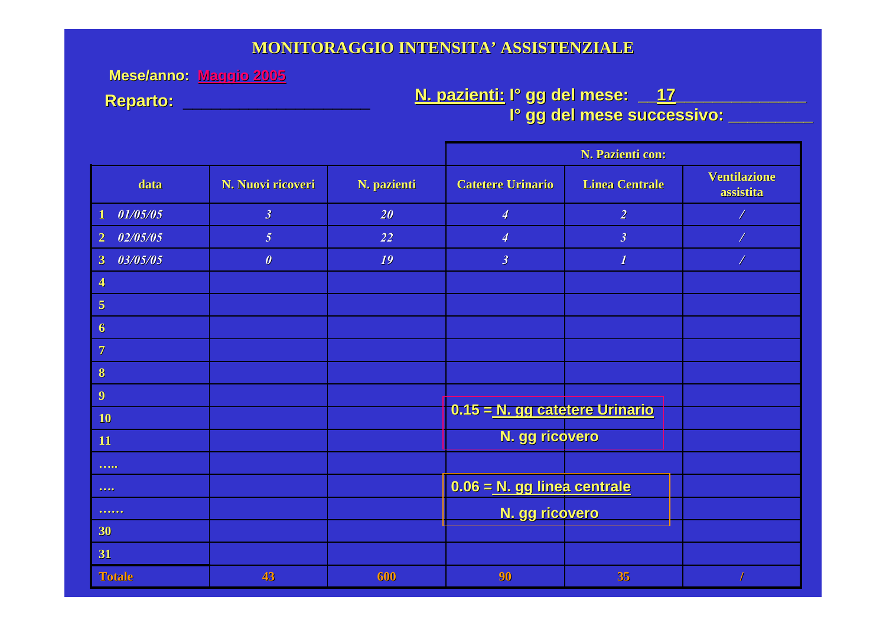# MONITORAGGIO INTENSITA' ASSISTENZIALE

**Mese/anno:** Maggio 2005

**Reparto:** ____________________

**N. pazienti:** I° gg del mese: __17______________
I° gg del mese successivo: ________

| | | | N. Pazienti con: | | |
|---|---|---|---|---|---|
| **data** | **N. Nuovi ricoveri** | **N. pazienti** | **Catetere Urinario** | **Linea Centrale** | **Ventilazione assistita** |
| 1 *01/05/05* | *3* | *20* | *4* | *2* | */* |
| 2 *02/05/05* | *5* | *22* | *4* | *3* | */* |
| 3 *03/05/05* | *0* | *19* | *3* | *1* | */* |
| 4 | | | | | |
| 5 | | | | | |
| 6 | | | | | |
| 7 | | | | | |
| 8 | | | | | |
| 9 | | | | | |
| 10 | | | | | |
| 11 | | | | | |
| ….. | | | | | |
| …. | | | | | |
| …… | | | | | |
| 30 | | | | | |
| 31 | | | | | |
| **Totale** | **43** | **600** | **90** | **35** | **/** |

$$0.15 = \frac{\text{N. gg catetere Urinario}}{\text{N. gg ricovero}}$$

$$0.06 = \frac{\text{N. gg linea centrale}}{\text{N. gg ricovero}}$$